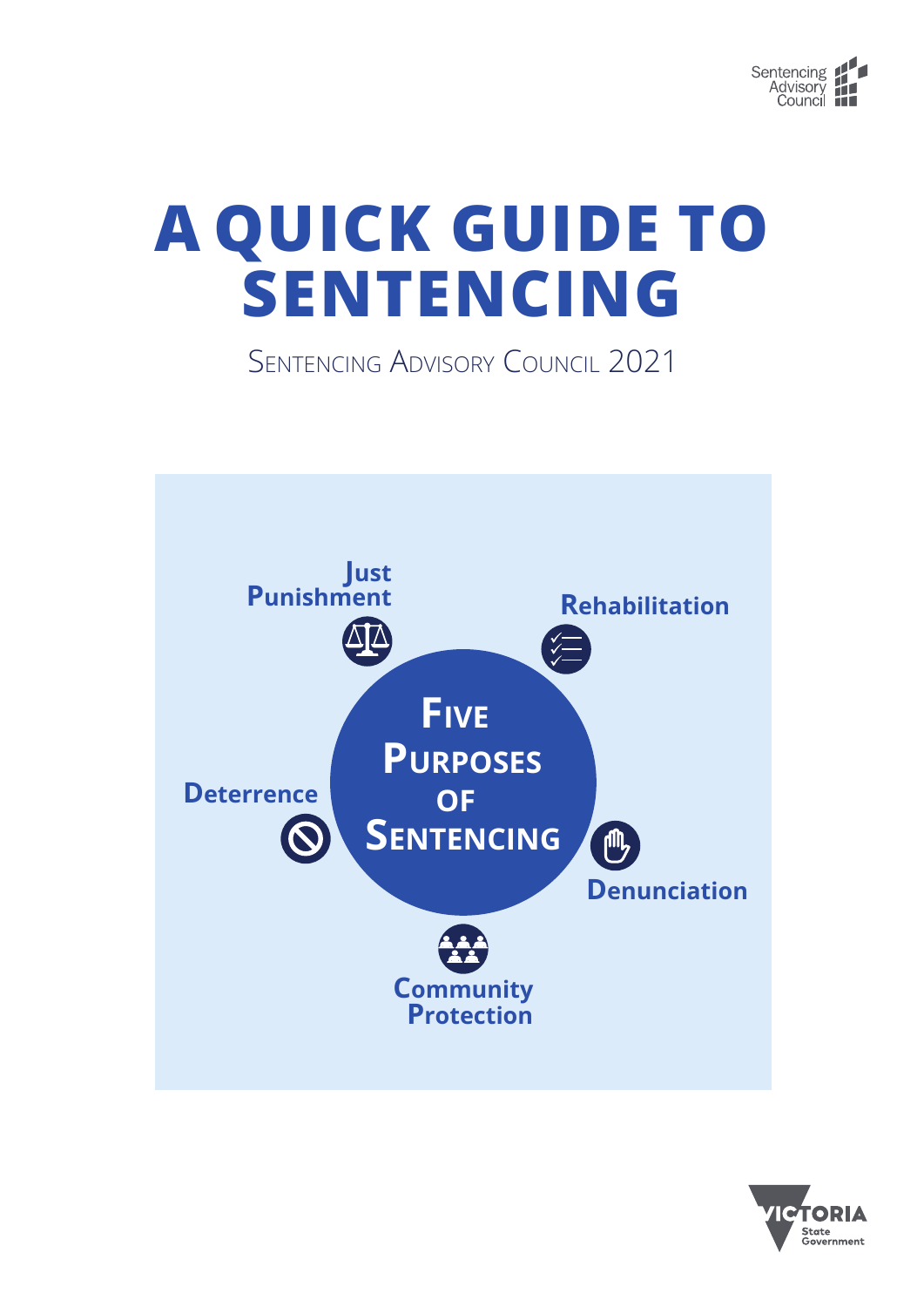Sentencing Advisory Council

# A QUICK GUIDE TO SENTENCING

SENTENCING ADVISORY COUNCIL 2021

FIVE PURPOSES OF SENTENCING

- Just Punishment
- Rehabilitation
- Denunciation
- Community Protection
- Deterrence

VICTORIA State Government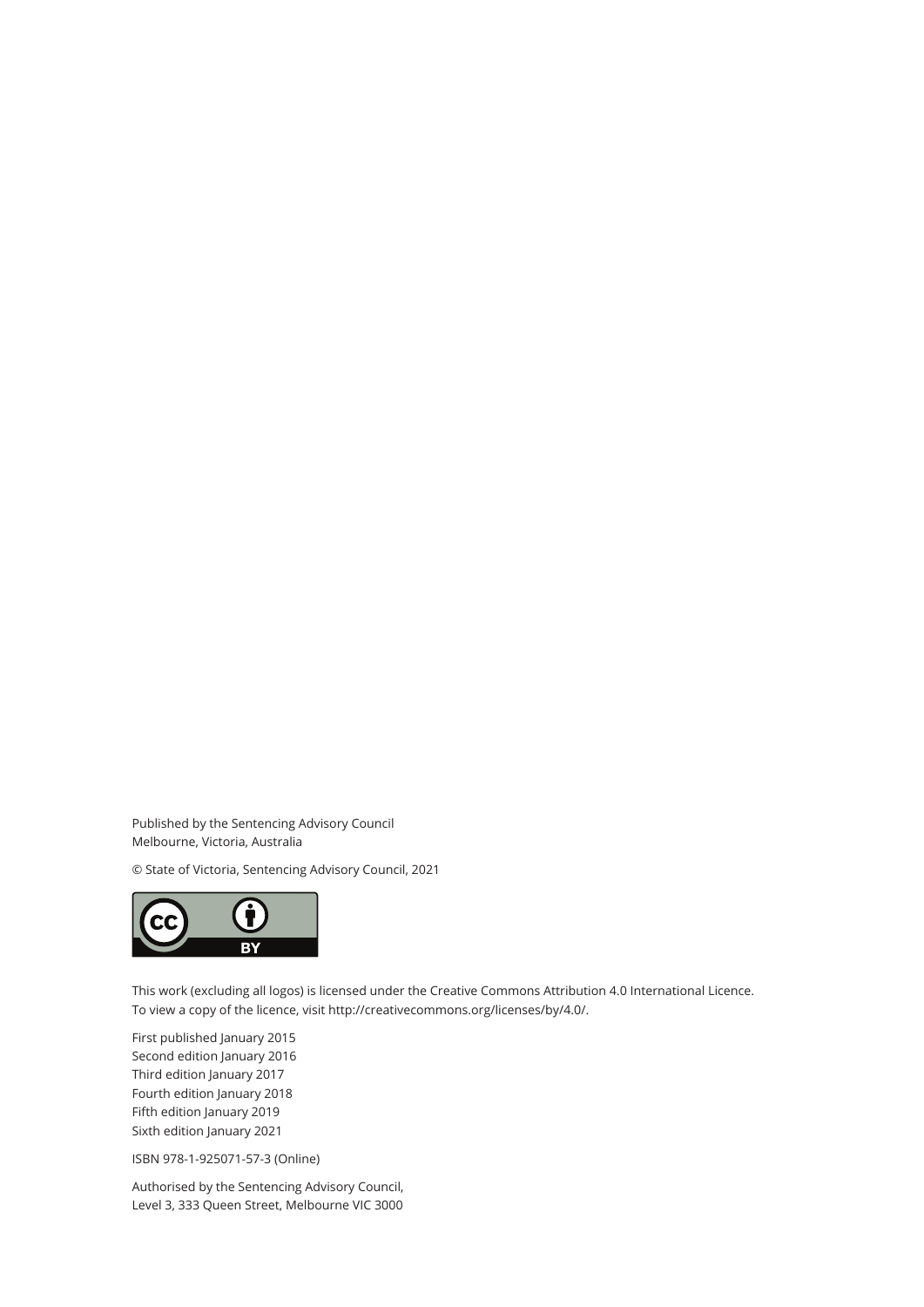Published by the Sentencing Advisory Council
Melbourne, Victoria, Australia

© State of Victoria, Sentencing Advisory Council, 2021

This work (excluding all logos) is licensed under the Creative Commons Attribution 4.0 International Licence. To view a copy of the licence, visit http://creativecommons.org/licenses/by/4.0/.

First published January 2015
Second edition January 2016
Third edition January 2017
Fourth edition January 2018
Fifth edition January 2019
Sixth edition January 2021

ISBN 978-1-925071-57-3 (Online)

Authorised by the Sentencing Advisory Council,
Level 3, 333 Queen Street, Melbourne VIC 3000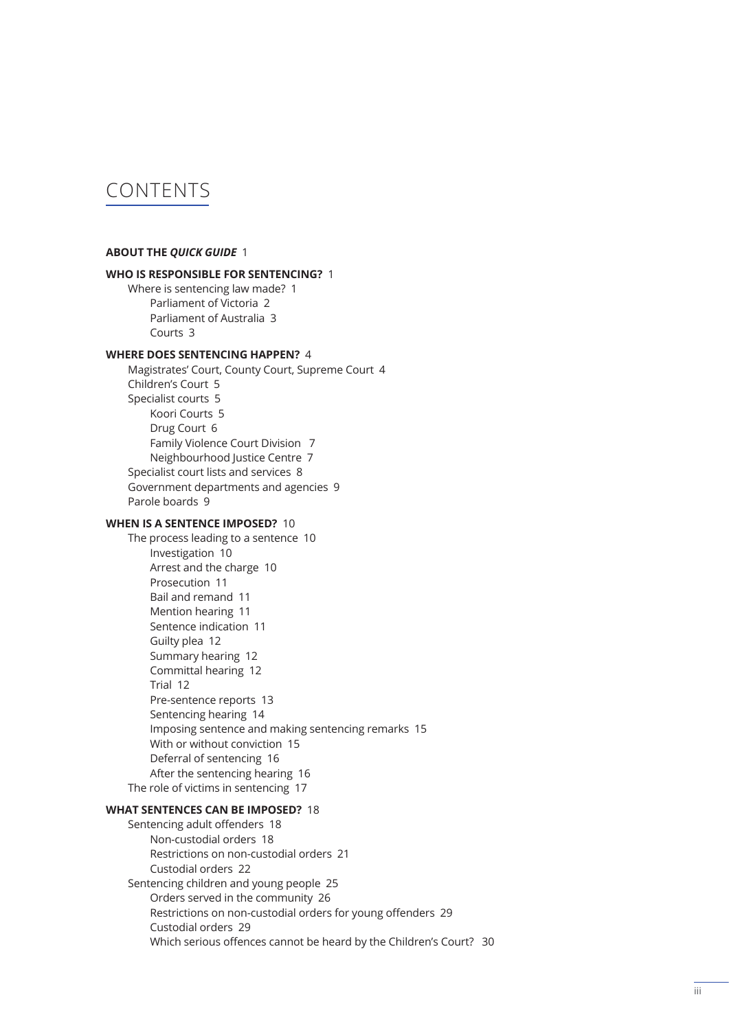# CONTENTS

**ABOUT THE *QUICK GUIDE*** 1

**WHO IS RESPONSIBLE FOR SENTENCING?** 1

- Where is sentencing law made? 1
  - Parliament of Victoria 2
  - Parliament of Australia 3
  - Courts 3

**WHERE DOES SENTENCING HAPPEN?** 4

- Magistrates' Court, County Court, Supreme Court 4
- Children's Court 5
- Specialist courts 5
  - Koori Courts 5
  - Drug Court 6
  - Family Violence Court Division 7
  - Neighbourhood Justice Centre 7
- Specialist court lists and services 8
- Government departments and agencies 9
- Parole boards 9

**WHEN IS A SENTENCE IMPOSED?** 10

- The process leading to a sentence 10
  - Investigation 10
  - Arrest and the charge 10
  - Prosecution 11
  - Bail and remand 11
  - Mention hearing 11
  - Sentence indication 11
  - Guilty plea 12
  - Summary hearing 12
  - Committal hearing 12
  - Trial 12
  - Pre-sentence reports 13
  - Sentencing hearing 14
  - Imposing sentence and making sentencing remarks 15
  - With or without conviction 15
  - Deferral of sentencing 16
  - After the sentencing hearing 16
- The role of victims in sentencing 17

**WHAT SENTENCES CAN BE IMPOSED?** 18

- Sentencing adult offenders 18
  - Non-custodial orders 18
  - Restrictions on non-custodial orders 21
  - Custodial orders 22
- Sentencing children and young people 25
  - Orders served in the community 26
  - Restrictions on non-custodial orders for young offenders 29
  - Custodial orders 29
  - Which serious offences cannot be heard by the Children's Court? 30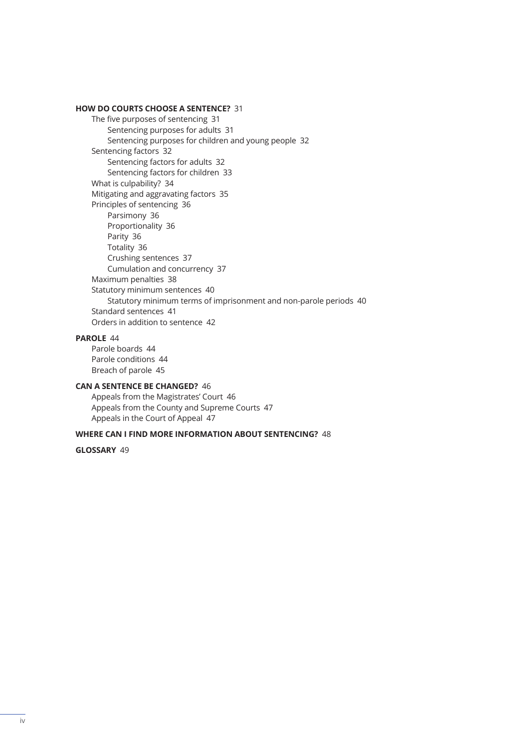**HOW DO COURTS CHOOSE A SENTENCE?** 31

- The five purposes of sentencing 31
  - Sentencing purposes for adults 31
  - Sentencing purposes for children and young people 32
- Sentencing factors 32
  - Sentencing factors for adults 32
  - Sentencing factors for children 33
- What is culpability? 34
- Mitigating and aggravating factors 35
- Principles of sentencing 36
  - Parsimony 36
  - Proportionality 36
  - Parity 36
  - Totality 36
  - Crushing sentences 37
  - Cumulation and concurrency 37
- Maximum penalties 38
- Statutory minimum sentences 40
  - Statutory minimum terms of imprisonment and non-parole periods 40
- Standard sentences 41
- Orders in addition to sentence 42

**PAROLE** 44

- Parole boards 44
- Parole conditions 44
- Breach of parole 45

**CAN A SENTENCE BE CHANGED?** 46

- Appeals from the Magistrates' Court 46
- Appeals from the County and Supreme Courts 47
- Appeals in the Court of Appeal 47

**WHERE CAN I FIND MORE INFORMATION ABOUT SENTENCING?** 48

**GLOSSARY** 49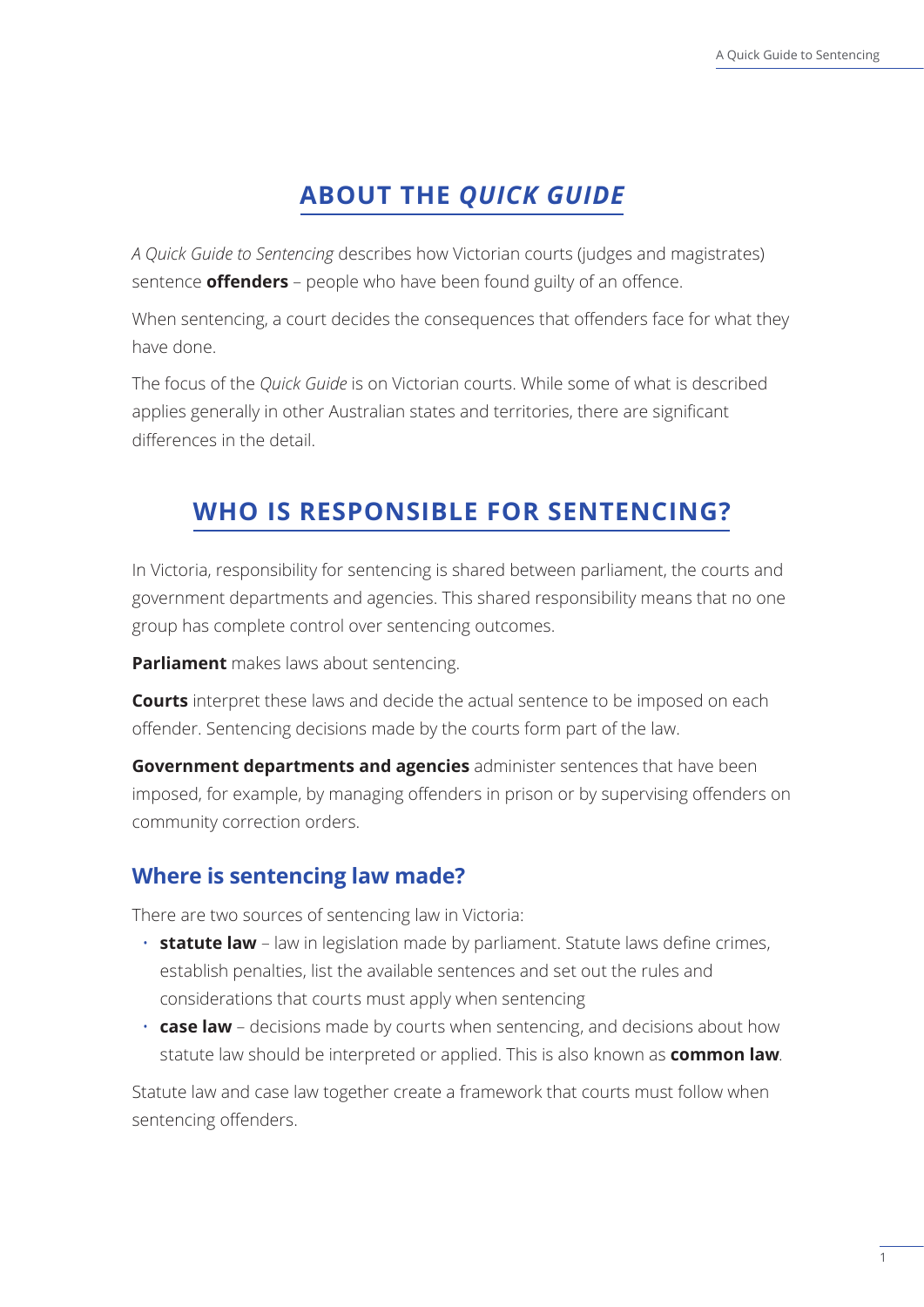## ABOUT THE *QUICK GUIDE*

*A Quick Guide to Sentencing* describes how Victorian courts (judges and magistrates) sentence **offenders** – people who have been found guilty of an offence.

When sentencing, a court decides the consequences that offenders face for what they have done.

The focus of the *Quick Guide* is on Victorian courts. While some of what is described applies generally in other Australian states and territories, there are significant differences in the detail.

## WHO IS RESPONSIBLE FOR SENTENCING?

In Victoria, responsibility for sentencing is shared between parliament, the courts and government departments and agencies. This shared responsibility means that no one group has complete control over sentencing outcomes.

**Parliament** makes laws about sentencing.

**Courts** interpret these laws and decide the actual sentence to be imposed on each offender. Sentencing decisions made by the courts form part of the law.

**Government departments and agencies** administer sentences that have been imposed, for example, by managing offenders in prison or by supervising offenders on community correction orders.

### Where is sentencing law made?

There are two sources of sentencing law in Victoria:

- **statute law** – law in legislation made by parliament. Statute laws define crimes, establish penalties, list the available sentences and set out the rules and considerations that courts must apply when sentencing
- **case law** – decisions made by courts when sentencing, and decisions about how statute law should be interpreted or applied. This is also known as **common law**.

Statute law and case law together create a framework that courts must follow when sentencing offenders.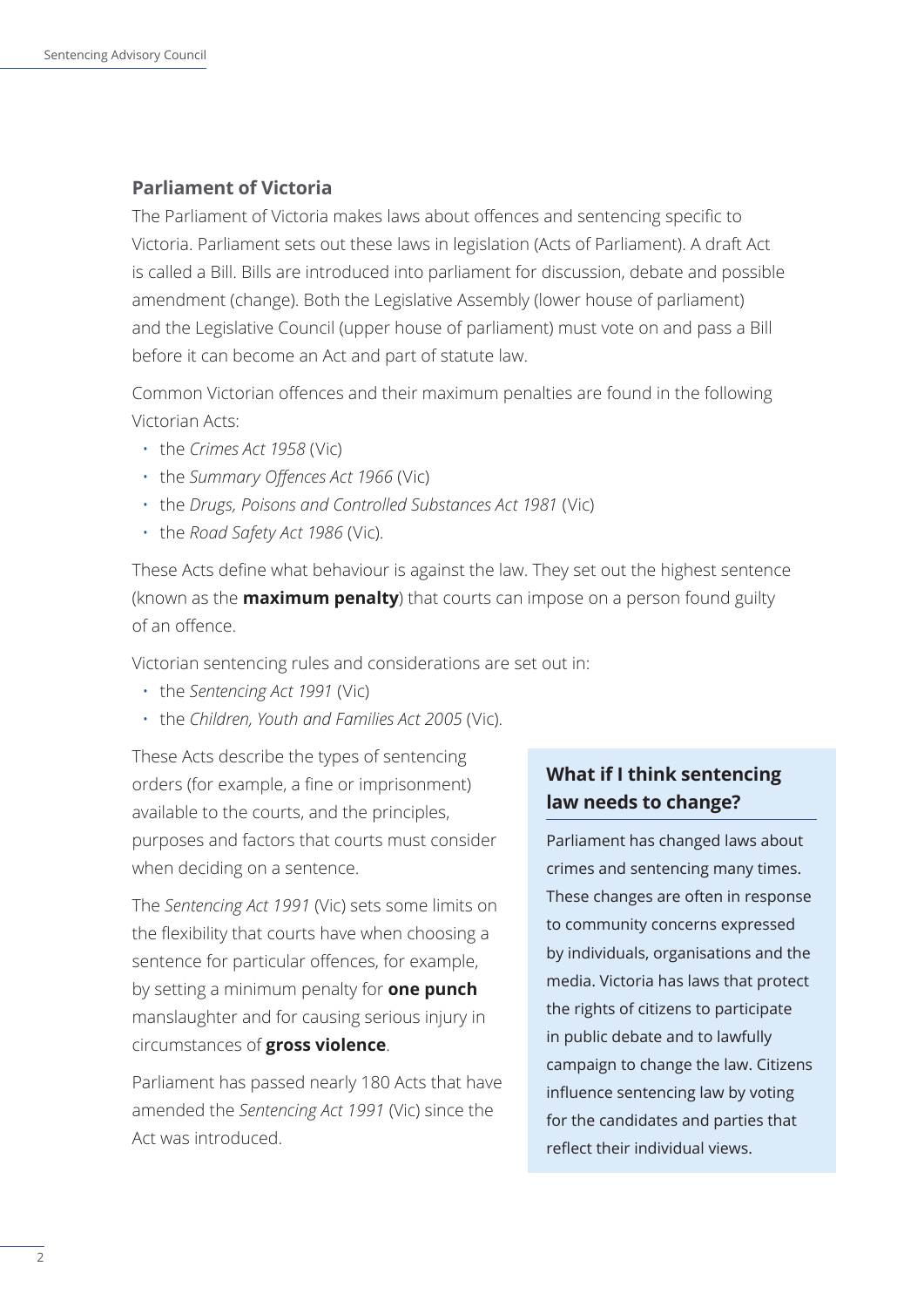## Parliament of Victoria

The Parliament of Victoria makes laws about offences and sentencing specific to Victoria. Parliament sets out these laws in legislation (Acts of Parliament). A draft Act is called a Bill. Bills are introduced into parliament for discussion, debate and possible amendment (change). Both the Legislative Assembly (lower house of parliament) and the Legislative Council (upper house of parliament) must vote on and pass a Bill before it can become an Act and part of statute law.

Common Victorian offences and their maximum penalties are found in the following Victorian Acts:

- the *Crimes Act 1958* (Vic)
- the *Summary Offences Act 1966* (Vic)
- the *Drugs, Poisons and Controlled Substances Act 1981* (Vic)
- the *Road Safety Act 1986* (Vic).

These Acts define what behaviour is against the law. They set out the highest sentence (known as the **maximum penalty**) that courts can impose on a person found guilty of an offence.

Victorian sentencing rules and considerations are set out in:

- the *Sentencing Act 1991* (Vic)
- the *Children, Youth and Families Act 2005* (Vic).

These Acts describe the types of sentencing orders (for example, a fine or imprisonment) available to the courts, and the principles, purposes and factors that courts must consider when deciding on a sentence.

The *Sentencing Act 1991* (Vic) sets some limits on the flexibility that courts have when choosing a sentence for particular offences, for example, by setting a minimum penalty for **one punch** manslaughter and for causing serious injury in circumstances of **gross violence**.

Parliament has passed nearly 180 Acts that have amended the *Sentencing Act 1991* (Vic) since the Act was introduced.

### What if I think sentencing law needs to change?

Parliament has changed laws about crimes and sentencing many times. These changes are often in response to community concerns expressed by individuals, organisations and the media. Victoria has laws that protect the rights of citizens to participate in public debate and to lawfully campaign to change the law. Citizens influence sentencing law by voting for the candidates and parties that reflect their individual views.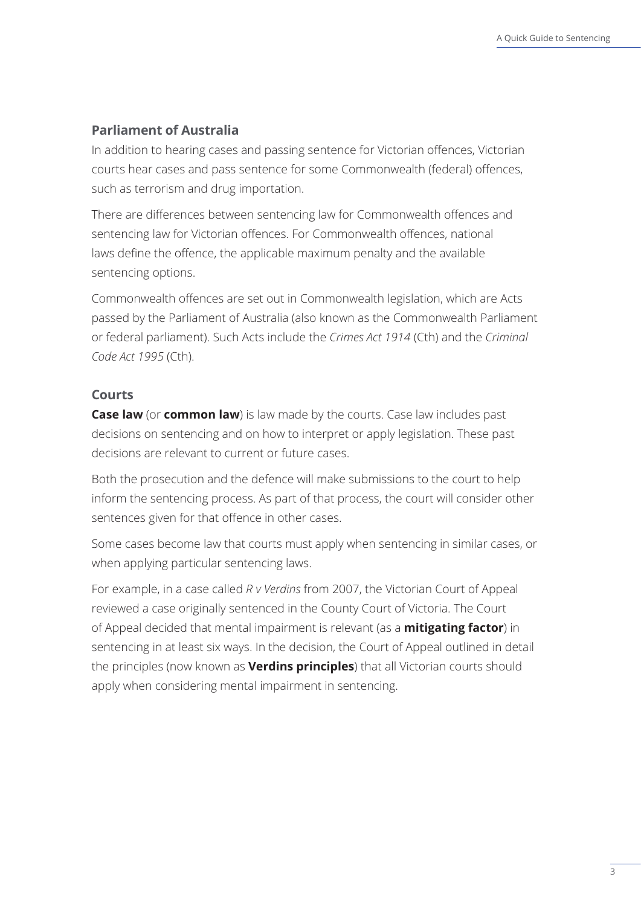### Parliament of Australia

In addition to hearing cases and passing sentence for Victorian offences, Victorian courts hear cases and pass sentence for some Commonwealth (federal) offences, such as terrorism and drug importation.

There are differences between sentencing law for Commonwealth offences and sentencing law for Victorian offences. For Commonwealth offences, national laws define the offence, the applicable maximum penalty and the available sentencing options.

Commonwealth offences are set out in Commonwealth legislation, which are Acts passed by the Parliament of Australia (also known as the Commonwealth Parliament or federal parliament). Such Acts include the *Crimes Act 1914* (Cth) and the *Criminal Code Act 1995* (Cth).

### Courts

**Case law** (or **common law**) is law made by the courts. Case law includes past decisions on sentencing and on how to interpret or apply legislation. These past decisions are relevant to current or future cases.

Both the prosecution and the defence will make submissions to the court to help inform the sentencing process. As part of that process, the court will consider other sentences given for that offence in other cases.

Some cases become law that courts must apply when sentencing in similar cases, or when applying particular sentencing laws.

For example, in a case called *R v Verdins* from 2007, the Victorian Court of Appeal reviewed a case originally sentenced in the County Court of Victoria. The Court of Appeal decided that mental impairment is relevant (as a **mitigating factor**) in sentencing in at least six ways. In the decision, the Court of Appeal outlined in detail the principles (now known as **Verdins principles**) that all Victorian courts should apply when considering mental impairment in sentencing.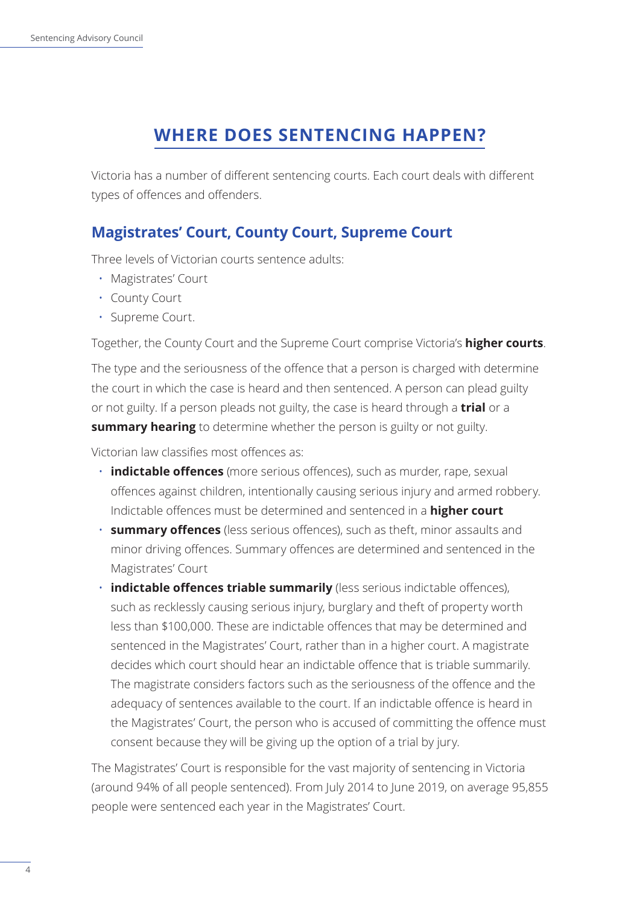# WHERE DOES SENTENCING HAPPEN?

Victoria has a number of different sentencing courts. Each court deals with different types of offences and offenders.

## Magistrates' Court, County Court, Supreme Court

Three levels of Victorian courts sentence adults:

- Magistrates' Court
- County Court
- Supreme Court.

Together, the County Court and the Supreme Court comprise Victoria's **higher courts**.

The type and the seriousness of the offence that a person is charged with determine the court in which the case is heard and then sentenced. A person can plead guilty or not guilty. If a person pleads not guilty, the case is heard through a **trial** or a **summary hearing** to determine whether the person is guilty or not guilty.

Victorian law classifies most offences as:

- **indictable offences** (more serious offences), such as murder, rape, sexual offences against children, intentionally causing serious injury and armed robbery. Indictable offences must be determined and sentenced in a **higher court**
- **summary offences** (less serious offences), such as theft, minor assaults and minor driving offences. Summary offences are determined and sentenced in the Magistrates' Court
- **indictable offences triable summarily** (less serious indictable offences), such as recklessly causing serious injury, burglary and theft of property worth less than $100,000. These are indictable offences that may be determined and sentenced in the Magistrates' Court, rather than in a higher court. A magistrate decides which court should hear an indictable offence that is triable summarily. The magistrate considers factors such as the seriousness of the offence and the adequacy of sentences available to the court. If an indictable offence is heard in the Magistrates' Court, the person who is accused of committing the offence must consent because they will be giving up the option of a trial by jury.

The Magistrates' Court is responsible for the vast majority of sentencing in Victoria (around 94% of all people sentenced). From July 2014 to June 2019, on average 95,855 people were sentenced each year in the Magistrates' Court.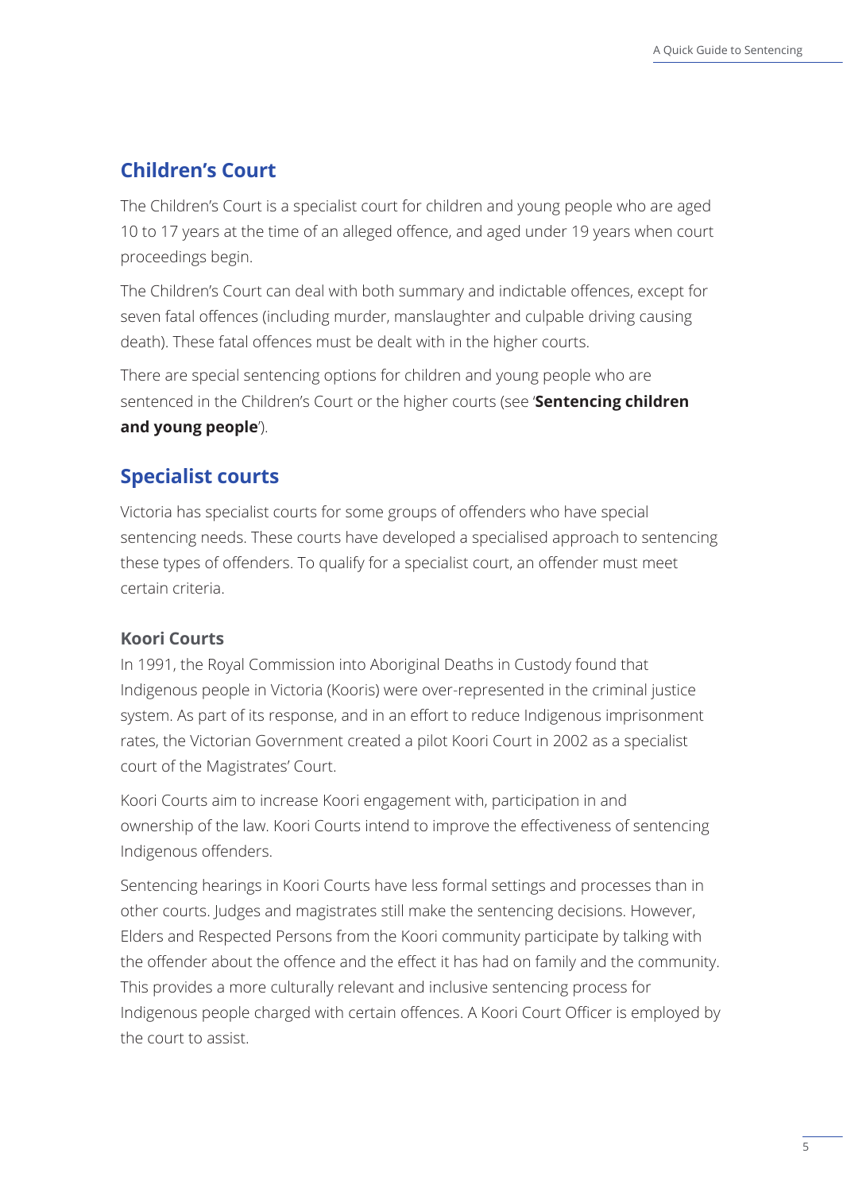## Children's Court

The Children's Court is a specialist court for children and young people who are aged 10 to 17 years at the time of an alleged offence, and aged under 19 years when court proceedings begin.

The Children's Court can deal with both summary and indictable offences, except for seven fatal offences (including murder, manslaughter and culpable driving causing death). These fatal offences must be dealt with in the higher courts.

There are special sentencing options for children and young people who are sentenced in the Children's Court or the higher courts (see '**Sentencing children and young people**').

## Specialist courts

Victoria has specialist courts for some groups of offenders who have special sentencing needs. These courts have developed a specialised approach to sentencing these types of offenders. To qualify for a specialist court, an offender must meet certain criteria.

### Koori Courts

In 1991, the Royal Commission into Aboriginal Deaths in Custody found that Indigenous people in Victoria (Kooris) were over-represented in the criminal justice system. As part of its response, and in an effort to reduce Indigenous imprisonment rates, the Victorian Government created a pilot Koori Court in 2002 as a specialist court of the Magistrates' Court.

Koori Courts aim to increase Koori engagement with, participation in and ownership of the law. Koori Courts intend to improve the effectiveness of sentencing Indigenous offenders.

Sentencing hearings in Koori Courts have less formal settings and processes than in other courts. Judges and magistrates still make the sentencing decisions. However, Elders and Respected Persons from the Koori community participate by talking with the offender about the offence and the effect it has had on family and the community. This provides a more culturally relevant and inclusive sentencing process for Indigenous people charged with certain offences. A Koori Court Officer is employed by the court to assist.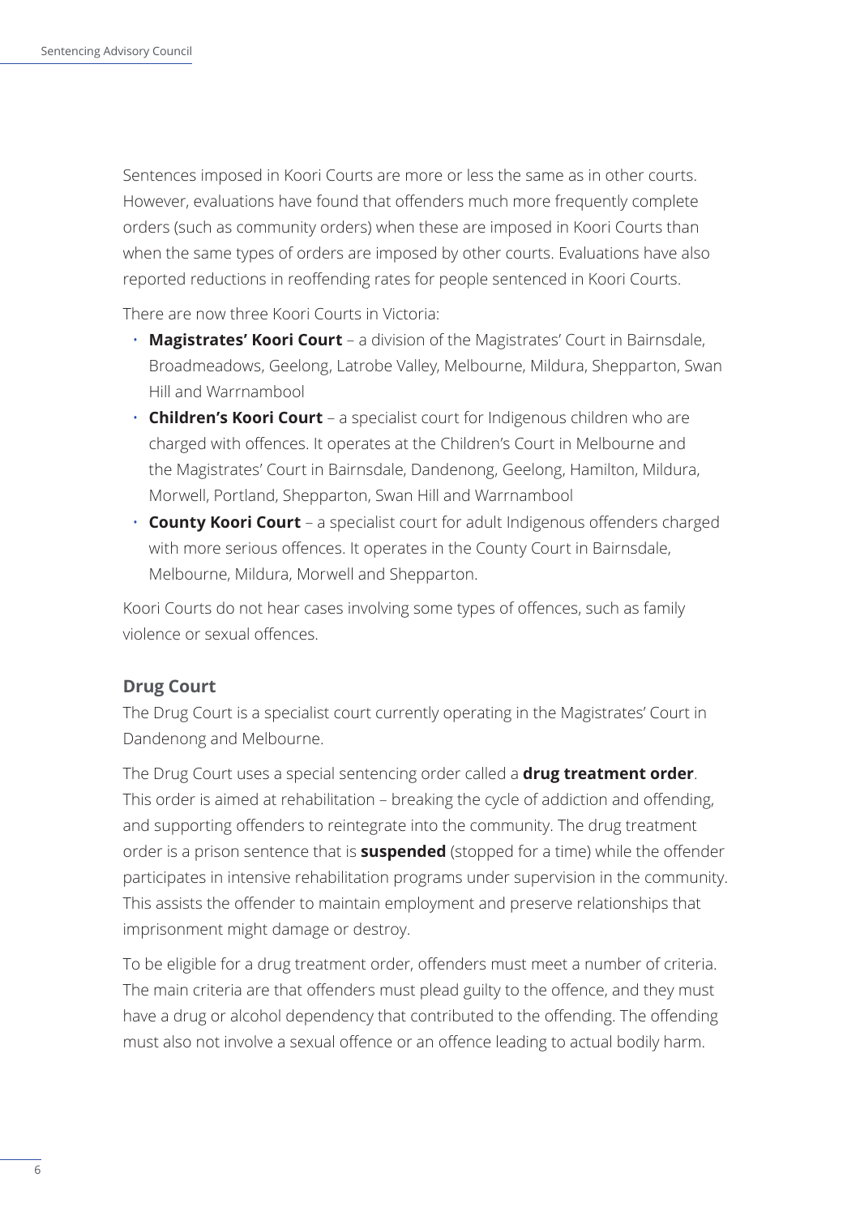Sentences imposed in Koori Courts are more or less the same as in other courts. However, evaluations have found that offenders much more frequently complete orders (such as community orders) when these are imposed in Koori Courts than when the same types of orders are imposed by other courts. Evaluations have also reported reductions in reoffending rates for people sentenced in Koori Courts.

There are now three Koori Courts in Victoria:

- **Magistrates' Koori Court** – a division of the Magistrates' Court in Bairnsdale, Broadmeadows, Geelong, Latrobe Valley, Melbourne, Mildura, Shepparton, Swan Hill and Warrnambool
- **Children's Koori Court** – a specialist court for Indigenous children who are charged with offences. It operates at the Children's Court in Melbourne and the Magistrates' Court in Bairnsdale, Dandenong, Geelong, Hamilton, Mildura, Morwell, Portland, Shepparton, Swan Hill and Warrnambool
- **County Koori Court** – a specialist court for adult Indigenous offenders charged with more serious offences. It operates in the County Court in Bairnsdale, Melbourne, Mildura, Morwell and Shepparton.

Koori Courts do not hear cases involving some types of offences, such as family violence or sexual offences.

### Drug Court

The Drug Court is a specialist court currently operating in the Magistrates' Court in Dandenong and Melbourne.

The Drug Court uses a special sentencing order called a **drug treatment order**. This order is aimed at rehabilitation – breaking the cycle of addiction and offending, and supporting offenders to reintegrate into the community. The drug treatment order is a prison sentence that is **suspended** (stopped for a time) while the offender participates in intensive rehabilitation programs under supervision in the community. This assists the offender to maintain employment and preserve relationships that imprisonment might damage or destroy.

To be eligible for a drug treatment order, offenders must meet a number of criteria. The main criteria are that offenders must plead guilty to the offence, and they must have a drug or alcohol dependency that contributed to the offending. The offending must also not involve a sexual offence or an offence leading to actual bodily harm.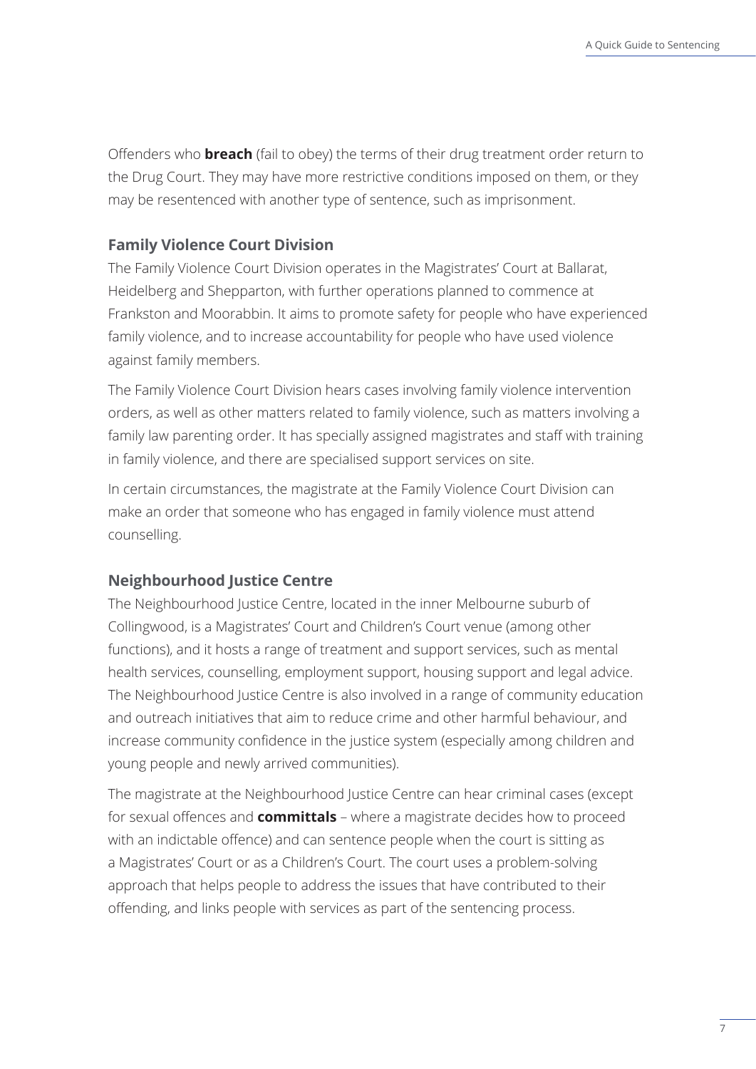Offenders who **breach** (fail to obey) the terms of their drug treatment order return to the Drug Court. They may have more restrictive conditions imposed on them, or they may be resentenced with another type of sentence, such as imprisonment.

### Family Violence Court Division

The Family Violence Court Division operates in the Magistrates' Court at Ballarat, Heidelberg and Shepparton, with further operations planned to commence at Frankston and Moorabbin. It aims to promote safety for people who have experienced family violence, and to increase accountability for people who have used violence against family members.

The Family Violence Court Division hears cases involving family violence intervention orders, as well as other matters related to family violence, such as matters involving a family law parenting order. It has specially assigned magistrates and staff with training in family violence, and there are specialised support services on site.

In certain circumstances, the magistrate at the Family Violence Court Division can make an order that someone who has engaged in family violence must attend counselling.

### Neighbourhood Justice Centre

The Neighbourhood Justice Centre, located in the inner Melbourne suburb of Collingwood, is a Magistrates' Court and Children's Court venue (among other functions), and it hosts a range of treatment and support services, such as mental health services, counselling, employment support, housing support and legal advice. The Neighbourhood Justice Centre is also involved in a range of community education and outreach initiatives that aim to reduce crime and other harmful behaviour, and increase community confidence in the justice system (especially among children and young people and newly arrived communities).

The magistrate at the Neighbourhood Justice Centre can hear criminal cases (except for sexual offences and **committals** – where a magistrate decides how to proceed with an indictable offence) and can sentence people when the court is sitting as a Magistrates' Court or as a Children's Court. The court uses a problem-solving approach that helps people to address the issues that have contributed to their offending, and links people with services as part of the sentencing process.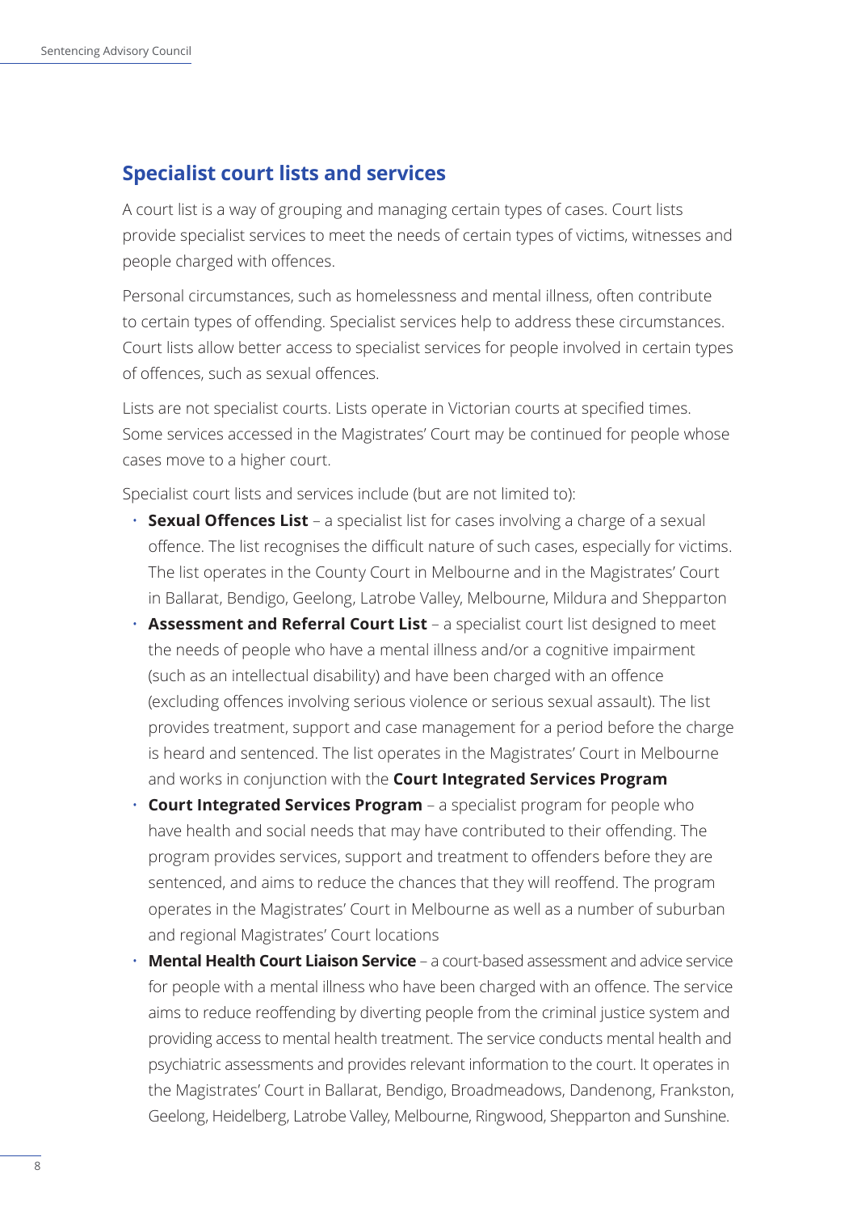## Specialist court lists and services

A court list is a way of grouping and managing certain types of cases. Court lists provide specialist services to meet the needs of certain types of victims, witnesses and people charged with offences.

Personal circumstances, such as homelessness and mental illness, often contribute to certain types of offending. Specialist services help to address these circumstances. Court lists allow better access to specialist services for people involved in certain types of offences, such as sexual offences.

Lists are not specialist courts. Lists operate in Victorian courts at specified times. Some services accessed in the Magistrates' Court may be continued for people whose cases move to a higher court.

Specialist court lists and services include (but are not limited to):

- **Sexual Offences List** – a specialist list for cases involving a charge of a sexual offence. The list recognises the difficult nature of such cases, especially for victims. The list operates in the County Court in Melbourne and in the Magistrates' Court in Ballarat, Bendigo, Geelong, Latrobe Valley, Melbourne, Mildura and Shepparton
- **Assessment and Referral Court List** – a specialist court list designed to meet the needs of people who have a mental illness and/or a cognitive impairment (such as an intellectual disability) and have been charged with an offence (excluding offences involving serious violence or serious sexual assault). The list provides treatment, support and case management for a period before the charge is heard and sentenced. The list operates in the Magistrates' Court in Melbourne and works in conjunction with the **Court Integrated Services Program**
- **Court Integrated Services Program** – a specialist program for people who have health and social needs that may have contributed to their offending. The program provides services, support and treatment to offenders before they are sentenced, and aims to reduce the chances that they will reoffend. The program operates in the Magistrates' Court in Melbourne as well as a number of suburban and regional Magistrates' Court locations
- **Mental Health Court Liaison Service** – a court-based assessment and advice service for people with a mental illness who have been charged with an offence. The service aims to reduce reoffending by diverting people from the criminal justice system and providing access to mental health treatment. The service conducts mental health and psychiatric assessments and provides relevant information to the court. It operates in the Magistrates' Court in Ballarat, Bendigo, Broadmeadows, Dandenong, Frankston, Geelong, Heidelberg, Latrobe Valley, Melbourne, Ringwood, Shepparton and Sunshine.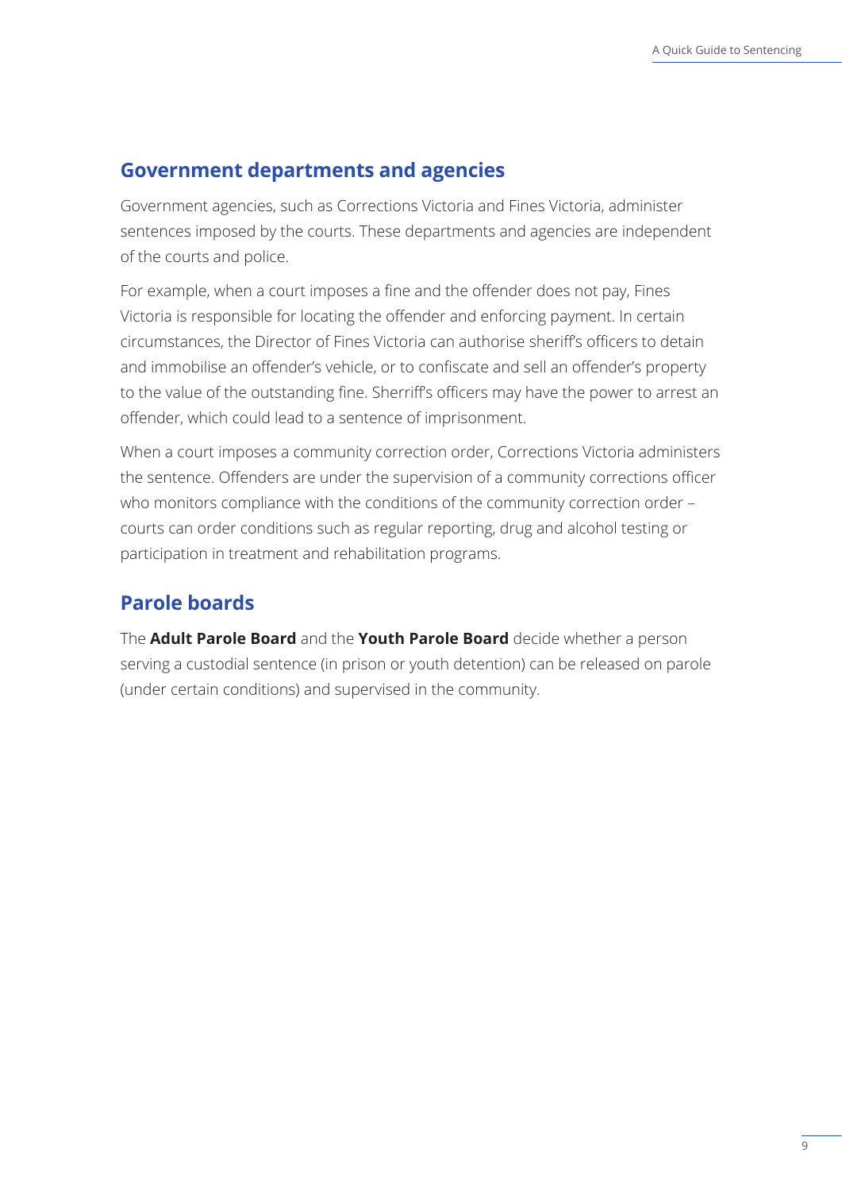## Government departments and agencies

Government agencies, such as Corrections Victoria and Fines Victoria, administer sentences imposed by the courts. These departments and agencies are independent of the courts and police.

For example, when a court imposes a fine and the offender does not pay, Fines Victoria is responsible for locating the offender and enforcing payment. In certain circumstances, the Director of Fines Victoria can authorise sheriff's officers to detain and immobilise an offender's vehicle, or to confiscate and sell an offender's property to the value of the outstanding fine. Sherriff's officers may have the power to arrest an offender, which could lead to a sentence of imprisonment.

When a court imposes a community correction order, Corrections Victoria administers the sentence. Offenders are under the supervision of a community corrections officer who monitors compliance with the conditions of the community correction order – courts can order conditions such as regular reporting, drug and alcohol testing or participation in treatment and rehabilitation programs.

## Parole boards

The **Adult Parole Board** and the **Youth Parole Board** decide whether a person serving a custodial sentence (in prison or youth detention) can be released on parole (under certain conditions) and supervised in the community.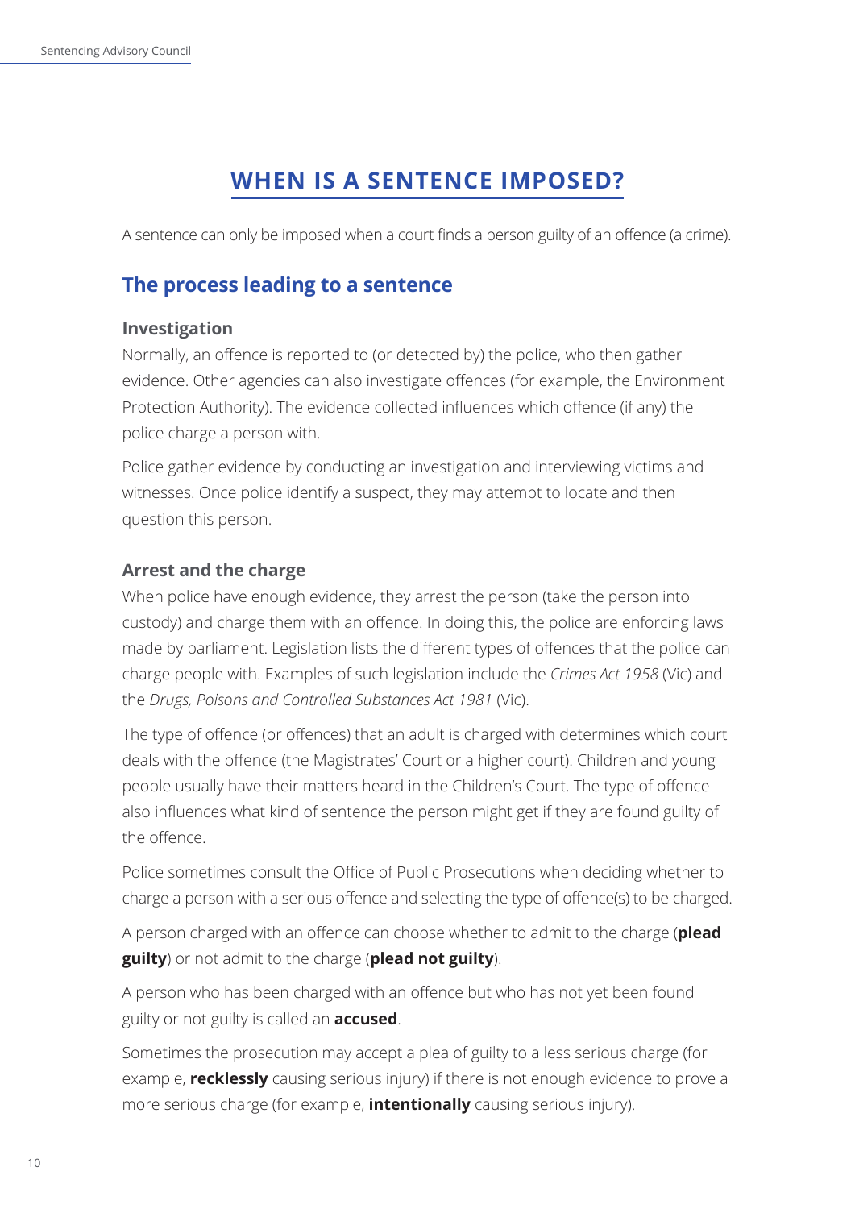# WHEN IS A SENTENCE IMPOSED?

A sentence can only be imposed when a court finds a person guilty of an offence (a crime).

## The process leading to a sentence

### Investigation

Normally, an offence is reported to (or detected by) the police, who then gather evidence. Other agencies can also investigate offences (for example, the Environment Protection Authority). The evidence collected influences which offence (if any) the police charge a person with.

Police gather evidence by conducting an investigation and interviewing victims and witnesses. Once police identify a suspect, they may attempt to locate and then question this person.

### Arrest and the charge

When police have enough evidence, they arrest the person (take the person into custody) and charge them with an offence. In doing this, the police are enforcing laws made by parliament. Legislation lists the different types of offences that the police can charge people with. Examples of such legislation include the *Crimes Act 1958* (Vic) and the *Drugs, Poisons and Controlled Substances Act 1981* (Vic).

The type of offence (or offences) that an adult is charged with determines which court deals with the offence (the Magistrates' Court or a higher court). Children and young people usually have their matters heard in the Children's Court. The type of offence also influences what kind of sentence the person might get if they are found guilty of the offence.

Police sometimes consult the Office of Public Prosecutions when deciding whether to charge a person with a serious offence and selecting the type of offence(s) to be charged.

A person charged with an offence can choose whether to admit to the charge (**plead guilty**) or not admit to the charge (**plead not guilty**).

A person who has been charged with an offence but who has not yet been found guilty or not guilty is called an **accused**.

Sometimes the prosecution may accept a plea of guilty to a less serious charge (for example, **recklessly** causing serious injury) if there is not enough evidence to prove a more serious charge (for example, **intentionally** causing serious injury).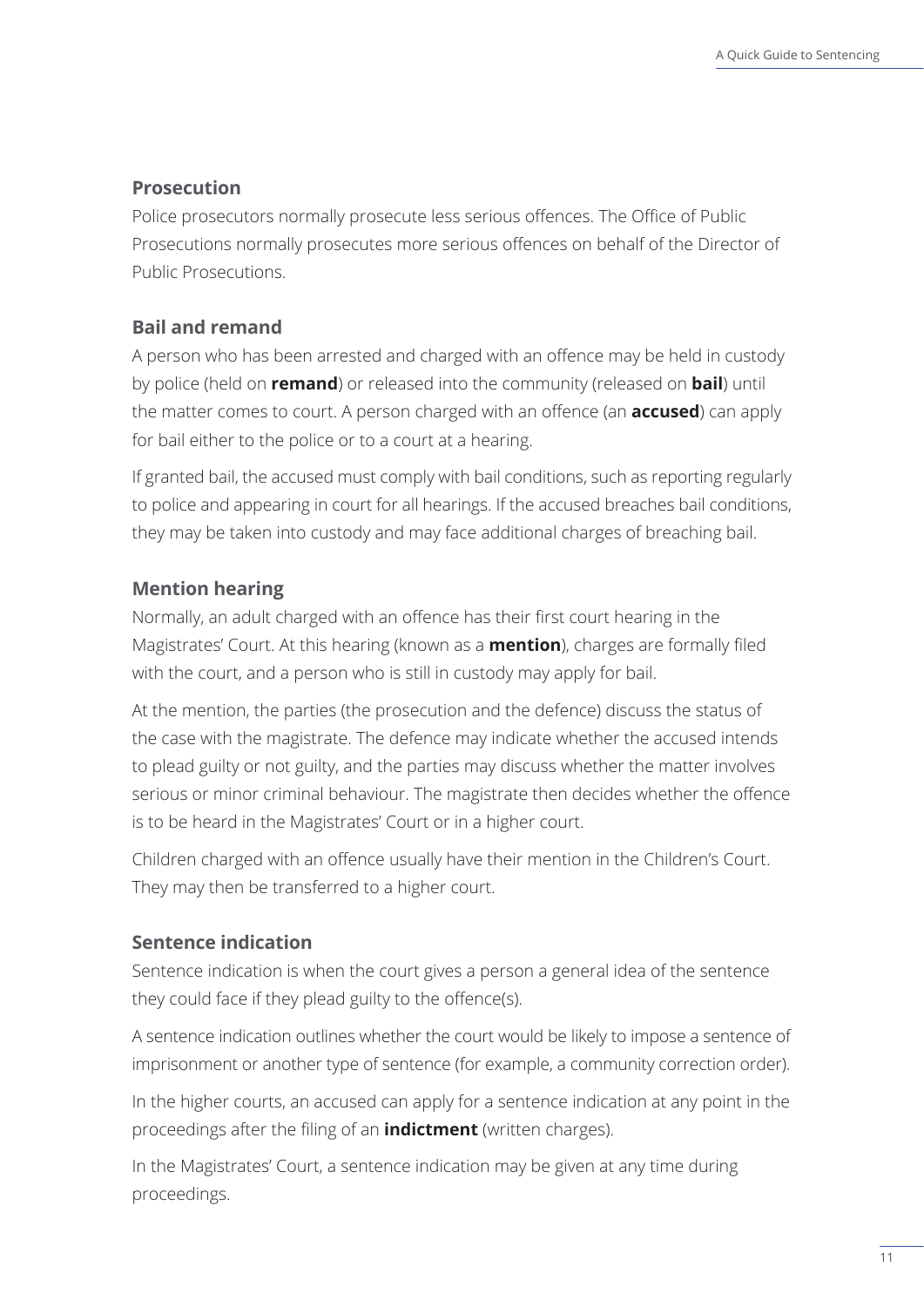## Prosecution

Police prosecutors normally prosecute less serious offences. The Office of Public Prosecutions normally prosecutes more serious offences on behalf of the Director of Public Prosecutions.

## Bail and remand

A person who has been arrested and charged with an offence may be held in custody by police (held on **remand**) or released into the community (released on **bail**) until the matter comes to court. A person charged with an offence (an **accused**) can apply for bail either to the police or to a court at a hearing.

If granted bail, the accused must comply with bail conditions, such as reporting regularly to police and appearing in court for all hearings. If the accused breaches bail conditions, they may be taken into custody and may face additional charges of breaching bail.

## Mention hearing

Normally, an adult charged with an offence has their first court hearing in the Magistrates' Court. At this hearing (known as a **mention**), charges are formally filed with the court, and a person who is still in custody may apply for bail.

At the mention, the parties (the prosecution and the defence) discuss the status of the case with the magistrate. The defence may indicate whether the accused intends to plead guilty or not guilty, and the parties may discuss whether the matter involves serious or minor criminal behaviour. The magistrate then decides whether the offence is to be heard in the Magistrates' Court or in a higher court.

Children charged with an offence usually have their mention in the Children's Court. They may then be transferred to a higher court.

## Sentence indication

Sentence indication is when the court gives a person a general idea of the sentence they could face if they plead guilty to the offence(s).

A sentence indication outlines whether the court would be likely to impose a sentence of imprisonment or another type of sentence (for example, a community correction order).

In the higher courts, an accused can apply for a sentence indication at any point in the proceedings after the filing of an **indictment** (written charges).

In the Magistrates' Court, a sentence indication may be given at any time during proceedings.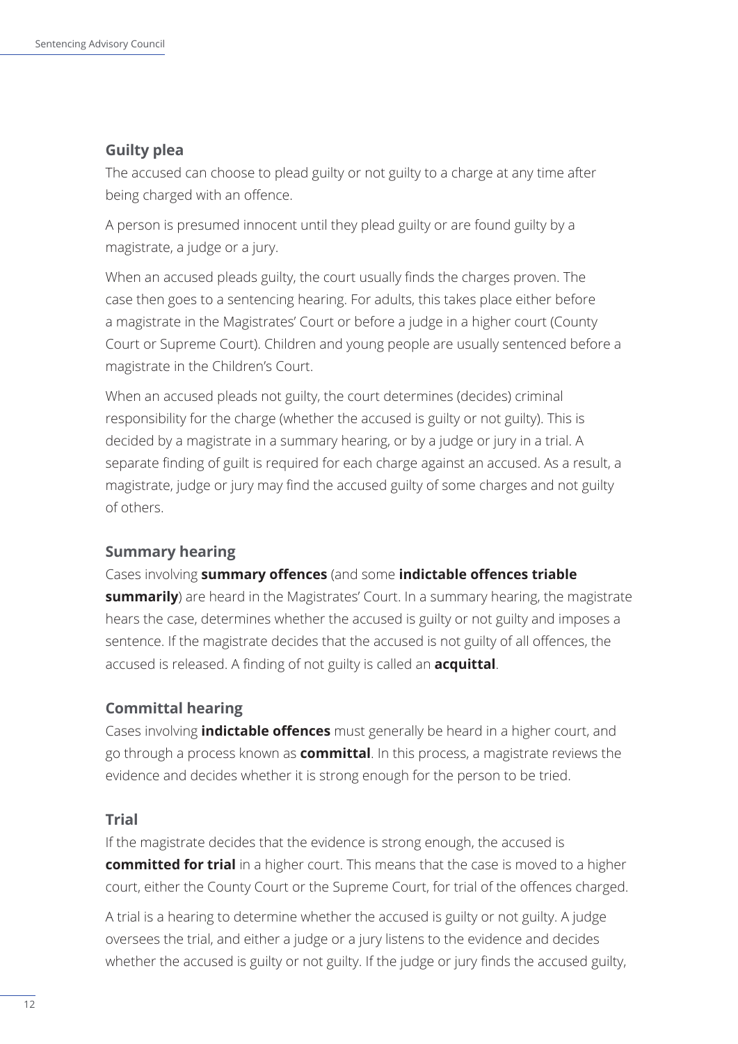### Guilty plea

The accused can choose to plead guilty or not guilty to a charge at any time after being charged with an offence.

A person is presumed innocent until they plead guilty or are found guilty by a magistrate, a judge or a jury.

When an accused pleads guilty, the court usually finds the charges proven. The case then goes to a sentencing hearing. For adults, this takes place either before a magistrate in the Magistrates' Court or before a judge in a higher court (County Court or Supreme Court). Children and young people are usually sentenced before a magistrate in the Children's Court.

When an accused pleads not guilty, the court determines (decides) criminal responsibility for the charge (whether the accused is guilty or not guilty). This is decided by a magistrate in a summary hearing, or by a judge or jury in a trial. A separate finding of guilt is required for each charge against an accused. As a result, a magistrate, judge or jury may find the accused guilty of some charges and not guilty of others.

### Summary hearing

Cases involving **summary offences** (and some **indictable offences triable summarily**) are heard in the Magistrates' Court. In a summary hearing, the magistrate hears the case, determines whether the accused is guilty or not guilty and imposes a sentence. If the magistrate decides that the accused is not guilty of all offences, the accused is released. A finding of not guilty is called an **acquittal**.

### Committal hearing

Cases involving **indictable offences** must generally be heard in a higher court, and go through a process known as **committal**. In this process, a magistrate reviews the evidence and decides whether it is strong enough for the person to be tried.

### Trial

If the magistrate decides that the evidence is strong enough, the accused is **committed for trial** in a higher court. This means that the case is moved to a higher court, either the County Court or the Supreme Court, for trial of the offences charged.

A trial is a hearing to determine whether the accused is guilty or not guilty. A judge oversees the trial, and either a judge or a jury listens to the evidence and decides whether the accused is guilty or not guilty. If the judge or jury finds the accused guilty,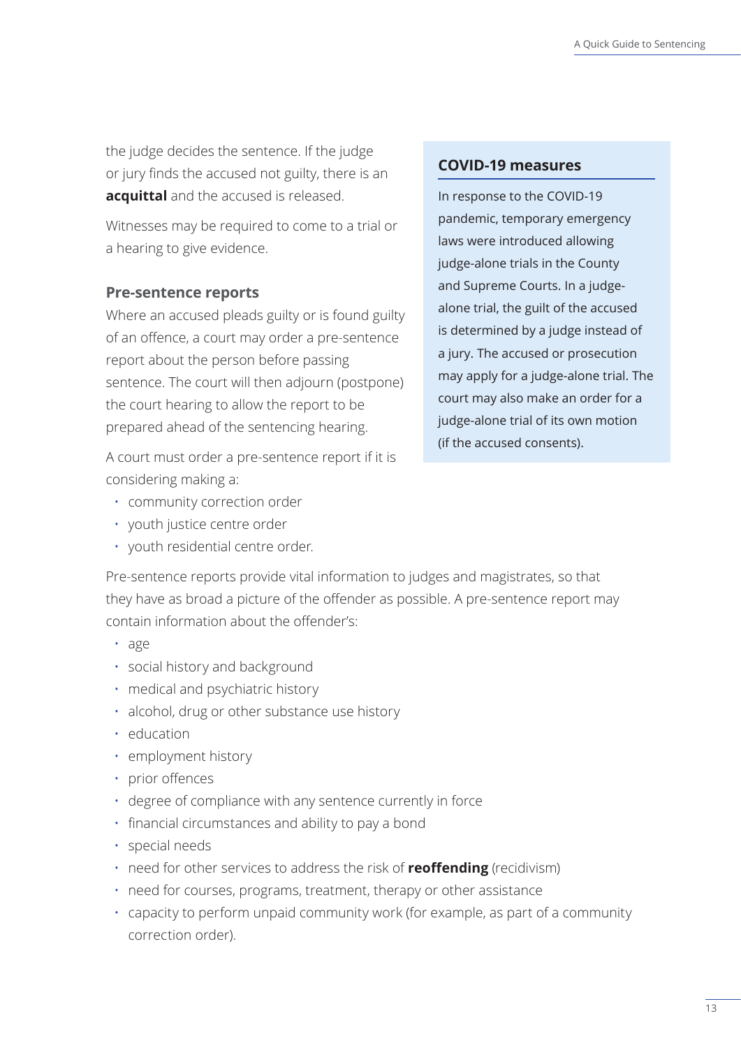the judge decides the sentence. If the judge or jury finds the accused not guilty, there is an **acquittal** and the accused is released.

Witnesses may be required to come to a trial or a hearing to give evidence.

### Pre-sentence reports

Where an accused pleads guilty or is found guilty of an offence, a court may order a pre-sentence report about the person before passing sentence. The court will then adjourn (postpone) the court hearing to allow the report to be prepared ahead of the sentencing hearing.

A court must order a pre-sentence report if it is considering making a:

- community correction order
- youth justice centre order
- youth residential centre order.

Pre-sentence reports provide vital information to judges and magistrates, so that they have as broad a picture of the offender as possible. A pre-sentence report may contain information about the offender's:

- age
- social history and background
- medical and psychiatric history
- alcohol, drug or other substance use history
- education
- employment history
- prior offences
- degree of compliance with any sentence currently in force
- financial circumstances and ability to pay a bond
- special needs
- need for other services to address the risk of **reoffending** (recidivism)
- need for courses, programs, treatment, therapy or other assistance
- capacity to perform unpaid community work (for example, as part of a community correction order).

### COVID-19 measures

In response to the COVID-19 pandemic, temporary emergency laws were introduced allowing judge-alone trials in the County and Supreme Courts. In a judge-alone trial, the guilt of the accused is determined by a judge instead of a jury. The accused or prosecution may apply for a judge-alone trial. The court may also make an order for a judge-alone trial of its own motion (if the accused consents).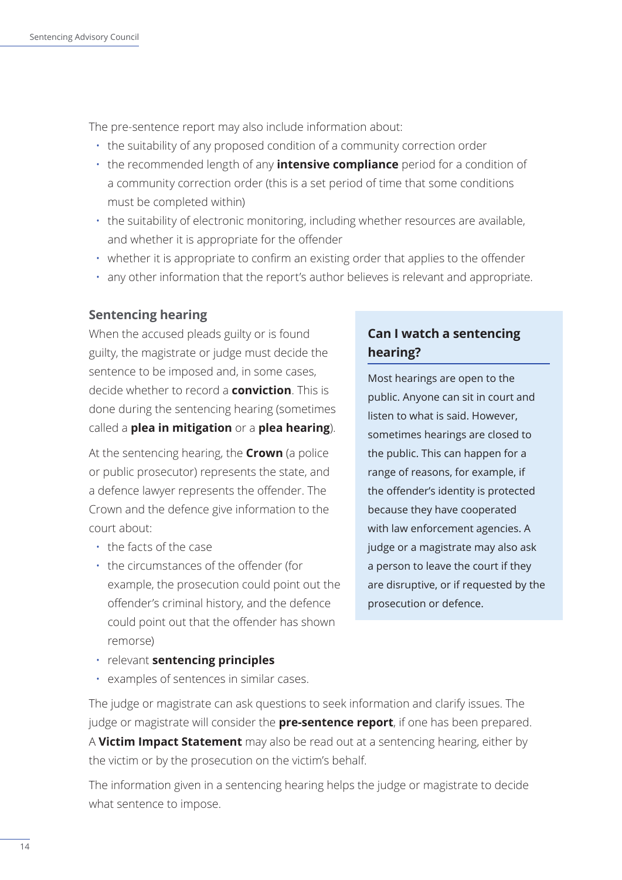The pre-sentence report may also include information about:

- the suitability of any proposed condition of a community correction order
- the recommended length of any **intensive compliance** period for a condition of a community correction order (this is a set period of time that some conditions must be completed within)
- the suitability of electronic monitoring, including whether resources are available, and whether it is appropriate for the offender
- whether it is appropriate to confirm an existing order that applies to the offender
- any other information that the report's author believes is relevant and appropriate.

### Sentencing hearing

When the accused pleads guilty or is found guilty, the magistrate or judge must decide the sentence to be imposed and, in some cases, decide whether to record a **conviction**. This is done during the sentencing hearing (sometimes called a **plea in mitigation** or a **plea hearing**).

At the sentencing hearing, the **Crown** (a police or public prosecutor) represents the state, and a defence lawyer represents the offender. The Crown and the defence give information to the court about:

- the facts of the case
- the circumstances of the offender (for example, the prosecution could point out the offender's criminal history, and the defence could point out that the offender has shown remorse)
- relevant **sentencing principles**
- examples of sentences in similar cases.

The judge or magistrate can ask questions to seek information and clarify issues. The judge or magistrate will consider the **pre-sentence report**, if one has been prepared. A **Victim Impact Statement** may also be read out at a sentencing hearing, either by the victim or by the prosecution on the victim's behalf.

The information given in a sentencing hearing helps the judge or magistrate to decide what sentence to impose.

#### Can I watch a sentencing hearing?

Most hearings are open to the public. Anyone can sit in court and listen to what is said. However, sometimes hearings are closed to the public. This can happen for a range of reasons, for example, if the offender's identity is protected because they have cooperated with law enforcement agencies. A judge or a magistrate may also ask a person to leave the court if they are disruptive, or if requested by the prosecution or defence.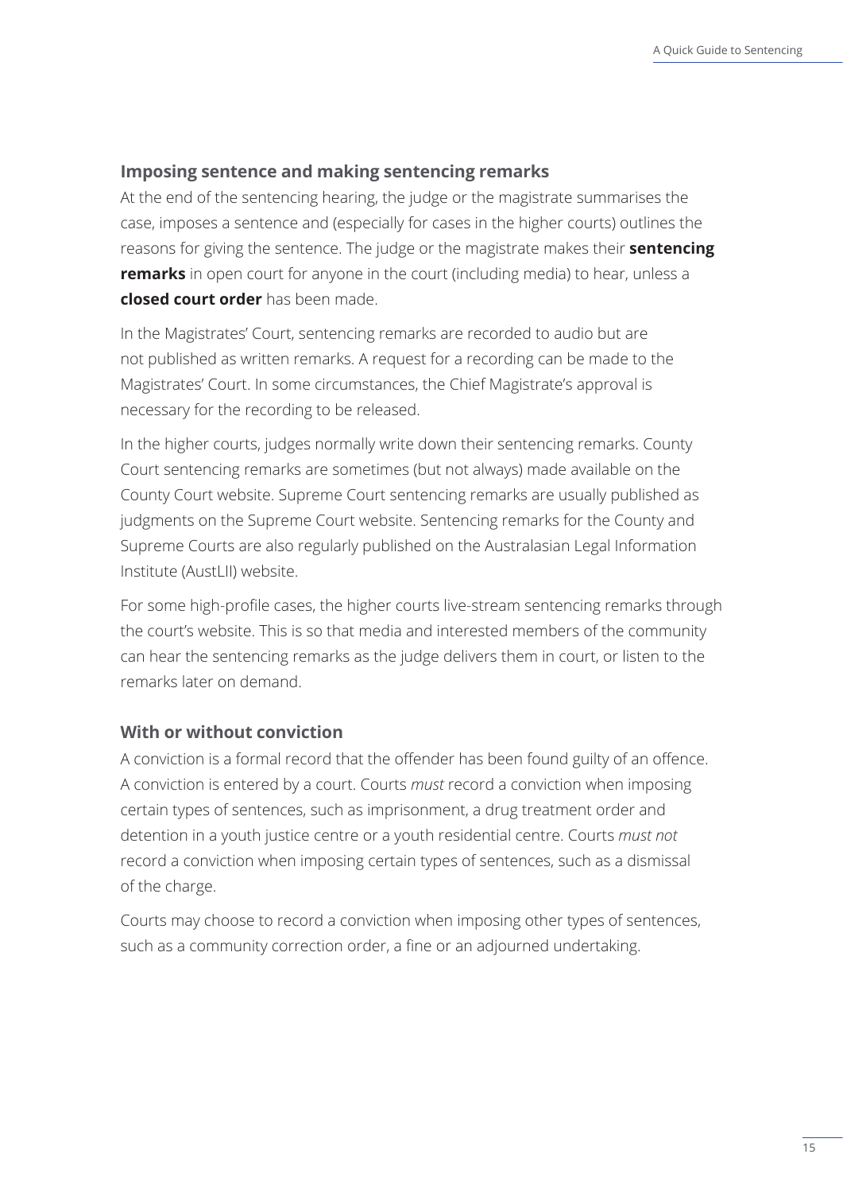### Imposing sentence and making sentencing remarks

At the end of the sentencing hearing, the judge or the magistrate summarises the case, imposes a sentence and (especially for cases in the higher courts) outlines the reasons for giving the sentence. The judge or the magistrate makes their **sentencing remarks** in open court for anyone in the court (including media) to hear, unless a **closed court order** has been made.

In the Magistrates' Court, sentencing remarks are recorded to audio but are not published as written remarks. A request for a recording can be made to the Magistrates' Court. In some circumstances, the Chief Magistrate's approval is necessary for the recording to be released.

In the higher courts, judges normally write down their sentencing remarks. County Court sentencing remarks are sometimes (but not always) made available on the County Court website. Supreme Court sentencing remarks are usually published as judgments on the Supreme Court website. Sentencing remarks for the County and Supreme Courts are also regularly published on the Australasian Legal Information Institute (AustLII) website.

For some high-profile cases, the higher courts live-stream sentencing remarks through the court's website. This is so that media and interested members of the community can hear the sentencing remarks as the judge delivers them in court, or listen to the remarks later on demand.

### With or without conviction

A conviction is a formal record that the offender has been found guilty of an offence. A conviction is entered by a court. Courts *must* record a conviction when imposing certain types of sentences, such as imprisonment, a drug treatment order and detention in a youth justice centre or a youth residential centre. Courts *must not* record a conviction when imposing certain types of sentences, such as a dismissal of the charge.

Courts may choose to record a conviction when imposing other types of sentences, such as a community correction order, a fine or an adjourned undertaking.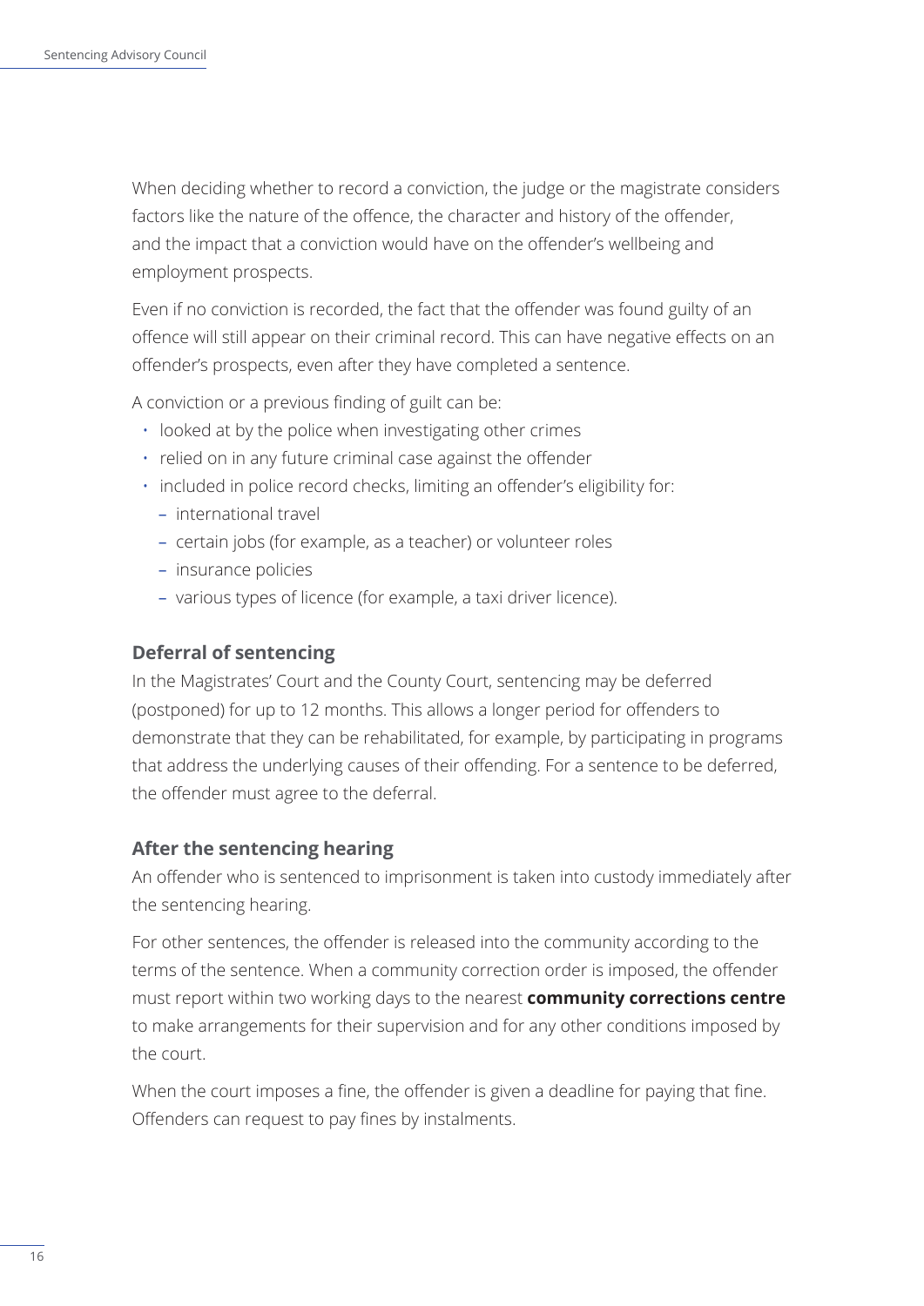When deciding whether to record a conviction, the judge or the magistrate considers factors like the nature of the offence, the character and history of the offender, and the impact that a conviction would have on the offender's wellbeing and employment prospects.

Even if no conviction is recorded, the fact that the offender was found guilty of an offence will still appear on their criminal record. This can have negative effects on an offender's prospects, even after they have completed a sentence.

A conviction or a previous finding of guilt can be:

- looked at by the police when investigating other crimes
- relied on in any future criminal case against the offender
- included in police record checks, limiting an offender's eligibility for:
  - international travel
  - certain jobs (for example, as a teacher) or volunteer roles
  - insurance policies
  - various types of licence (for example, a taxi driver licence).

### Deferral of sentencing

In the Magistrates' Court and the County Court, sentencing may be deferred (postponed) for up to 12 months. This allows a longer period for offenders to demonstrate that they can be rehabilitated, for example, by participating in programs that address the underlying causes of their offending. For a sentence to be deferred, the offender must agree to the deferral.

### After the sentencing hearing

An offender who is sentenced to imprisonment is taken into custody immediately after the sentencing hearing.

For other sentences, the offender is released into the community according to the terms of the sentence. When a community correction order is imposed, the offender must report within two working days to the nearest **community corrections centre** to make arrangements for their supervision and for any other conditions imposed by the court.

When the court imposes a fine, the offender is given a deadline for paying that fine. Offenders can request to pay fines by instalments.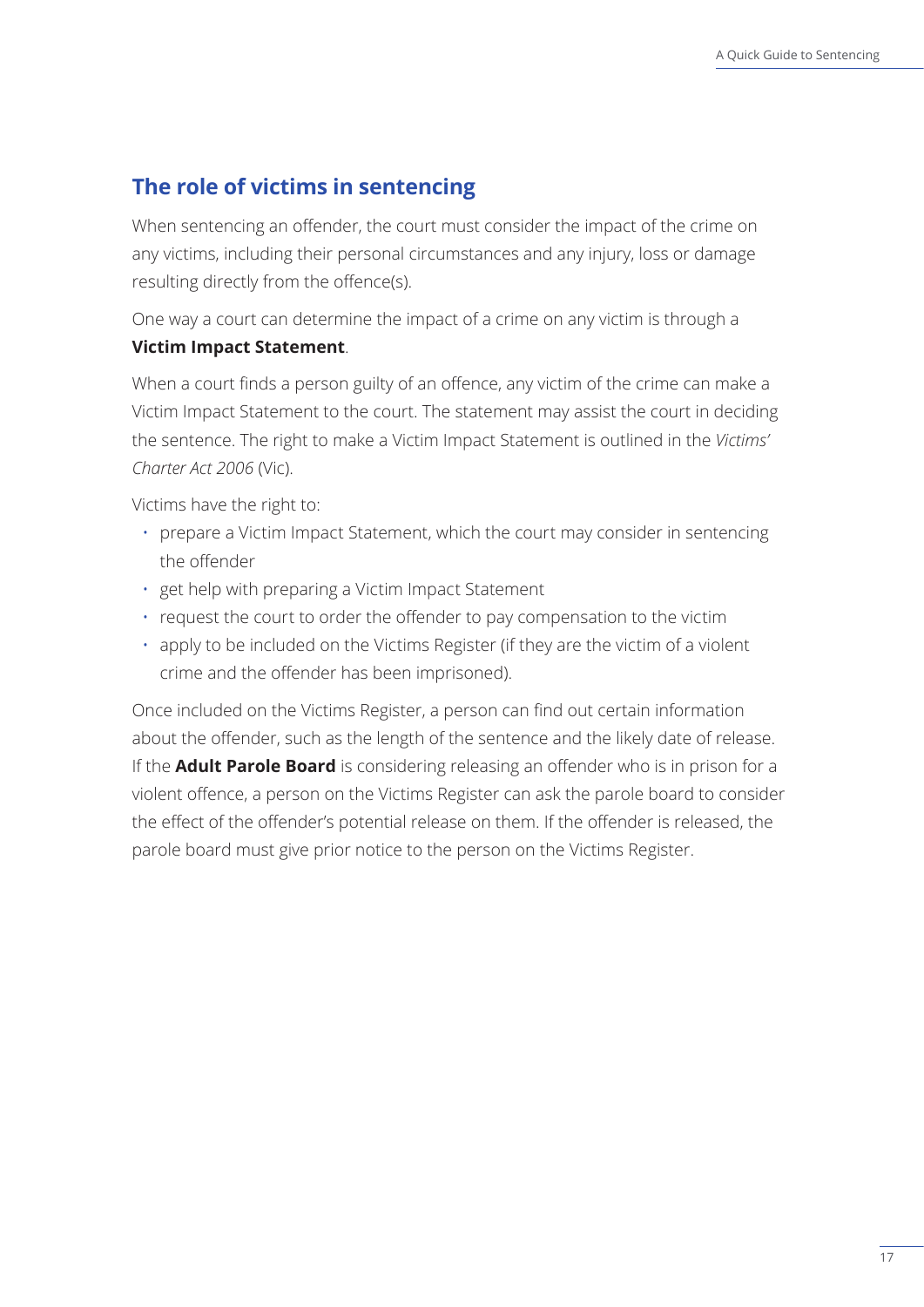## The role of victims in sentencing

When sentencing an offender, the court must consider the impact of the crime on any victims, including their personal circumstances and any injury, loss or damage resulting directly from the offence(s).

One way a court can determine the impact of a crime on any victim is through a **Victim Impact Statement**.

When a court finds a person guilty of an offence, any victim of the crime can make a Victim Impact Statement to the court. The statement may assist the court in deciding the sentence. The right to make a Victim Impact Statement is outlined in the *Victims' Charter Act 2006* (Vic).

Victims have the right to:

- prepare a Victim Impact Statement, which the court may consider in sentencing the offender
- get help with preparing a Victim Impact Statement
- request the court to order the offender to pay compensation to the victim
- apply to be included on the Victims Register (if they are the victim of a violent crime and the offender has been imprisoned).

Once included on the Victims Register, a person can find out certain information about the offender, such as the length of the sentence and the likely date of release. If the **Adult Parole Board** is considering releasing an offender who is in prison for a violent offence, a person on the Victims Register can ask the parole board to consider the effect of the offender's potential release on them. If the offender is released, the parole board must give prior notice to the person on the Victims Register.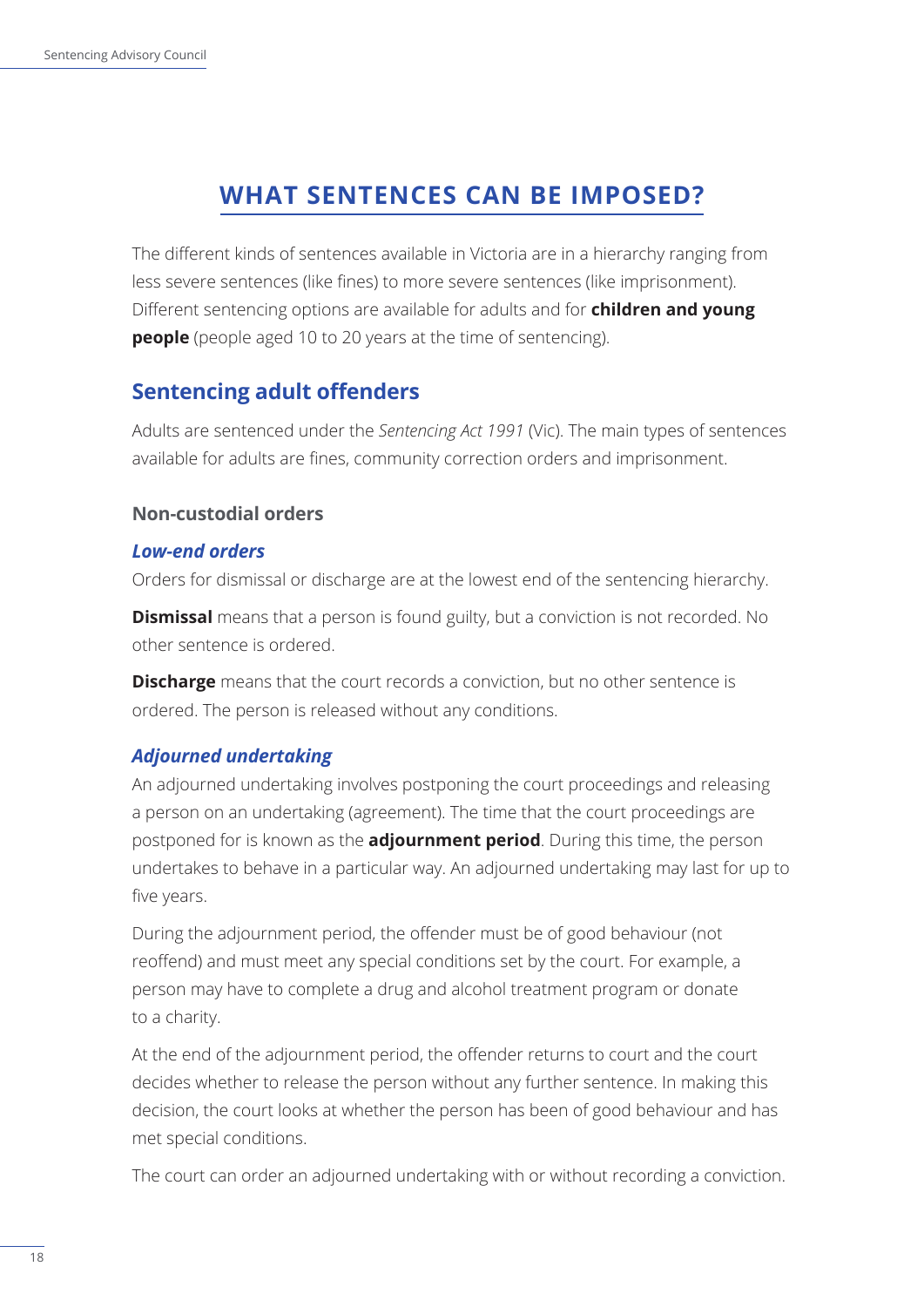# WHAT SENTENCES CAN BE IMPOSED?

The different kinds of sentences available in Victoria are in a hierarchy ranging from less severe sentences (like fines) to more severe sentences (like imprisonment). Different sentencing options are available for adults and for **children and young people** (people aged 10 to 20 years at the time of sentencing).

## Sentencing adult offenders

Adults are sentenced under the *Sentencing Act 1991* (Vic). The main types of sentences available for adults are fines, community correction orders and imprisonment.

### Non-custodial orders

#### *Low-end orders*

Orders for dismissal or discharge are at the lowest end of the sentencing hierarchy.

**Dismissal** means that a person is found guilty, but a conviction is not recorded. No other sentence is ordered.

**Discharge** means that the court records a conviction, but no other sentence is ordered. The person is released without any conditions.

#### *Adjourned undertaking*

An adjourned undertaking involves postponing the court proceedings and releasing a person on an undertaking (agreement). The time that the court proceedings are postponed for is known as the **adjournment period**. During this time, the person undertakes to behave in a particular way. An adjourned undertaking may last for up to five years.

During the adjournment period, the offender must be of good behaviour (not reoffend) and must meet any special conditions set by the court. For example, a person may have to complete a drug and alcohol treatment program or donate to a charity.

At the end of the adjournment period, the offender returns to court and the court decides whether to release the person without any further sentence. In making this decision, the court looks at whether the person has been of good behaviour and has met special conditions.

The court can order an adjourned undertaking with or without recording a conviction.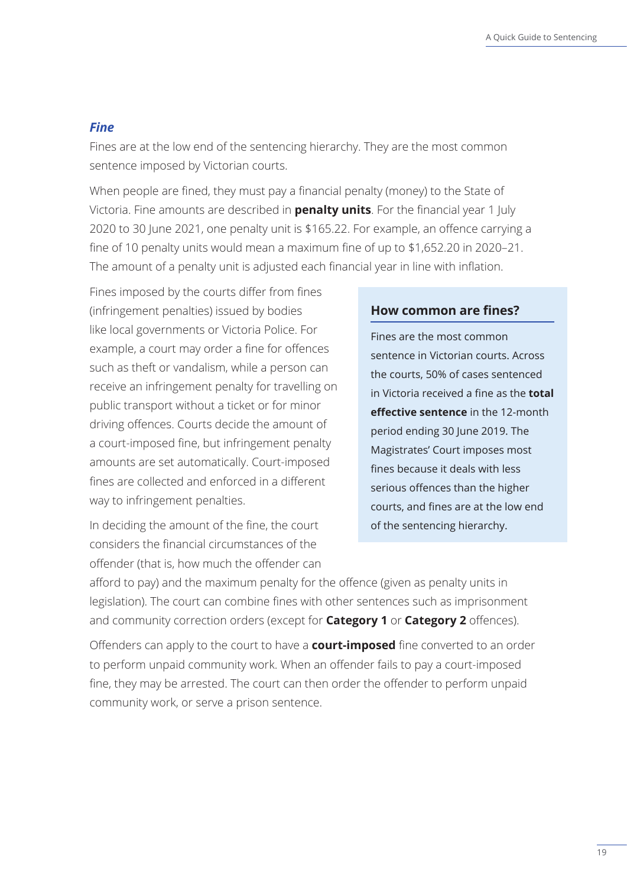### *Fine*

Fines are at the low end of the sentencing hierarchy. They are the most common sentence imposed by Victorian courts.

When people are fined, they must pay a financial penalty (money) to the State of Victoria. Fine amounts are described in **penalty units**. For the financial year 1 July 2020 to 30 June 2021, one penalty unit is $165.22. For example, an offence carrying a fine of 10 penalty units would mean a maximum fine of up to $1,652.20 in 2020–21. The amount of a penalty unit is adjusted each financial year in line with inflation.

Fines imposed by the courts differ from fines (infringement penalties) issued by bodies like local governments or Victoria Police. For example, a court may order a fine for offences such as theft or vandalism, while a person can receive an infringement penalty for travelling on public transport without a ticket or for minor driving offences. Courts decide the amount of a court-imposed fine, but infringement penalty amounts are set automatically. Court-imposed fines are collected and enforced in a different way to infringement penalties.

In deciding the amount of the fine, the court considers the financial circumstances of the offender (that is, how much the offender can afford to pay) and the maximum penalty for the offence (given as penalty units in legislation). The court can combine fines with other sentences such as imprisonment and community correction orders (except for **Category 1** or **Category 2** offences).

Offenders can apply to the court to have a **court-imposed** fine converted to an order to perform unpaid community work. When an offender fails to pay a court-imposed fine, they may be arrested. The court can then order the offender to perform unpaid community work, or serve a prison sentence.

#### How common are fines?

Fines are the most common sentence in Victorian courts. Across the courts, 50% of cases sentenced in Victoria received a fine as the **total effective sentence** in the 12-month period ending 30 June 2019. The Magistrates' Court imposes most fines because it deals with less serious offences than the higher courts, and fines are at the low end of the sentencing hierarchy.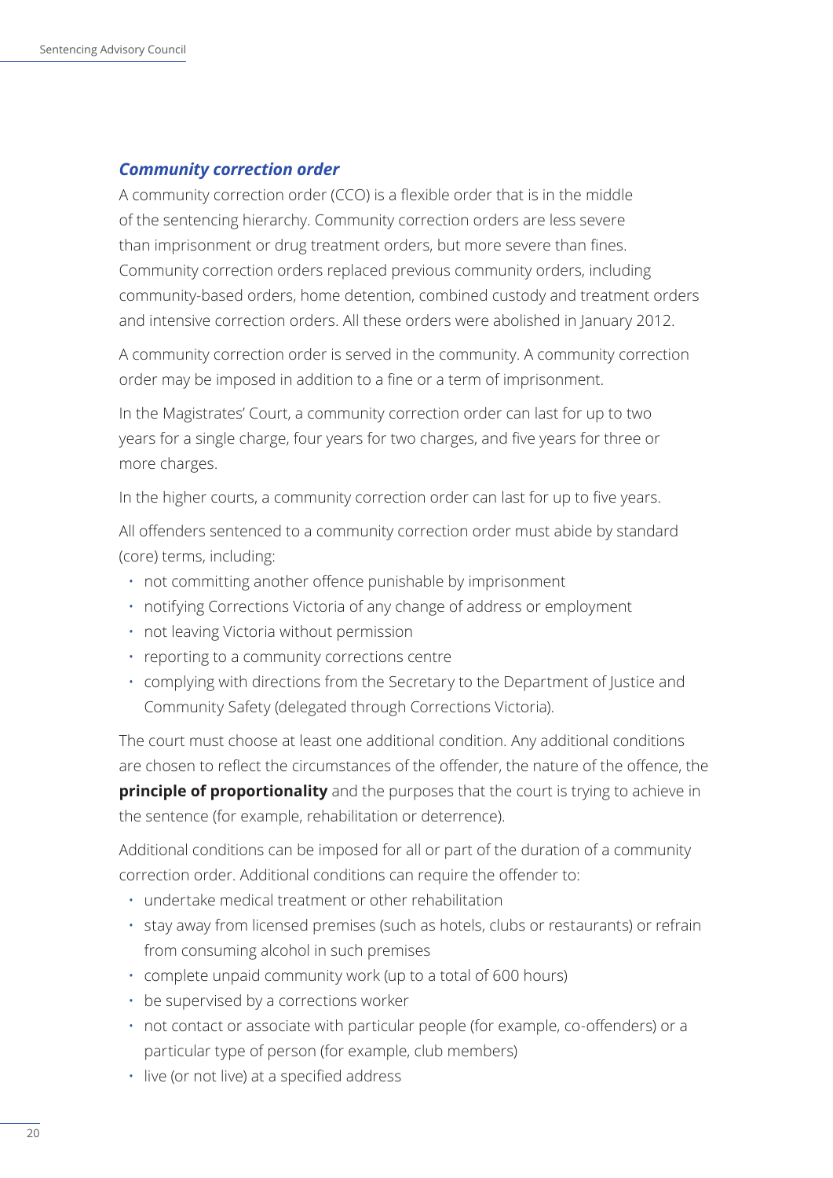### *Community correction order*

A community correction order (CCO) is a flexible order that is in the middle of the sentencing hierarchy. Community correction orders are less severe than imprisonment or drug treatment orders, but more severe than fines. Community correction orders replaced previous community orders, including community-based orders, home detention, combined custody and treatment orders and intensive correction orders. All these orders were abolished in January 2012.

A community correction order is served in the community. A community correction order may be imposed in addition to a fine or a term of imprisonment.

In the Magistrates' Court, a community correction order can last for up to two years for a single charge, four years for two charges, and five years for three or more charges.

In the higher courts, a community correction order can last for up to five years.

All offenders sentenced to a community correction order must abide by standard (core) terms, including:

- not committing another offence punishable by imprisonment
- notifying Corrections Victoria of any change of address or employment
- not leaving Victoria without permission
- reporting to a community corrections centre
- complying with directions from the Secretary to the Department of Justice and Community Safety (delegated through Corrections Victoria).

The court must choose at least one additional condition. Any additional conditions are chosen to reflect the circumstances of the offender, the nature of the offence, the **principle of proportionality** and the purposes that the court is trying to achieve in the sentence (for example, rehabilitation or deterrence).

Additional conditions can be imposed for all or part of the duration of a community correction order. Additional conditions can require the offender to:

- undertake medical treatment or other rehabilitation
- stay away from licensed premises (such as hotels, clubs or restaurants) or refrain from consuming alcohol in such premises
- complete unpaid community work (up to a total of 600 hours)
- be supervised by a corrections worker
- not contact or associate with particular people (for example, co-offenders) or a particular type of person (for example, club members)
- live (or not live) at a specified address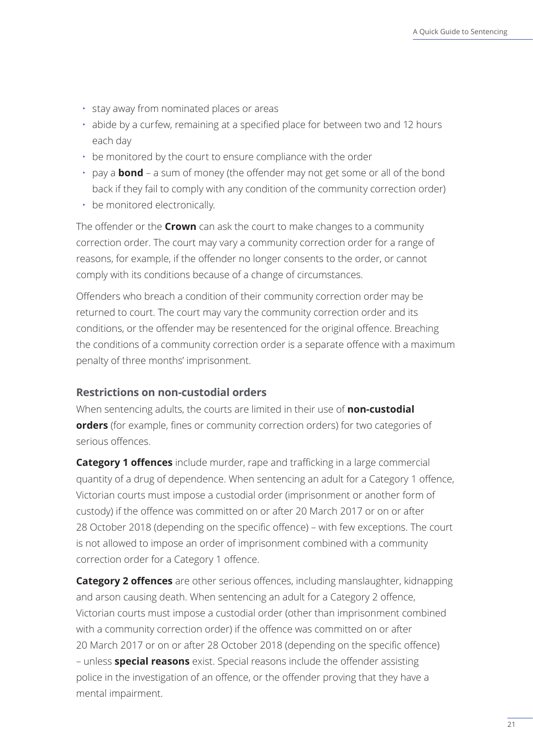- stay away from nominated places or areas
- abide by a curfew, remaining at a specified place for between two and 12 hours each day
- be monitored by the court to ensure compliance with the order
- pay a **bond** – a sum of money (the offender may not get some or all of the bond back if they fail to comply with any condition of the community correction order)
- be monitored electronically.

The offender or the **Crown** can ask the court to make changes to a community correction order. The court may vary a community correction order for a range of reasons, for example, if the offender no longer consents to the order, or cannot comply with its conditions because of a change of circumstances.

Offenders who breach a condition of their community correction order may be returned to court. The court may vary the community correction order and its conditions, or the offender may be resentenced for the original offence. Breaching the conditions of a community correction order is a separate offence with a maximum penalty of three months' imprisonment.

### Restrictions on non-custodial orders

When sentencing adults, the courts are limited in their use of **non-custodial orders** (for example, fines or community correction orders) for two categories of serious offences.

**Category 1 offences** include murder, rape and trafficking in a large commercial quantity of a drug of dependence. When sentencing an adult for a Category 1 offence, Victorian courts must impose a custodial order (imprisonment or another form of custody) if the offence was committed on or after 20 March 2017 or on or after 28 October 2018 (depending on the specific offence) – with few exceptions. The court is not allowed to impose an order of imprisonment combined with a community correction order for a Category 1 offence.

**Category 2 offences** are other serious offences, including manslaughter, kidnapping and arson causing death. When sentencing an adult for a Category 2 offence, Victorian courts must impose a custodial order (other than imprisonment combined with a community correction order) if the offence was committed on or after 20 March 2017 or on or after 28 October 2018 (depending on the specific offence) – unless **special reasons** exist. Special reasons include the offender assisting police in the investigation of an offence, or the offender proving that they have a mental impairment.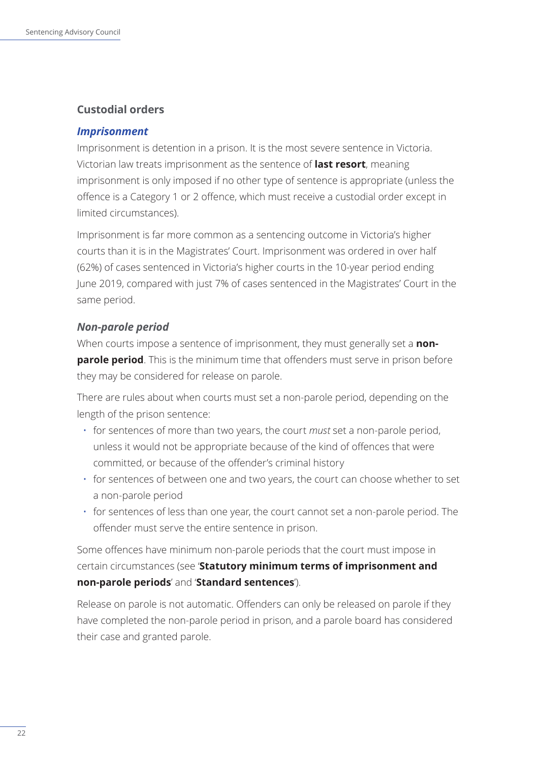## Custodial orders

### *Imprisonment*

Imprisonment is detention in a prison. It is the most severe sentence in Victoria. Victorian law treats imprisonment as the sentence of **last resort**, meaning imprisonment is only imposed if no other type of sentence is appropriate (unless the offence is a Category 1 or 2 offence, which must receive a custodial order except in limited circumstances).

Imprisonment is far more common as a sentencing outcome in Victoria's higher courts than it is in the Magistrates' Court. Imprisonment was ordered in over half (62%) of cases sentenced in Victoria's higher courts in the 10-year period ending June 2019, compared with just 7% of cases sentenced in the Magistrates' Court in the same period.

### *Non-parole period*

When courts impose a sentence of imprisonment, they must generally set a **non-parole period**. This is the minimum time that offenders must serve in prison before they may be considered for release on parole.

There are rules about when courts must set a non-parole period, depending on the length of the prison sentence:

- for sentences of more than two years, the court *must* set a non-parole period, unless it would not be appropriate because of the kind of offences that were committed, or because of the offender's criminal history
- for sentences of between one and two years, the court can choose whether to set a non-parole period
- for sentences of less than one year, the court cannot set a non-parole period. The offender must serve the entire sentence in prison.

Some offences have minimum non-parole periods that the court must impose in certain circumstances (see '**Statutory minimum terms of imprisonment and non-parole periods**' and '**Standard sentences**').

Release on parole is not automatic. Offenders can only be released on parole if they have completed the non-parole period in prison, and a parole board has considered their case and granted parole.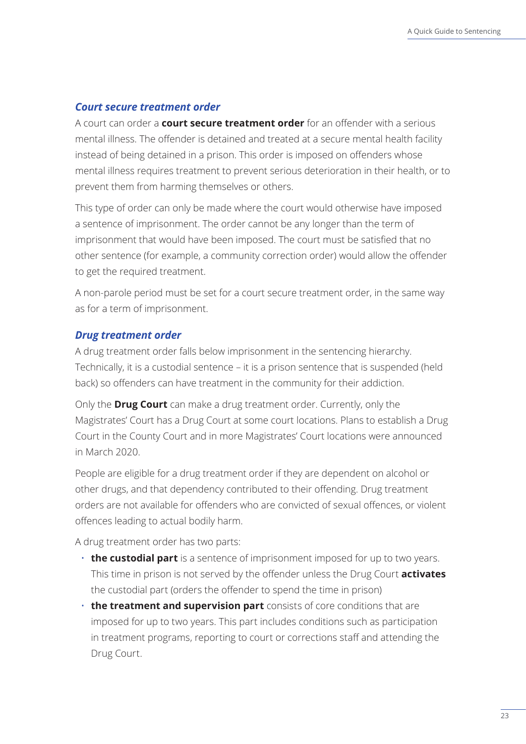### *Court secure treatment order*

A court can order a **court secure treatment order** for an offender with a serious mental illness. The offender is detained and treated at a secure mental health facility instead of being detained in a prison. This order is imposed on offenders whose mental illness requires treatment to prevent serious deterioration in their health, or to prevent them from harming themselves or others.

This type of order can only be made where the court would otherwise have imposed a sentence of imprisonment. The order cannot be any longer than the term of imprisonment that would have been imposed. The court must be satisfied that no other sentence (for example, a community correction order) would allow the offender to get the required treatment.

A non-parole period must be set for a court secure treatment order, in the same way as for a term of imprisonment.

### *Drug treatment order*

A drug treatment order falls below imprisonment in the sentencing hierarchy. Technically, it is a custodial sentence – it is a prison sentence that is suspended (held back) so offenders can have treatment in the community for their addiction.

Only the **Drug Court** can make a drug treatment order. Currently, only the Magistrates' Court has a Drug Court at some court locations. Plans to establish a Drug Court in the County Court and in more Magistrates' Court locations were announced in March 2020.

People are eligible for a drug treatment order if they are dependent on alcohol or other drugs, and that dependency contributed to their offending. Drug treatment orders are not available for offenders who are convicted of sexual offences, or violent offences leading to actual bodily harm.

A drug treatment order has two parts:

- **the custodial part** is a sentence of imprisonment imposed for up to two years. This time in prison is not served by the offender unless the Drug Court **activates** the custodial part (orders the offender to spend the time in prison)
- **the treatment and supervision part** consists of core conditions that are imposed for up to two years. This part includes conditions such as participation in treatment programs, reporting to court or corrections staff and attending the Drug Court.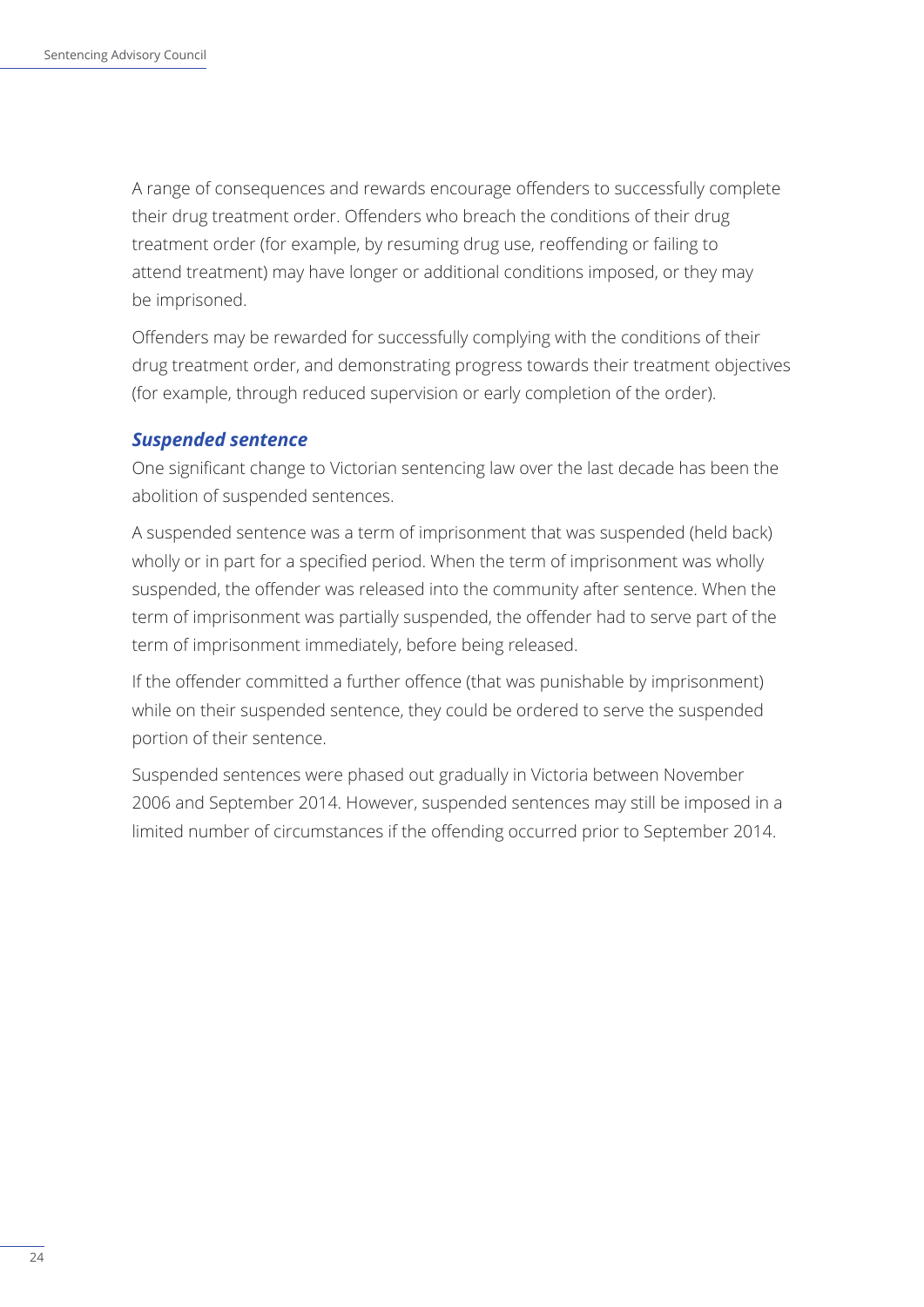A range of consequences and rewards encourage offenders to successfully complete their drug treatment order. Offenders who breach the conditions of their drug treatment order (for example, by resuming drug use, reoffending or failing to attend treatment) may have longer or additional conditions imposed, or they may be imprisoned.

Offenders may be rewarded for successfully complying with the conditions of their drug treatment order, and demonstrating progress towards their treatment objectives (for example, through reduced supervision or early completion of the order).

### *Suspended sentence*

One significant change to Victorian sentencing law over the last decade has been the abolition of suspended sentences.

A suspended sentence was a term of imprisonment that was suspended (held back) wholly or in part for a specified period. When the term of imprisonment was wholly suspended, the offender was released into the community after sentence. When the term of imprisonment was partially suspended, the offender had to serve part of the term of imprisonment immediately, before being released.

If the offender committed a further offence (that was punishable by imprisonment) while on their suspended sentence, they could be ordered to serve the suspended portion of their sentence.

Suspended sentences were phased out gradually in Victoria between November 2006 and September 2014. However, suspended sentences may still be imposed in a limited number of circumstances if the offending occurred prior to September 2014.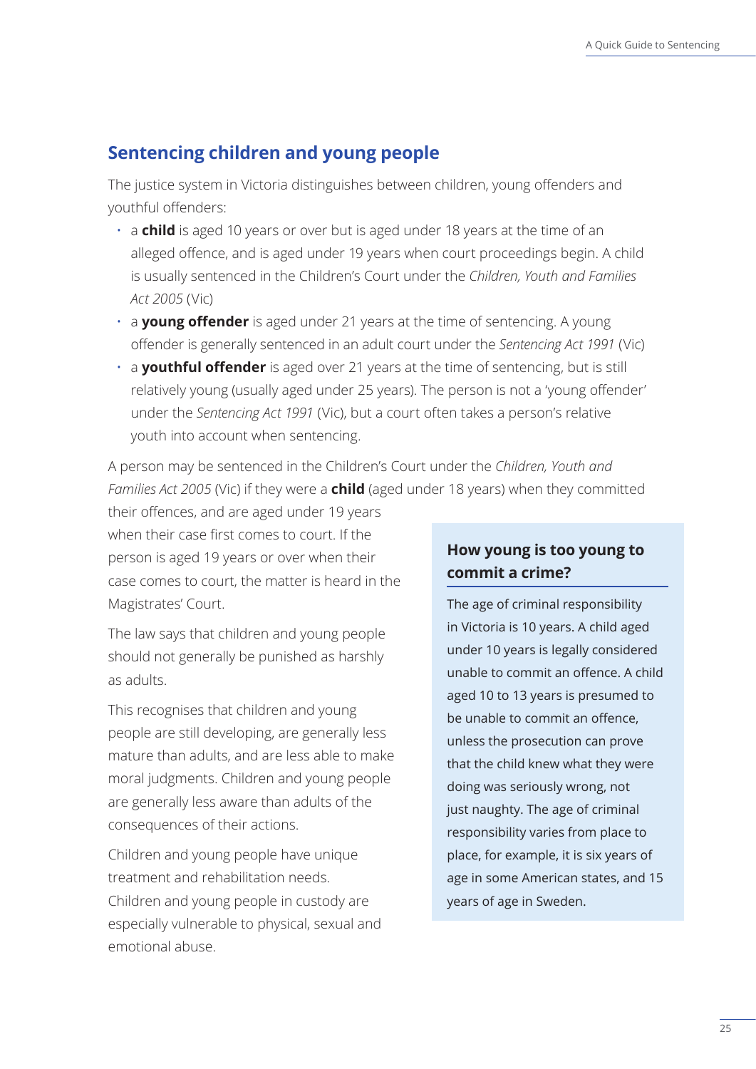## Sentencing children and young people

The justice system in Victoria distinguishes between children, young offenders and youthful offenders:

- a **child** is aged 10 years or over but is aged under 18 years at the time of an alleged offence, and is aged under 19 years when court proceedings begin. A child is usually sentenced in the Children's Court under the *Children, Youth and Families Act 2005* (Vic)
- a **young offender** is aged under 21 years at the time of sentencing. A young offender is generally sentenced in an adult court under the *Sentencing Act 1991* (Vic)
- a **youthful offender** is aged over 21 years at the time of sentencing, but is still relatively young (usually aged under 25 years). The person is not a 'young offender' under the *Sentencing Act 1991* (Vic), but a court often takes a person's relative youth into account when sentencing.

A person may be sentenced in the Children's Court under the *Children, Youth and Families Act 2005* (Vic) if they were a **child** (aged under 18 years) when they committed their offences, and are aged under 19 years when their case first comes to court. If the person is aged 19 years or over when their case comes to court, the matter is heard in the Magistrates' Court.

The law says that children and young people should not generally be punished as harshly as adults.

This recognises that children and young people are still developing, are generally less mature than adults, and are less able to make moral judgments. Children and young people are generally less aware than adults of the consequences of their actions.

Children and young people have unique treatment and rehabilitation needs. Children and young people in custody are especially vulnerable to physical, sexual and emotional abuse.

### How young is too young to commit a crime?

The age of criminal responsibility in Victoria is 10 years. A child aged under 10 years is legally considered unable to commit an offence. A child aged 10 to 13 years is presumed to be unable to commit an offence, unless the prosecution can prove that the child knew what they were doing was seriously wrong, not just naughty. The age of criminal responsibility varies from place to place, for example, it is six years of age in some American states, and 15 years of age in Sweden.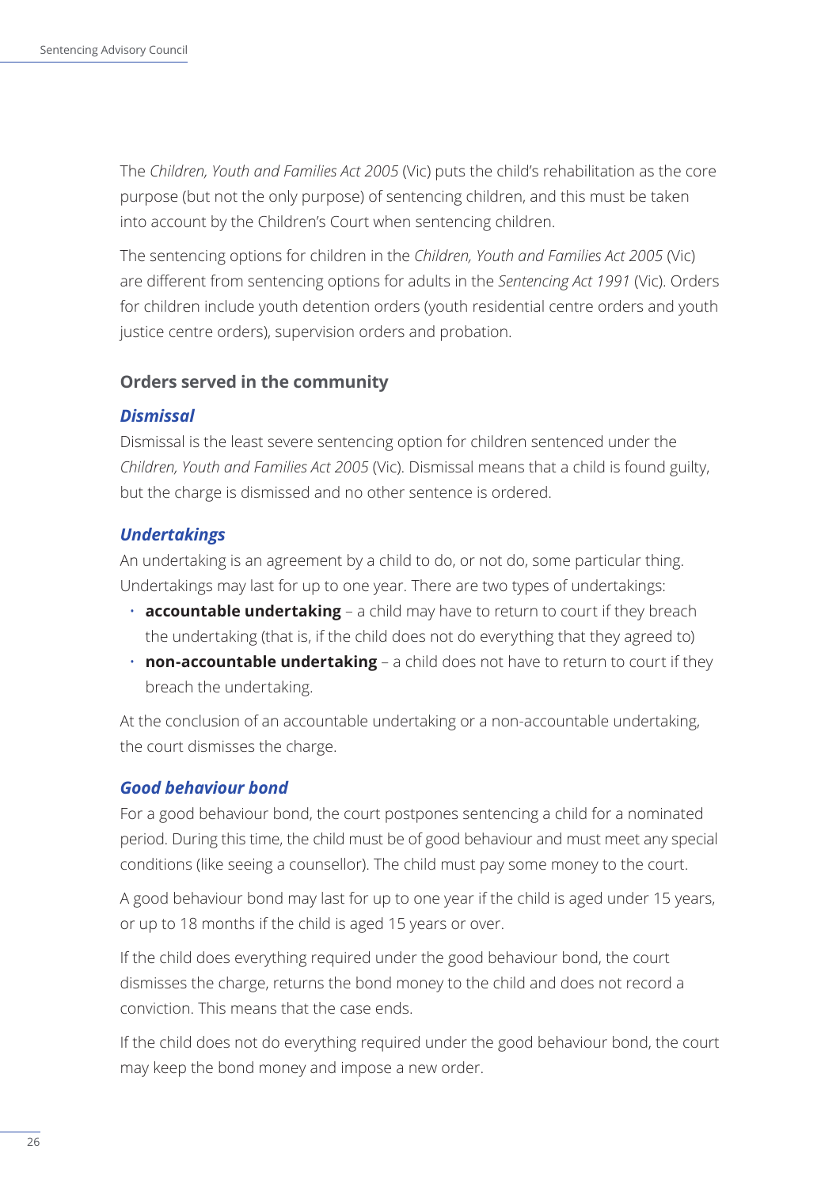The *Children, Youth and Families Act 2005* (Vic) puts the child's rehabilitation as the core purpose (but not the only purpose) of sentencing children, and this must be taken into account by the Children's Court when sentencing children.

The sentencing options for children in the *Children, Youth and Families Act 2005* (Vic) are different from sentencing options for adults in the *Sentencing Act 1991* (Vic). Orders for children include youth detention orders (youth residential centre orders and youth justice centre orders), supervision orders and probation.

### Orders served in the community

#### *Dismissal*

Dismissal is the least severe sentencing option for children sentenced under the *Children, Youth and Families Act 2005* (Vic). Dismissal means that a child is found guilty, but the charge is dismissed and no other sentence is ordered.

#### *Undertakings*

An undertaking is an agreement by a child to do, or not do, some particular thing. Undertakings may last for up to one year. There are two types of undertakings:

- **accountable undertaking** – a child may have to return to court if they breach the undertaking (that is, if the child does not do everything that they agreed to)
- **non-accountable undertaking** – a child does not have to return to court if they breach the undertaking.

At the conclusion of an accountable undertaking or a non-accountable undertaking, the court dismisses the charge.

#### *Good behaviour bond*

For a good behaviour bond, the court postpones sentencing a child for a nominated period. During this time, the child must be of good behaviour and must meet any special conditions (like seeing a counsellor). The child must pay some money to the court.

A good behaviour bond may last for up to one year if the child is aged under 15 years, or up to 18 months if the child is aged 15 years or over.

If the child does everything required under the good behaviour bond, the court dismisses the charge, returns the bond money to the child and does not record a conviction. This means that the case ends.

If the child does not do everything required under the good behaviour bond, the court may keep the bond money and impose a new order.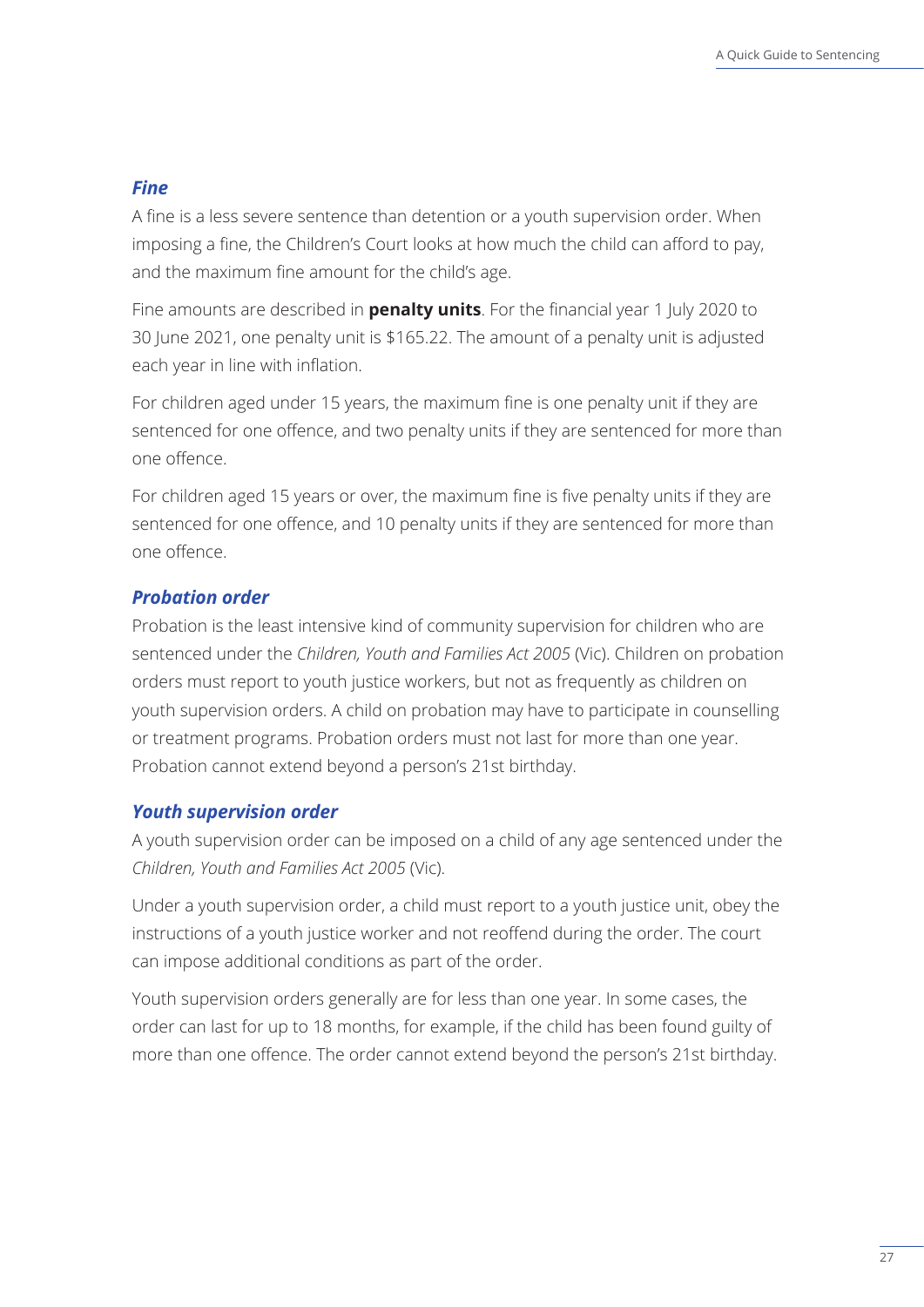### *Fine*

A fine is a less severe sentence than detention or a youth supervision order. When imposing a fine, the Children's Court looks at how much the child can afford to pay, and the maximum fine amount for the child's age.

Fine amounts are described in **penalty units**. For the financial year 1 July 2020 to 30 June 2021, one penalty unit is $165.22. The amount of a penalty unit is adjusted each year in line with inflation.

For children aged under 15 years, the maximum fine is one penalty unit if they are sentenced for one offence, and two penalty units if they are sentenced for more than one offence.

For children aged 15 years or over, the maximum fine is five penalty units if they are sentenced for one offence, and 10 penalty units if they are sentenced for more than one offence.

### *Probation order*

Probation is the least intensive kind of community supervision for children who are sentenced under the *Children, Youth and Families Act 2005* (Vic). Children on probation orders must report to youth justice workers, but not as frequently as children on youth supervision orders. A child on probation may have to participate in counselling or treatment programs. Probation orders must not last for more than one year. Probation cannot extend beyond a person's 21st birthday.

### *Youth supervision order*

A youth supervision order can be imposed on a child of any age sentenced under the *Children, Youth and Families Act 2005* (Vic).

Under a youth supervision order, a child must report to a youth justice unit, obey the instructions of a youth justice worker and not reoffend during the order. The court can impose additional conditions as part of the order.

Youth supervision orders generally are for less than one year. In some cases, the order can last for up to 18 months, for example, if the child has been found guilty of more than one offence. The order cannot extend beyond the person's 21st birthday.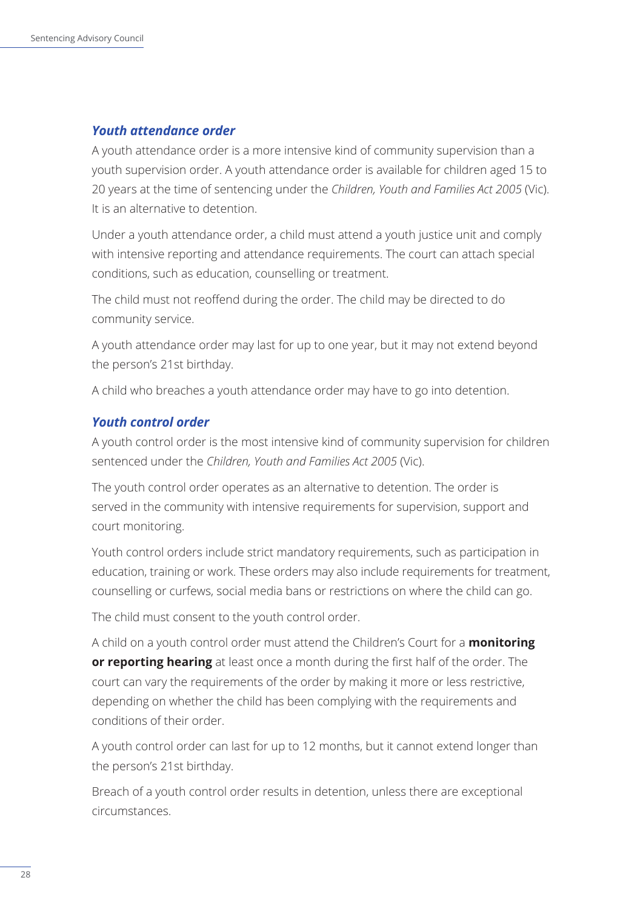### *Youth attendance order*

A youth attendance order is a more intensive kind of community supervision than a youth supervision order. A youth attendance order is available for children aged 15 to 20 years at the time of sentencing under the *Children, Youth and Families Act 2005* (Vic). It is an alternative to detention.

Under a youth attendance order, a child must attend a youth justice unit and comply with intensive reporting and attendance requirements. The court can attach special conditions, such as education, counselling or treatment.

The child must not reoffend during the order. The child may be directed to do community service.

A youth attendance order may last for up to one year, but it may not extend beyond the person's 21st birthday.

A child who breaches a youth attendance order may have to go into detention.

### *Youth control order*

A youth control order is the most intensive kind of community supervision for children sentenced under the *Children, Youth and Families Act 2005* (Vic).

The youth control order operates as an alternative to detention. The order is served in the community with intensive requirements for supervision, support and court monitoring.

Youth control orders include strict mandatory requirements, such as participation in education, training or work. These orders may also include requirements for treatment, counselling or curfews, social media bans or restrictions on where the child can go.

The child must consent to the youth control order.

A child on a youth control order must attend the Children's Court for a **monitoring or reporting hearing** at least once a month during the first half of the order. The court can vary the requirements of the order by making it more or less restrictive, depending on whether the child has been complying with the requirements and conditions of their order.

A youth control order can last for up to 12 months, but it cannot extend longer than the person's 21st birthday.

Breach of a youth control order results in detention, unless there are exceptional circumstances.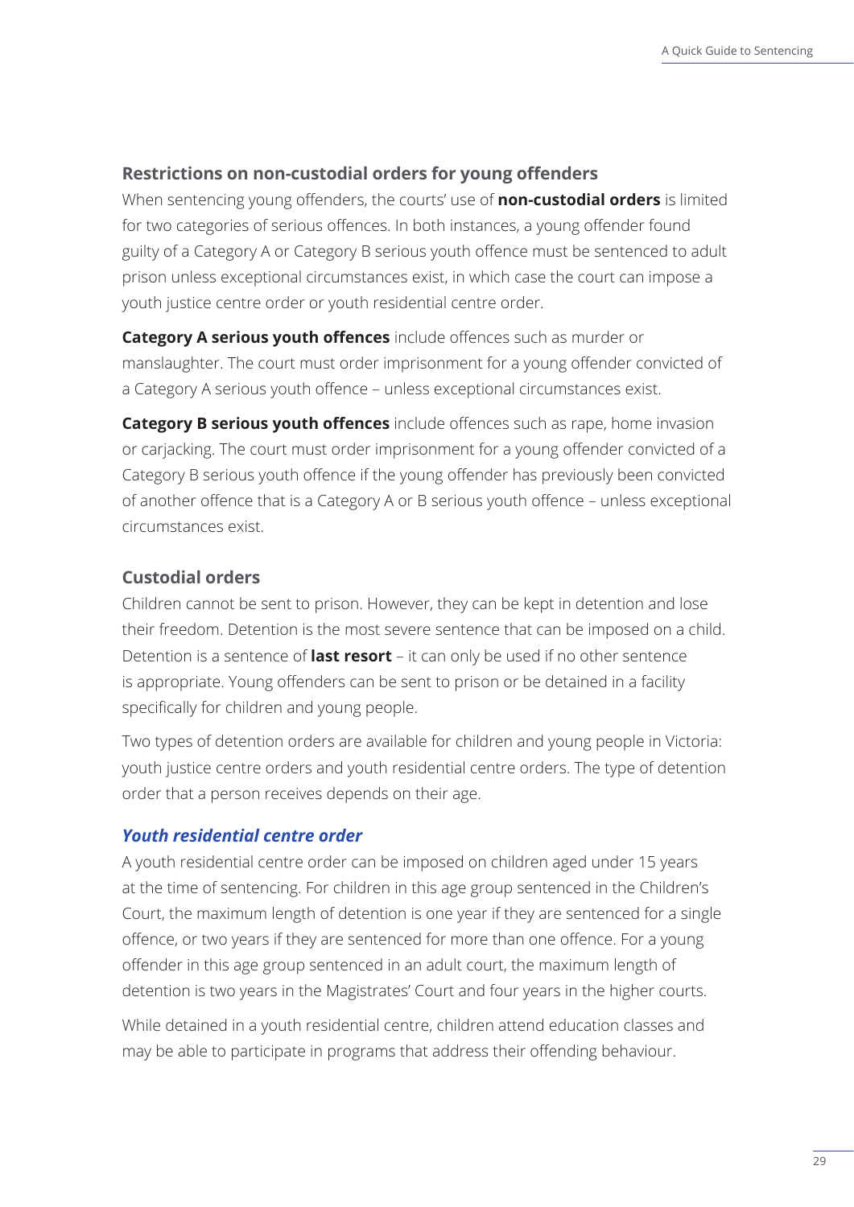### Restrictions on non-custodial orders for young offenders

When sentencing young offenders, the courts' use of **non-custodial orders** is limited for two categories of serious offences. In both instances, a young offender found guilty of a Category A or Category B serious youth offence must be sentenced to adult prison unless exceptional circumstances exist, in which case the court can impose a youth justice centre order or youth residential centre order.

**Category A serious youth offences** include offences such as murder or manslaughter. The court must order imprisonment for a young offender convicted of a Category A serious youth offence – unless exceptional circumstances exist.

**Category B serious youth offences** include offences such as rape, home invasion or carjacking. The court must order imprisonment for a young offender convicted of a Category B serious youth offence if the young offender has previously been convicted of another offence that is a Category A or B serious youth offence – unless exceptional circumstances exist.

### Custodial orders

Children cannot be sent to prison. However, they can be kept in detention and lose their freedom. Detention is the most severe sentence that can be imposed on a child. Detention is a sentence of **last resort** – it can only be used if no other sentence is appropriate. Young offenders can be sent to prison or be detained in a facility specifically for children and young people.

Two types of detention orders are available for children and young people in Victoria: youth justice centre orders and youth residential centre orders. The type of detention order that a person receives depends on their age.

#### *Youth residential centre order*

A youth residential centre order can be imposed on children aged under 15 years at the time of sentencing. For children in this age group sentenced in the Children's Court, the maximum length of detention is one year if they are sentenced for a single offence, or two years if they are sentenced for more than one offence. For a young offender in this age group sentenced in an adult court, the maximum length of detention is two years in the Magistrates' Court and four years in the higher courts.

While detained in a youth residential centre, children attend education classes and may be able to participate in programs that address their offending behaviour.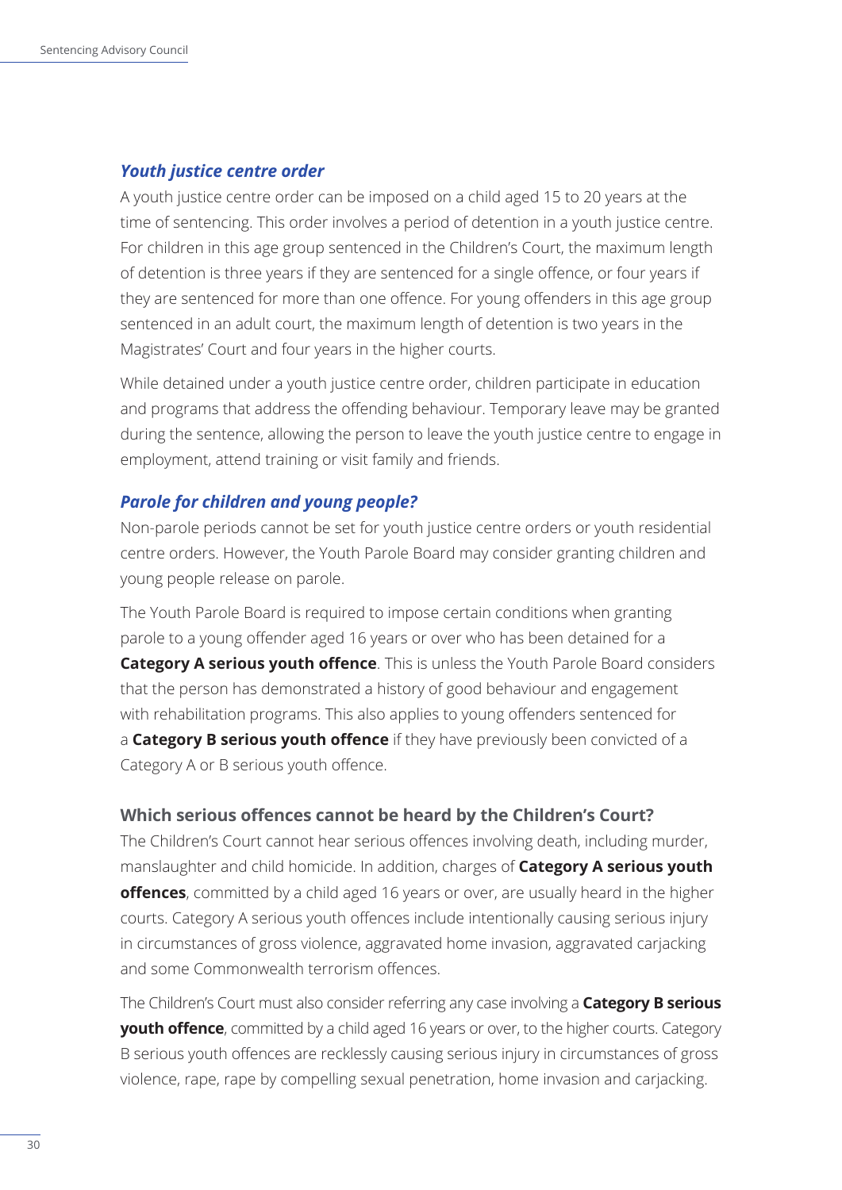### *Youth justice centre order*

A youth justice centre order can be imposed on a child aged 15 to 20 years at the time of sentencing. This order involves a period of detention in a youth justice centre. For children in this age group sentenced in the Children's Court, the maximum length of detention is three years if they are sentenced for a single offence, or four years if they are sentenced for more than one offence. For young offenders in this age group sentenced in an adult court, the maximum length of detention is two years in the Magistrates' Court and four years in the higher courts.

While detained under a youth justice centre order, children participate in education and programs that address the offending behaviour. Temporary leave may be granted during the sentence, allowing the person to leave the youth justice centre to engage in employment, attend training or visit family and friends.

### *Parole for children and young people?*

Non-parole periods cannot be set for youth justice centre orders or youth residential centre orders. However, the Youth Parole Board may consider granting children and young people release on parole.

The Youth Parole Board is required to impose certain conditions when granting parole to a young offender aged 16 years or over who has been detained for a **Category A serious youth offence**. This is unless the Youth Parole Board considers that the person has demonstrated a history of good behaviour and engagement with rehabilitation programs. This also applies to young offenders sentenced for a **Category B serious youth offence** if they have previously been convicted of a Category A or B serious youth offence.

### Which serious offences cannot be heard by the Children's Court?

The Children's Court cannot hear serious offences involving death, including murder, manslaughter and child homicide. In addition, charges of **Category A serious youth offences**, committed by a child aged 16 years or over, are usually heard in the higher courts. Category A serious youth offences include intentionally causing serious injury in circumstances of gross violence, aggravated home invasion, aggravated carjacking and some Commonwealth terrorism offences.

The Children's Court must also consider referring any case involving a **Category B serious youth offence**, committed by a child aged 16 years or over, to the higher courts. Category B serious youth offences are recklessly causing serious injury in circumstances of gross violence, rape, rape by compelling sexual penetration, home invasion and carjacking.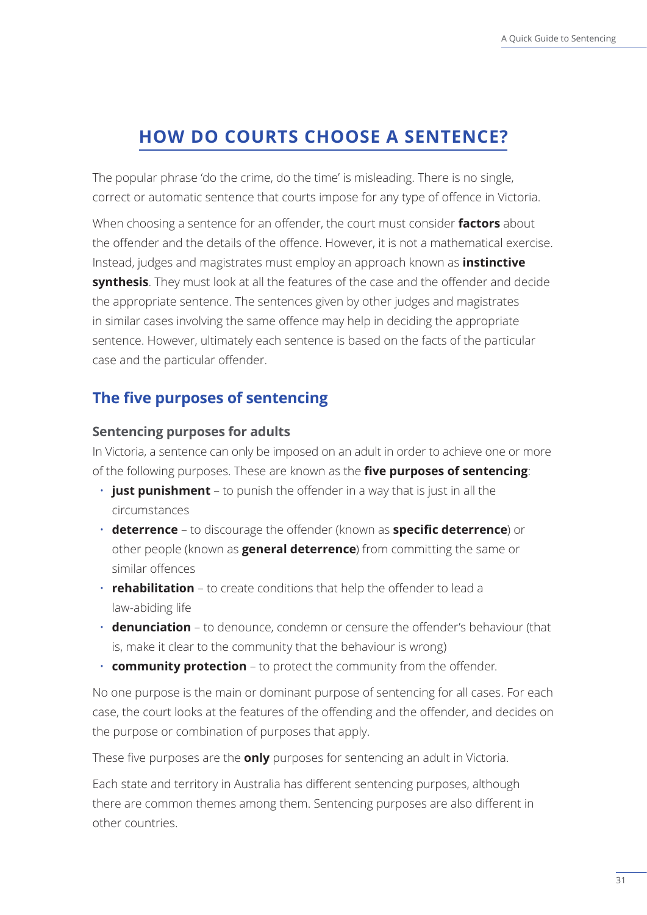# HOW DO COURTS CHOOSE A SENTENCE?

The popular phrase 'do the crime, do the time' is misleading. There is no single, correct or automatic sentence that courts impose for any type of offence in Victoria.

When choosing a sentence for an offender, the court must consider **factors** about the offender and the details of the offence. However, it is not a mathematical exercise. Instead, judges and magistrates must employ an approach known as **instinctive synthesis**. They must look at all the features of the case and the offender and decide the appropriate sentence. The sentences given by other judges and magistrates in similar cases involving the same offence may help in deciding the appropriate sentence. However, ultimately each sentence is based on the facts of the particular case and the particular offender.

## The five purposes of sentencing

### Sentencing purposes for adults

In Victoria, a sentence can only be imposed on an adult in order to achieve one or more of the following purposes. These are known as the **five purposes of sentencing**:

- **just punishment** – to punish the offender in a way that is just in all the circumstances
- **deterrence** – to discourage the offender (known as **specific deterrence**) or other people (known as **general deterrence**) from committing the same or similar offences
- **rehabilitation** – to create conditions that help the offender to lead a law-abiding life
- **denunciation** – to denounce, condemn or censure the offender's behaviour (that is, make it clear to the community that the behaviour is wrong)
- **community protection** – to protect the community from the offender.

No one purpose is the main or dominant purpose of sentencing for all cases. For each case, the court looks at the features of the offending and the offender, and decides on the purpose or combination of purposes that apply.

These five purposes are the **only** purposes for sentencing an adult in Victoria.

Each state and territory in Australia has different sentencing purposes, although there are common themes among them. Sentencing purposes are also different in other countries.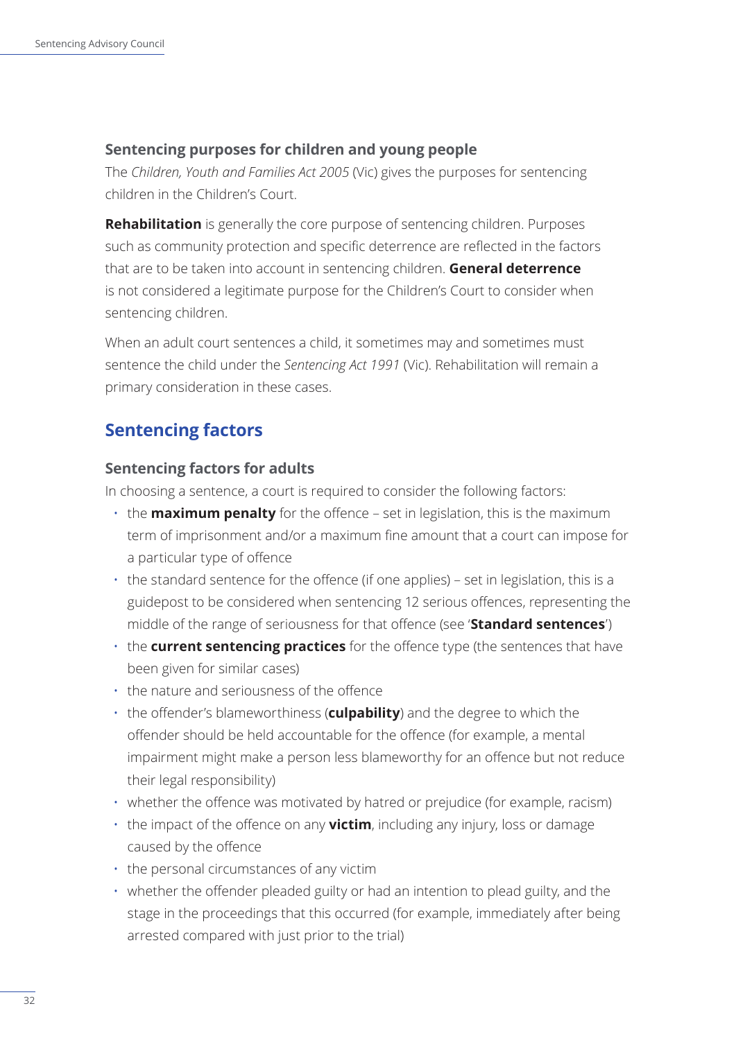### Sentencing purposes for children and young people

The *Children, Youth and Families Act 2005* (Vic) gives the purposes for sentencing children in the Children's Court.

**Rehabilitation** is generally the core purpose of sentencing children. Purposes such as community protection and specific deterrence are reflected in the factors that are to be taken into account in sentencing children. **General deterrence** is not considered a legitimate purpose for the Children's Court to consider when sentencing children.

When an adult court sentences a child, it sometimes may and sometimes must sentence the child under the *Sentencing Act 1991* (Vic). Rehabilitation will remain a primary consideration in these cases.

## Sentencing factors

### Sentencing factors for adults

In choosing a sentence, a court is required to consider the following factors:

- the **maximum penalty** for the offence – set in legislation, this is the maximum term of imprisonment and/or a maximum fine amount that a court can impose for a particular type of offence
- the standard sentence for the offence (if one applies) – set in legislation, this is a guidepost to be considered when sentencing 12 serious offences, representing the middle of the range of seriousness for that offence (see '**Standard sentences**')
- the **current sentencing practices** for the offence type (the sentences that have been given for similar cases)
- the nature and seriousness of the offence
- the offender's blameworthiness (**culpability**) and the degree to which the offender should be held accountable for the offence (for example, a mental impairment might make a person less blameworthy for an offence but not reduce their legal responsibility)
- whether the offence was motivated by hatred or prejudice (for example, racism)
- the impact of the offence on any **victim**, including any injury, loss or damage caused by the offence
- the personal circumstances of any victim
- whether the offender pleaded guilty or had an intention to plead guilty, and the stage in the proceedings that this occurred (for example, immediately after being arrested compared with just prior to the trial)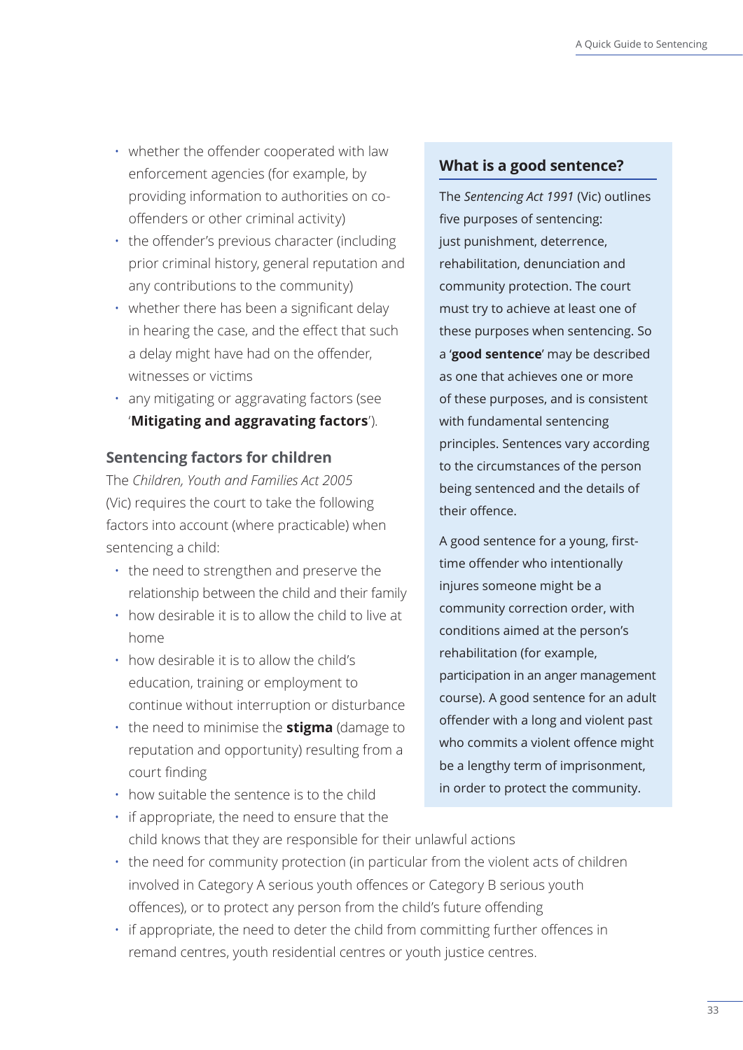- whether the offender cooperated with law enforcement agencies (for example, by providing information to authorities on co-offenders or other criminal activity)
- the offender's previous character (including prior criminal history, general reputation and any contributions to the community)
- whether there has been a significant delay in hearing the case, and the effect that such a delay might have had on the offender, witnesses or victims
- any mitigating or aggravating factors (see '**Mitigating and aggravating factors**').

### Sentencing factors for children

The *Children, Youth and Families Act 2005* (Vic) requires the court to take the following factors into account (where practicable) when sentencing a child:

- the need to strengthen and preserve the relationship between the child and their family
- how desirable it is to allow the child to live at home
- how desirable it is to allow the child's education, training or employment to continue without interruption or disturbance
- the need to minimise the **stigma** (damage to reputation and opportunity) resulting from a court finding
- how suitable the sentence is to the child
- if appropriate, the need to ensure that the child knows that they are responsible for their unlawful actions
- the need for community protection (in particular from the violent acts of children involved in Category A serious youth offences or Category B serious youth offences), or to protect any person from the child's future offending
- if appropriate, the need to deter the child from committing further offences in remand centres, youth residential centres or youth justice centres.

### What is a good sentence?

The *Sentencing Act 1991* (Vic) outlines five purposes of sentencing: just punishment, deterrence, rehabilitation, denunciation and community protection. The court must try to achieve at least one of these purposes when sentencing. So a '**good sentence**' may be described as one that achieves one or more of these purposes, and is consistent with fundamental sentencing principles. Sentences vary according to the circumstances of the person being sentenced and the details of their offence.

A good sentence for a young, first-time offender who intentionally injures someone might be a community correction order, with conditions aimed at the person's rehabilitation (for example, participation in an anger management course). A good sentence for an adult offender with a long and violent past who commits a violent offence might be a lengthy term of imprisonment, in order to protect the community.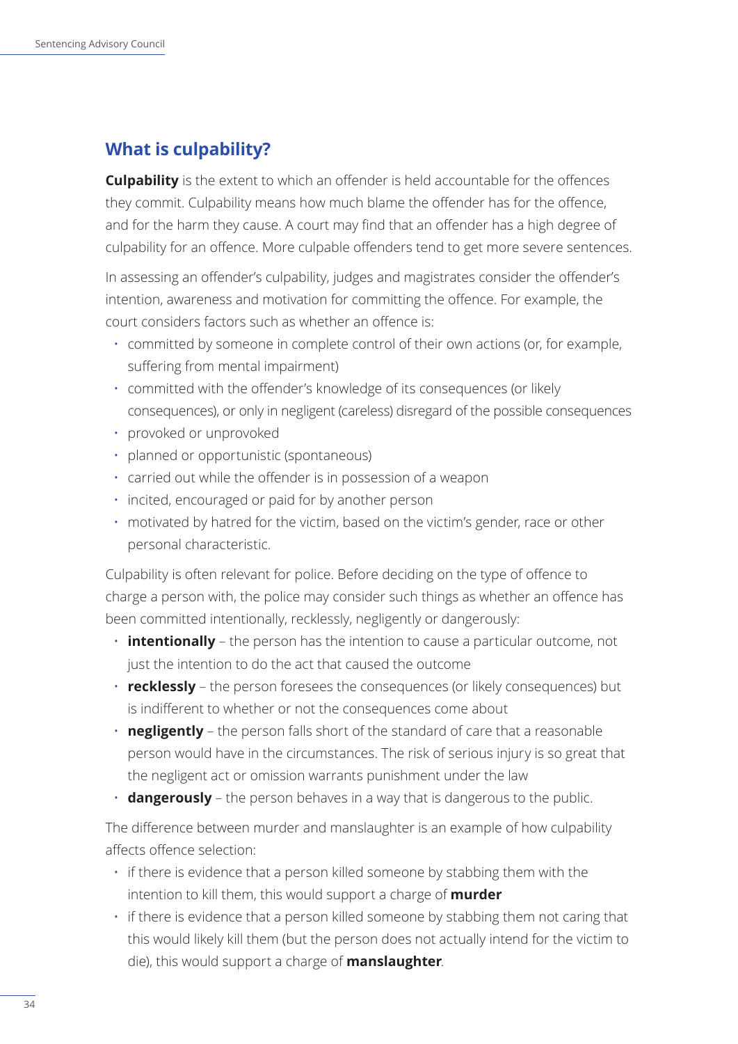## What is culpability?

**Culpability** is the extent to which an offender is held accountable for the offences they commit. Culpability means how much blame the offender has for the offence, and for the harm they cause. A court may find that an offender has a high degree of culpability for an offence. More culpable offenders tend to get more severe sentences.

In assessing an offender's culpability, judges and magistrates consider the offender's intention, awareness and motivation for committing the offence. For example, the court considers factors such as whether an offence is:

- committed by someone in complete control of their own actions (or, for example, suffering from mental impairment)
- committed with the offender's knowledge of its consequences (or likely consequences), or only in negligent (careless) disregard of the possible consequences
- provoked or unprovoked
- planned or opportunistic (spontaneous)
- carried out while the offender is in possession of a weapon
- incited, encouraged or paid for by another person
- motivated by hatred for the victim, based on the victim's gender, race or other personal characteristic.

Culpability is often relevant for police. Before deciding on the type of offence to charge a person with, the police may consider such things as whether an offence has been committed intentionally, recklessly, negligently or dangerously:

- **intentionally** – the person has the intention to cause a particular outcome, not just the intention to do the act that caused the outcome
- **recklessly** – the person foresees the consequences (or likely consequences) but is indifferent to whether or not the consequences come about
- **negligently** – the person falls short of the standard of care that a reasonable person would have in the circumstances. The risk of serious injury is so great that the negligent act or omission warrants punishment under the law
- **dangerously** – the person behaves in a way that is dangerous to the public.

The difference between murder and manslaughter is an example of how culpability affects offence selection:

- if there is evidence that a person killed someone by stabbing them with the intention to kill them, this would support a charge of **murder**
- if there is evidence that a person killed someone by stabbing them not caring that this would likely kill them (but the person does not actually intend for the victim to die), this would support a charge of **manslaughter**.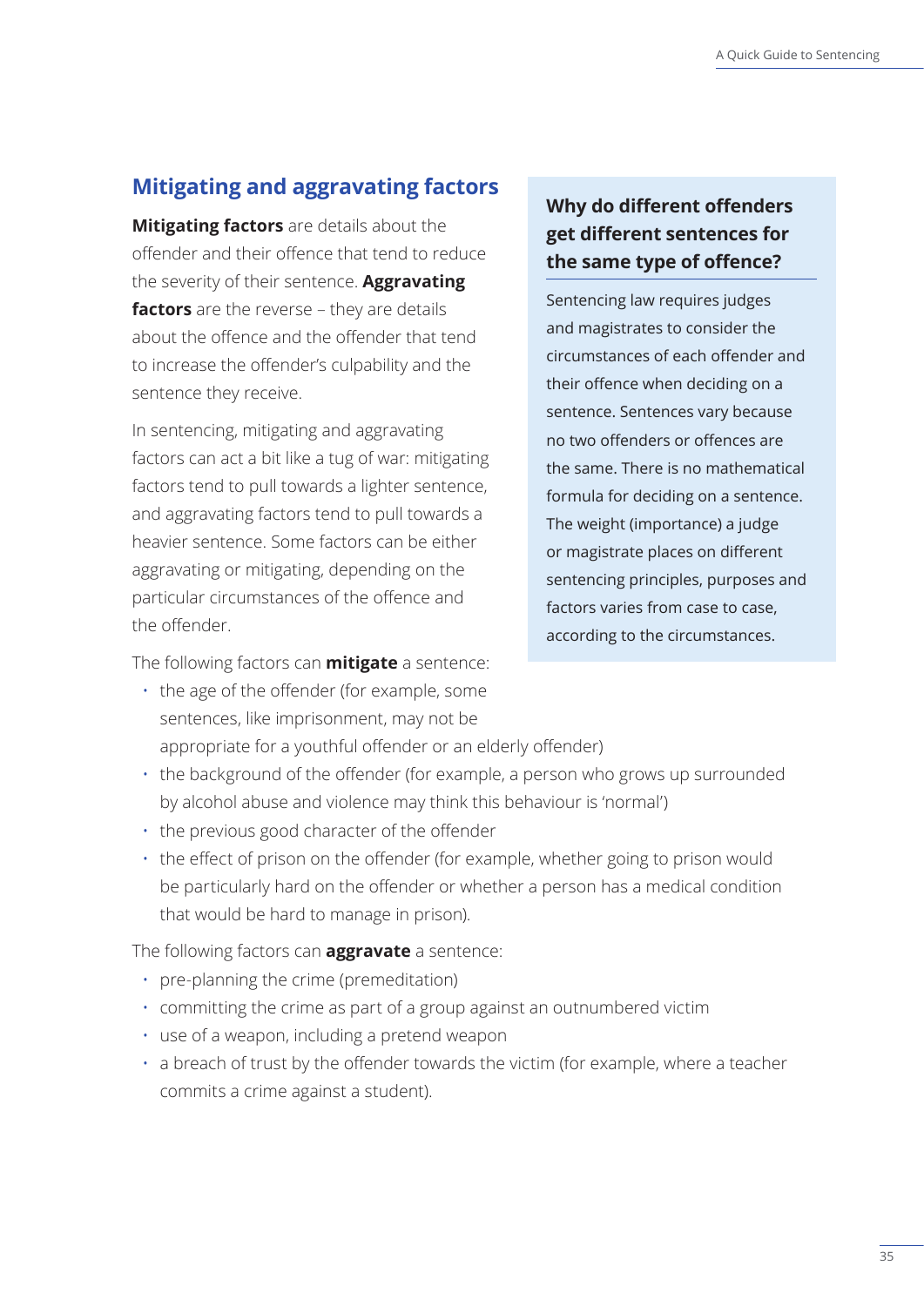## Mitigating and aggravating factors

**Mitigating factors** are details about the offender and their offence that tend to reduce the severity of their sentence. **Aggravating factors** are the reverse – they are details about the offence and the offender that tend to increase the offender's culpability and the sentence they receive.

In sentencing, mitigating and aggravating factors can act a bit like a tug of war: mitigating factors tend to pull towards a lighter sentence, and aggravating factors tend to pull towards a heavier sentence. Some factors can be either aggravating or mitigating, depending on the particular circumstances of the offence and the offender.

The following factors can **mitigate** a sentence:

- the age of the offender (for example, some sentences, like imprisonment, may not be appropriate for a youthful offender or an elderly offender)
- the background of the offender (for example, a person who grows up surrounded by alcohol abuse and violence may think this behaviour is 'normal')
- the previous good character of the offender
- the effect of prison on the offender (for example, whether going to prison would be particularly hard on the offender or whether a person has a medical condition that would be hard to manage in prison).

The following factors can **aggravate** a sentence:

- pre-planning the crime (premeditation)
- committing the crime as part of a group against an outnumbered victim
- use of a weapon, including a pretend weapon
- a breach of trust by the offender towards the victim (for example, where a teacher commits a crime against a student).

### Why do different offenders get different sentences for the same type of offence?

Sentencing law requires judges and magistrates to consider the circumstances of each offender and their offence when deciding on a sentence. Sentences vary because no two offenders or offences are the same. There is no mathematical formula for deciding on a sentence. The weight (importance) a judge or magistrate places on different sentencing principles, purposes and factors varies from case to case, according to the circumstances.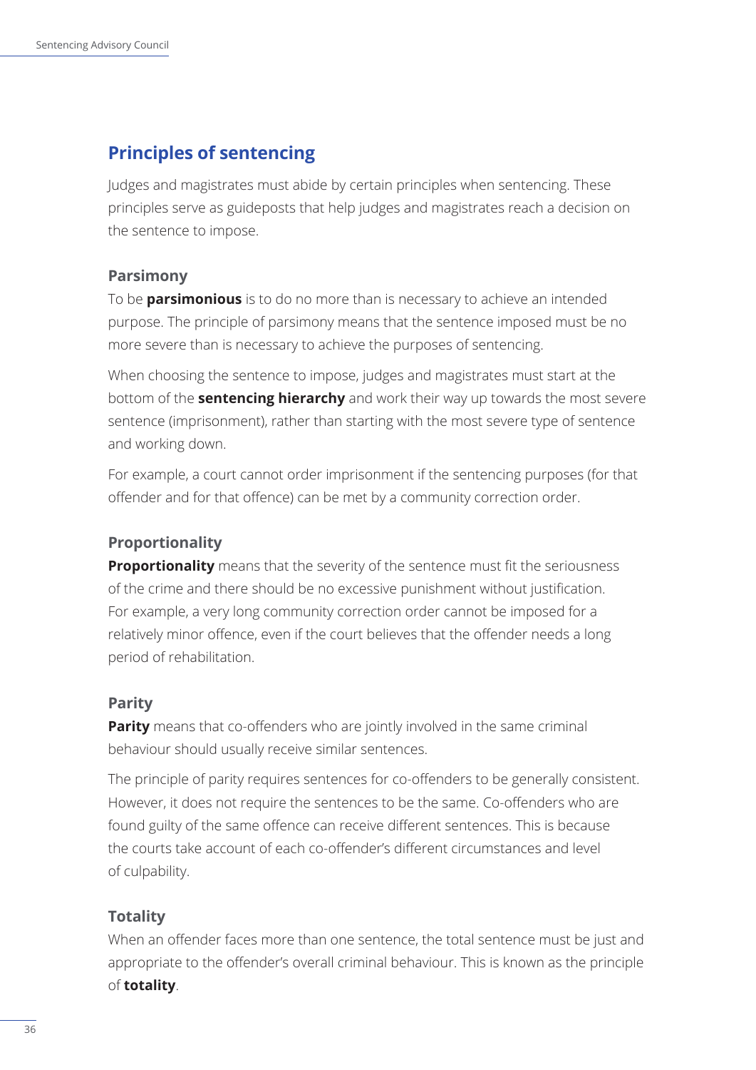## Principles of sentencing

Judges and magistrates must abide by certain principles when sentencing. These principles serve as guideposts that help judges and magistrates reach a decision on the sentence to impose.

### Parsimony

To be **parsimonious** is to do no more than is necessary to achieve an intended purpose. The principle of parsimony means that the sentence imposed must be no more severe than is necessary to achieve the purposes of sentencing.

When choosing the sentence to impose, judges and magistrates must start at the bottom of the **sentencing hierarchy** and work their way up towards the most severe sentence (imprisonment), rather than starting with the most severe type of sentence and working down.

For example, a court cannot order imprisonment if the sentencing purposes (for that offender and for that offence) can be met by a community correction order.

### Proportionality

**Proportionality** means that the severity of the sentence must fit the seriousness of the crime and there should be no excessive punishment without justification. For example, a very long community correction order cannot be imposed for a relatively minor offence, even if the court believes that the offender needs a long period of rehabilitation.

### Parity

**Parity** means that co-offenders who are jointly involved in the same criminal behaviour should usually receive similar sentences.

The principle of parity requires sentences for co-offenders to be generally consistent. However, it does not require the sentences to be the same. Co-offenders who are found guilty of the same offence can receive different sentences. This is because the courts take account of each co-offender's different circumstances and level of culpability.

### Totality

When an offender faces more than one sentence, the total sentence must be just and appropriate to the offender's overall criminal behaviour. This is known as the principle of **totality**.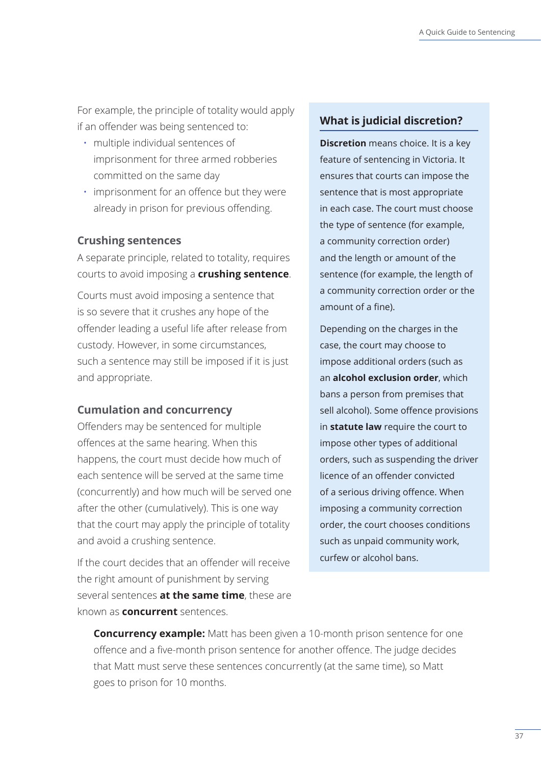For example, the principle of totality would apply if an offender was being sentenced to:

- multiple individual sentences of imprisonment for three armed robberies committed on the same day
- imprisonment for an offence but they were already in prison for previous offending.

### Crushing sentences

A separate principle, related to totality, requires courts to avoid imposing a **crushing sentence**.

Courts must avoid imposing a sentence that is so severe that it crushes any hope of the offender leading a useful life after release from custody. However, in some circumstances, such a sentence may still be imposed if it is just and appropriate.

### Cumulation and concurrency

Offenders may be sentenced for multiple offences at the same hearing. When this happens, the court must decide how much of each sentence will be served at the same time (concurrently) and how much will be served one after the other (cumulatively). This is one way that the court may apply the principle of totality and avoid a crushing sentence.

If the court decides that an offender will receive the right amount of punishment by serving several sentences **at the same time**, these are known as **concurrent** sentences.

**Concurrency example:** Matt has been given a 10-month prison sentence for one offence and a five-month prison sentence for another offence. The judge decides that Matt must serve these sentences concurrently (at the same time), so Matt goes to prison for 10 months.

### What is judicial discretion?

**Discretion** means choice. It is a key feature of sentencing in Victoria. It ensures that courts can impose the sentence that is most appropriate in each case. The court must choose the type of sentence (for example, a community correction order) and the length or amount of the sentence (for example, the length of a community correction order or the amount of a fine).

Depending on the charges in the case, the court may choose to impose additional orders (such as an **alcohol exclusion order**, which bans a person from premises that sell alcohol). Some offence provisions in **statute law** require the court to impose other types of additional orders, such as suspending the driver licence of an offender convicted of a serious driving offence. When imposing a community correction order, the court chooses conditions such as unpaid community work, curfew or alcohol bans.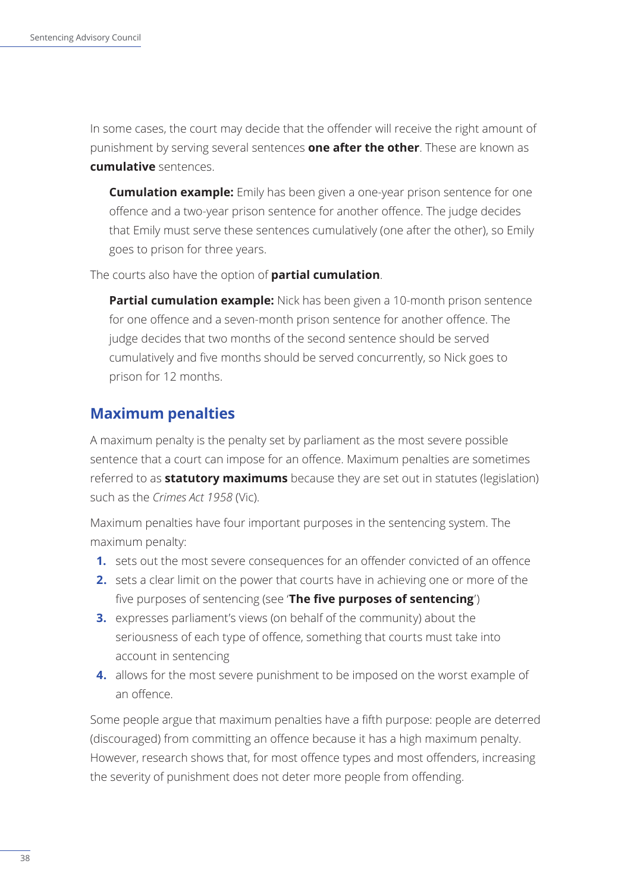In some cases, the court may decide that the offender will receive the right amount of punishment by serving several sentences **one after the other**. These are known as **cumulative** sentences.

> **Cumulation example:** Emily has been given a one-year prison sentence for one offence and a two-year prison sentence for another offence. The judge decides that Emily must serve these sentences cumulatively (one after the other), so Emily goes to prison for three years.

The courts also have the option of **partial cumulation**.

> **Partial cumulation example:** Nick has been given a 10-month prison sentence for one offence and a seven-month prison sentence for another offence. The judge decides that two months of the second sentence should be served cumulatively and five months should be served concurrently, so Nick goes to prison for 12 months.

## Maximum penalties

A maximum penalty is the penalty set by parliament as the most severe possible sentence that a court can impose for an offence. Maximum penalties are sometimes referred to as **statutory maximums** because they are set out in statutes (legislation) such as the *Crimes Act 1958* (Vic).

Maximum penalties have four important purposes in the sentencing system. The maximum penalty:

1. sets out the most severe consequences for an offender convicted of an offence
2. sets a clear limit on the power that courts have in achieving one or more of the five purposes of sentencing (see '**The five purposes of sentencing**')
3. expresses parliament's views (on behalf of the community) about the seriousness of each type of offence, something that courts must take into account in sentencing
4. allows for the most severe punishment to be imposed on the worst example of an offence.

Some people argue that maximum penalties have a fifth purpose: people are deterred (discouraged) from committing an offence because it has a high maximum penalty. However, research shows that, for most offence types and most offenders, increasing the severity of punishment does not deter more people from offending.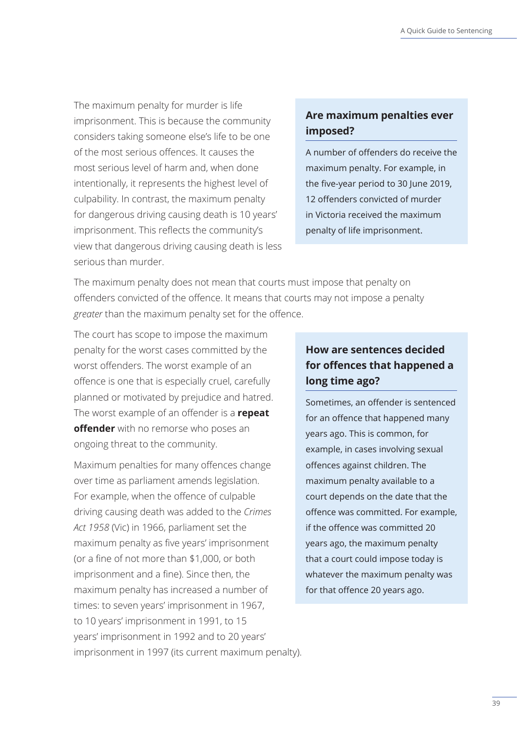The maximum penalty for murder is life imprisonment. This is because the community considers taking someone else's life to be one of the most serious offences. It causes the most serious level of harm and, when done intentionally, it represents the highest level of culpability. In contrast, the maximum penalty for dangerous driving causing death is 10 years' imprisonment. This reflects the community's view that dangerous driving causing death is less serious than murder.

### Are maximum penalties ever imposed?

A number of offenders do receive the maximum penalty. For example, in the five-year period to 30 June 2019, 12 offenders convicted of murder in Victoria received the maximum penalty of life imprisonment.

The maximum penalty does not mean that courts must impose that penalty on offenders convicted of the offence. It means that courts may not impose a penalty *greater* than the maximum penalty set for the offence.

The court has scope to impose the maximum penalty for the worst cases committed by the worst offenders. The worst example of an offence is one that is especially cruel, carefully planned or motivated by prejudice and hatred. The worst example of an offender is a **repeat offender** with no remorse who poses an ongoing threat to the community.

Maximum penalties for many offences change over time as parliament amends legislation. For example, when the offence of culpable driving causing death was added to the *Crimes Act 1958* (Vic) in 1966, parliament set the maximum penalty as five years' imprisonment (or a fine of not more than $1,000, or both imprisonment and a fine). Since then, the maximum penalty has increased a number of times: to seven years' imprisonment in 1967, to 10 years' imprisonment in 1991, to 15 years' imprisonment in 1992 and to 20 years' imprisonment in 1997 (its current maximum penalty).

### How are sentences decided for offences that happened a long time ago?

Sometimes, an offender is sentenced for an offence that happened many years ago. This is common, for example, in cases involving sexual offences against children. The maximum penalty available to a court depends on the date that the offence was committed. For example, if the offence was committed 20 years ago, the maximum penalty that a court could impose today is whatever the maximum penalty was for that offence 20 years ago.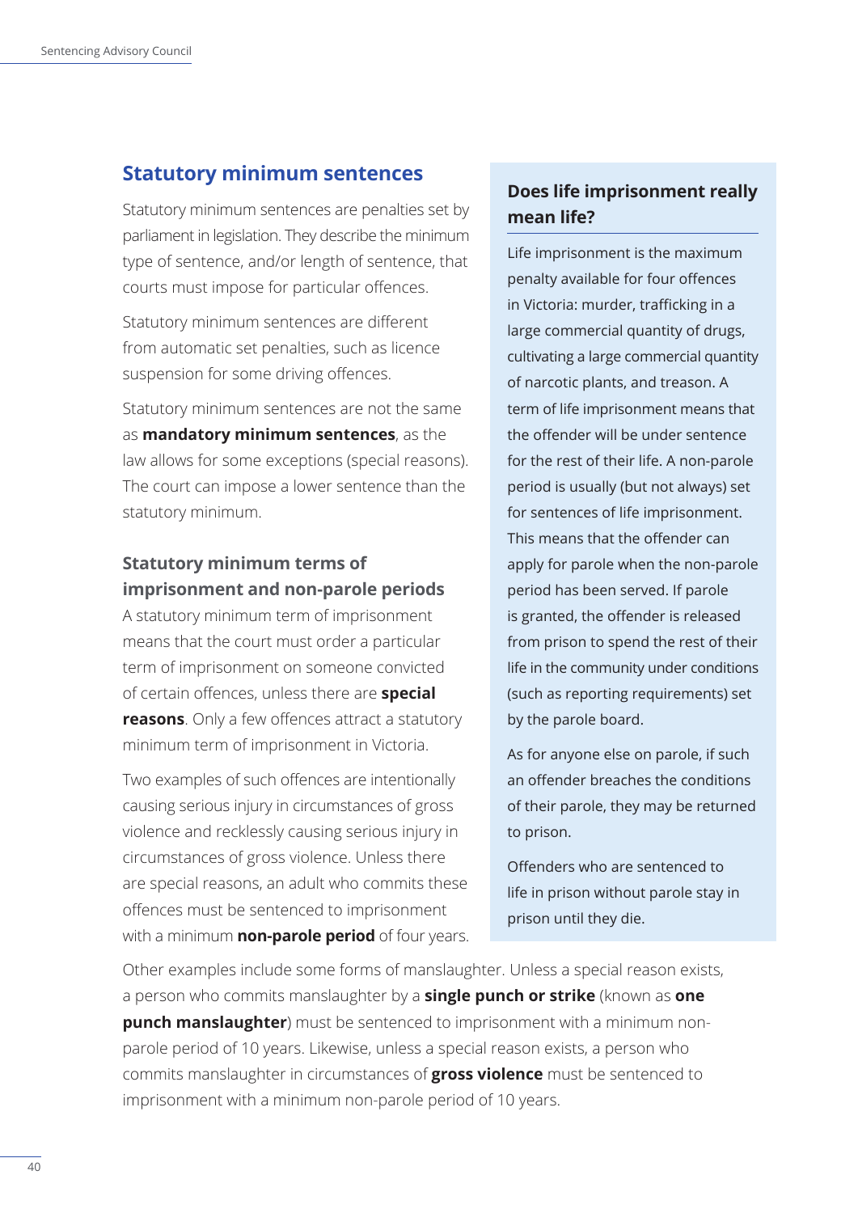## Statutory minimum sentences

Statutory minimum sentences are penalties set by parliament in legislation. They describe the minimum type of sentence, and/or length of sentence, that courts must impose for particular offences.

Statutory minimum sentences are different from automatic set penalties, such as licence suspension for some driving offences.

Statutory minimum sentences are not the same as **mandatory minimum sentences**, as the law allows for some exceptions (special reasons). The court can impose a lower sentence than the statutory minimum.

### Statutory minimum terms of imprisonment and non-parole periods

A statutory minimum term of imprisonment means that the court must order a particular term of imprisonment on someone convicted of certain offences, unless there are **special reasons**. Only a few offences attract a statutory minimum term of imprisonment in Victoria.

Two examples of such offences are intentionally causing serious injury in circumstances of gross violence and recklessly causing serious injury in circumstances of gross violence. Unless there are special reasons, an adult who commits these offences must be sentenced to imprisonment with a minimum **non-parole period** of four years.

Other examples include some forms of manslaughter. Unless a special reason exists, a person who commits manslaughter by a **single punch or strike** (known as **one punch manslaughter**) must be sentenced to imprisonment with a minimum non-parole period of 10 years. Likewise, unless a special reason exists, a person who commits manslaughter in circumstances of **gross violence** must be sentenced to imprisonment with a minimum non-parole period of 10 years.

### Does life imprisonment really mean life?

Life imprisonment is the maximum penalty available for four offences in Victoria: murder, trafficking in a large commercial quantity of drugs, cultivating a large commercial quantity of narcotic plants, and treason. A term of life imprisonment means that the offender will be under sentence for the rest of their life. A non-parole period is usually (but not always) set for sentences of life imprisonment. This means that the offender can apply for parole when the non-parole period has been served. If parole is granted, the offender is released from prison to spend the rest of their life in the community under conditions (such as reporting requirements) set by the parole board.

As for anyone else on parole, if such an offender breaches the conditions of their parole, they may be returned to prison.

Offenders who are sentenced to life in prison without parole stay in prison until they die.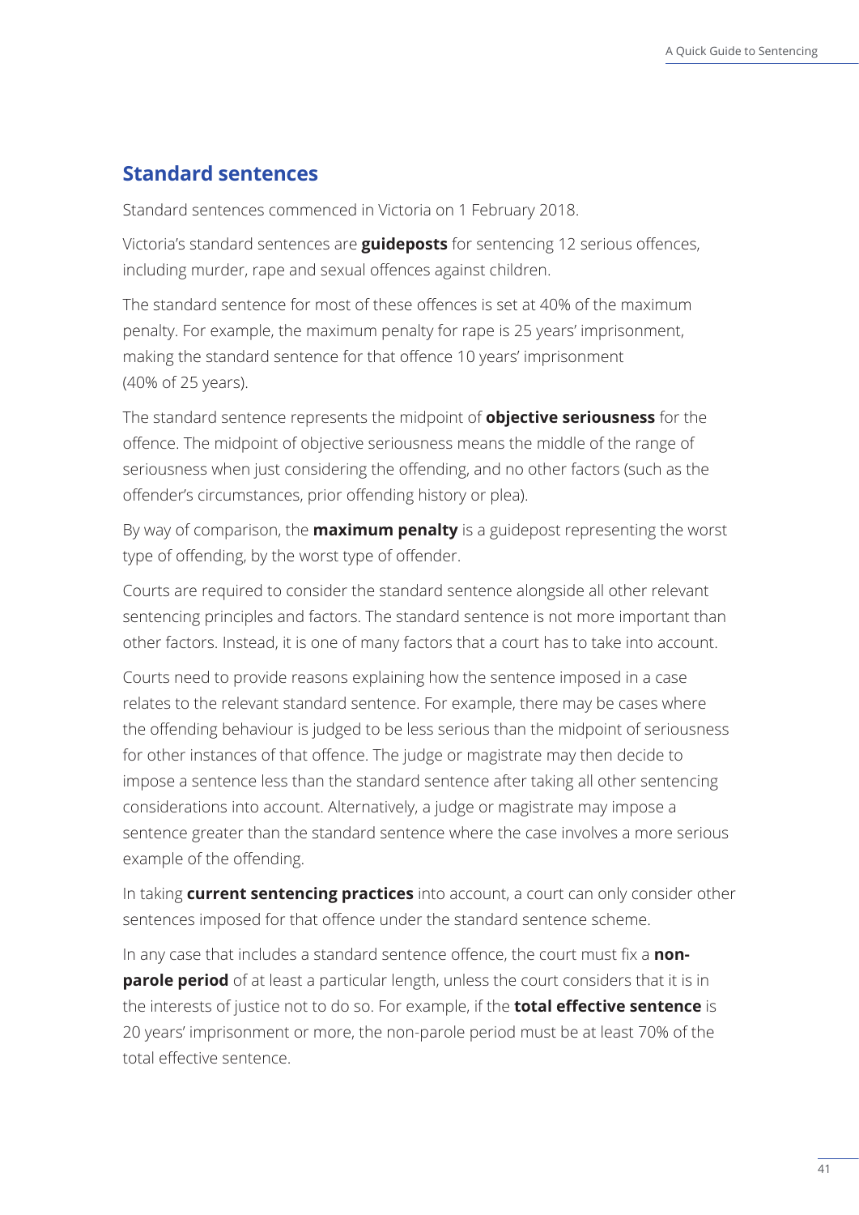## Standard sentences

Standard sentences commenced in Victoria on 1 February 2018.

Victoria's standard sentences are **guideposts** for sentencing 12 serious offences, including murder, rape and sexual offences against children.

The standard sentence for most of these offences is set at 40% of the maximum penalty. For example, the maximum penalty for rape is 25 years' imprisonment, making the standard sentence for that offence 10 years' imprisonment (40% of 25 years).

The standard sentence represents the midpoint of **objective seriousness** for the offence. The midpoint of objective seriousness means the middle of the range of seriousness when just considering the offending, and no other factors (such as the offender's circumstances, prior offending history or plea).

By way of comparison, the **maximum penalty** is a guidepost representing the worst type of offending, by the worst type of offender.

Courts are required to consider the standard sentence alongside all other relevant sentencing principles and factors. The standard sentence is not more important than other factors. Instead, it is one of many factors that a court has to take into account.

Courts need to provide reasons explaining how the sentence imposed in a case relates to the relevant standard sentence. For example, there may be cases where the offending behaviour is judged to be less serious than the midpoint of seriousness for other instances of that offence. The judge or magistrate may then decide to impose a sentence less than the standard sentence after taking all other sentencing considerations into account. Alternatively, a judge or magistrate may impose a sentence greater than the standard sentence where the case involves a more serious example of the offending.

In taking **current sentencing practices** into account, a court can only consider other sentences imposed for that offence under the standard sentence scheme.

In any case that includes a standard sentence offence, the court must fix a **non-parole period** of at least a particular length, unless the court considers that it is in the interests of justice not to do so. For example, if the **total effective sentence** is 20 years' imprisonment or more, the non-parole period must be at least 70% of the total effective sentence.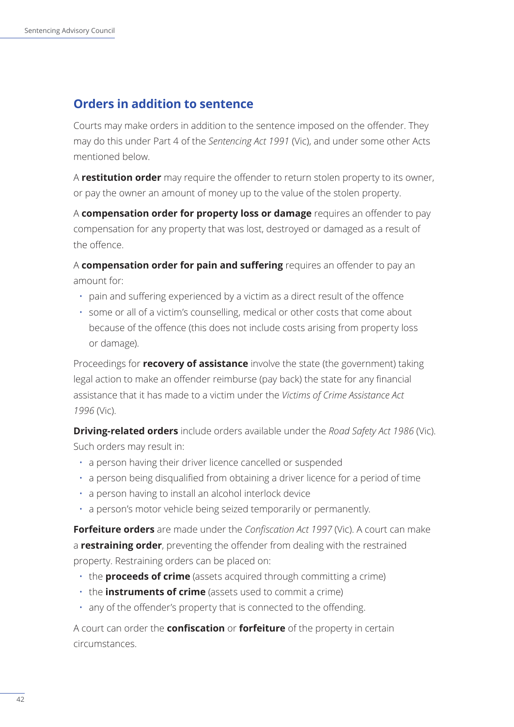## Orders in addition to sentence

Courts may make orders in addition to the sentence imposed on the offender. They may do this under Part 4 of the *Sentencing Act 1991* (Vic), and under some other Acts mentioned below.

A **restitution order** may require the offender to return stolen property to its owner, or pay the owner an amount of money up to the value of the stolen property.

A **compensation order for property loss or damage** requires an offender to pay compensation for any property that was lost, destroyed or damaged as a result of the offence.

A **compensation order for pain and suffering** requires an offender to pay an amount for:

- pain and suffering experienced by a victim as a direct result of the offence
- some or all of a victim's counselling, medical or other costs that come about because of the offence (this does not include costs arising from property loss or damage).

Proceedings for **recovery of assistance** involve the state (the government) taking legal action to make an offender reimburse (pay back) the state for any financial assistance that it has made to a victim under the *Victims of Crime Assistance Act 1996* (Vic).

**Driving-related orders** include orders available under the *Road Safety Act 1986* (Vic). Such orders may result in:

- a person having their driver licence cancelled or suspended
- a person being disqualified from obtaining a driver licence for a period of time
- a person having to install an alcohol interlock device
- a person's motor vehicle being seized temporarily or permanently.

**Forfeiture orders** are made under the *Confiscation Act 1997* (Vic). A court can make a **restraining order**, preventing the offender from dealing with the restrained property. Restraining orders can be placed on:

- the **proceeds of crime** (assets acquired through committing a crime)
- the **instruments of crime** (assets used to commit a crime)
- any of the offender's property that is connected to the offending.

A court can order the **confiscation** or **forfeiture** of the property in certain circumstances.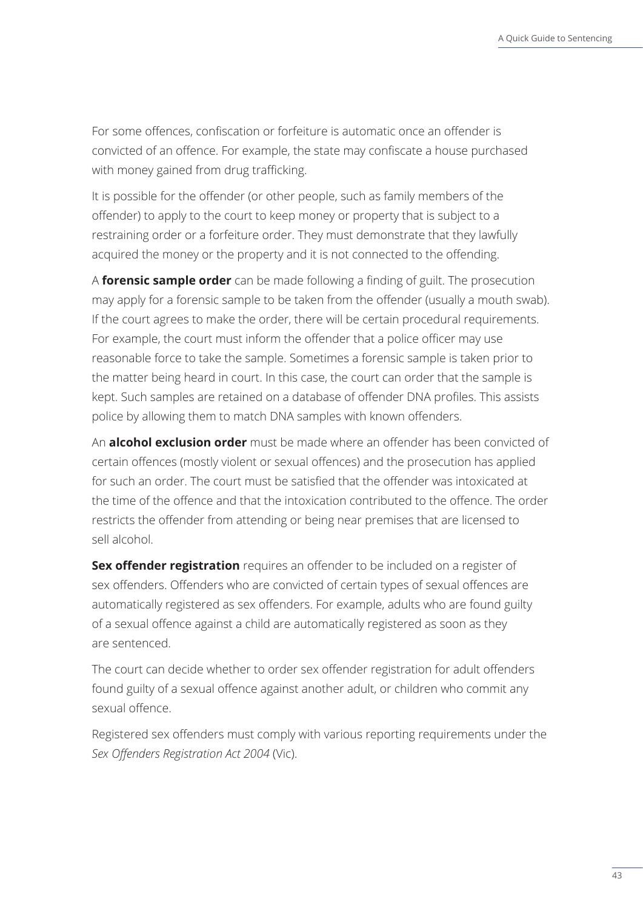For some offences, confiscation or forfeiture is automatic once an offender is convicted of an offence. For example, the state may confiscate a house purchased with money gained from drug trafficking.

It is possible for the offender (or other people, such as family members of the offender) to apply to the court to keep money or property that is subject to a restraining order or a forfeiture order. They must demonstrate that they lawfully acquired the money or the property and it is not connected to the offending.

A **forensic sample order** can be made following a finding of guilt. The prosecution may apply for a forensic sample to be taken from the offender (usually a mouth swab). If the court agrees to make the order, there will be certain procedural requirements. For example, the court must inform the offender that a police officer may use reasonable force to take the sample. Sometimes a forensic sample is taken prior to the matter being heard in court. In this case, the court can order that the sample is kept. Such samples are retained on a database of offender DNA profiles. This assists police by allowing them to match DNA samples with known offenders.

An **alcohol exclusion order** must be made where an offender has been convicted of certain offences (mostly violent or sexual offences) and the prosecution has applied for such an order. The court must be satisfied that the offender was intoxicated at the time of the offence and that the intoxication contributed to the offence. The order restricts the offender from attending or being near premises that are licensed to sell alcohol.

**Sex offender registration** requires an offender to be included on a register of sex offenders. Offenders who are convicted of certain types of sexual offences are automatically registered as sex offenders. For example, adults who are found guilty of a sexual offence against a child are automatically registered as soon as they are sentenced.

The court can decide whether to order sex offender registration for adult offenders found guilty of a sexual offence against another adult, or children who commit any sexual offence.

Registered sex offenders must comply with various reporting requirements under the *Sex Offenders Registration Act 2004* (Vic).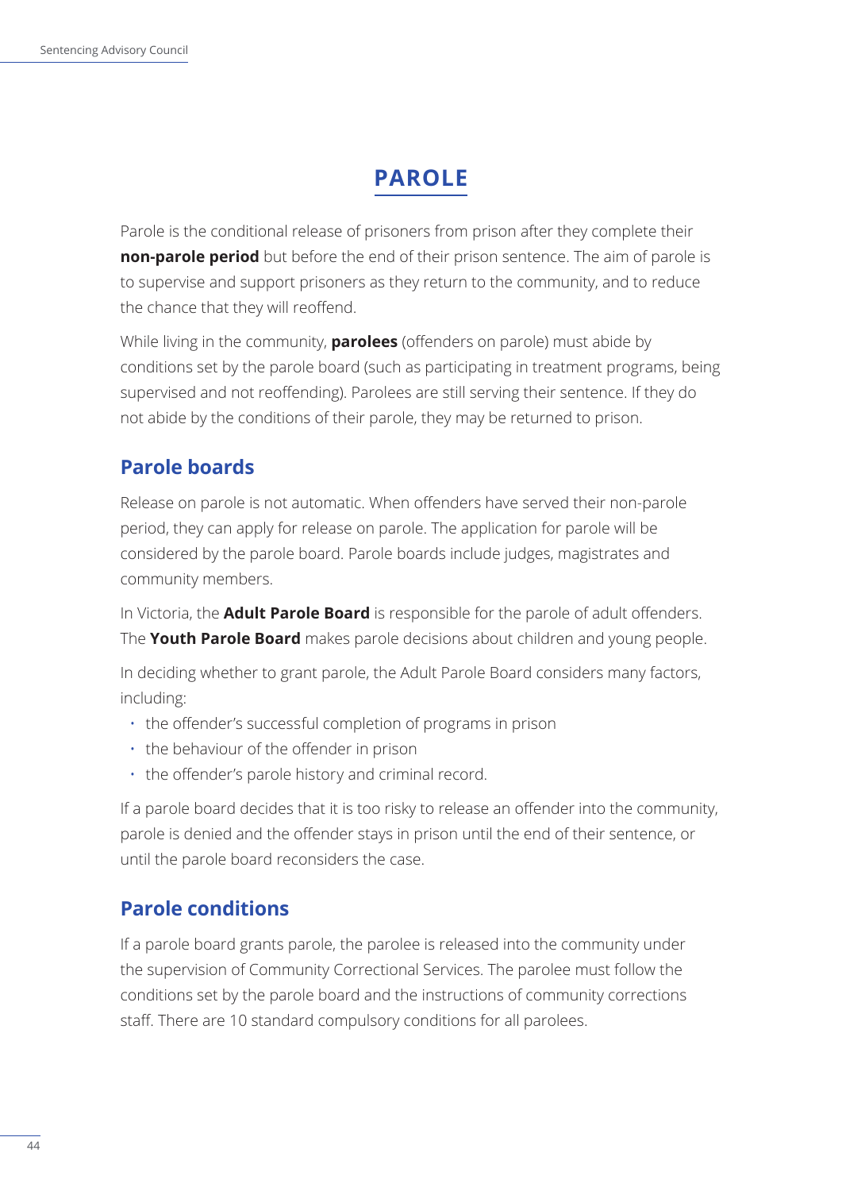# PAROLE

Parole is the conditional release of prisoners from prison after they complete their **non-parole period** but before the end of their prison sentence. The aim of parole is to supervise and support prisoners as they return to the community, and to reduce the chance that they will reoffend.

While living in the community, **parolees** (offenders on parole) must abide by conditions set by the parole board (such as participating in treatment programs, being supervised and not reoffending). Parolees are still serving their sentence. If they do not abide by the conditions of their parole, they may be returned to prison.

## Parole boards

Release on parole is not automatic. When offenders have served their non-parole period, they can apply for release on parole. The application for parole will be considered by the parole board. Parole boards include judges, magistrates and community members.

In Victoria, the **Adult Parole Board** is responsible for the parole of adult offenders. The **Youth Parole Board** makes parole decisions about children and young people.

In deciding whether to grant parole, the Adult Parole Board considers many factors, including:

- the offender's successful completion of programs in prison
- the behaviour of the offender in prison
- the offender's parole history and criminal record.

If a parole board decides that it is too risky to release an offender into the community, parole is denied and the offender stays in prison until the end of their sentence, or until the parole board reconsiders the case.

## Parole conditions

If a parole board grants parole, the parolee is released into the community under the supervision of Community Correctional Services. The parolee must follow the conditions set by the parole board and the instructions of community corrections staff. There are 10 standard compulsory conditions for all parolees.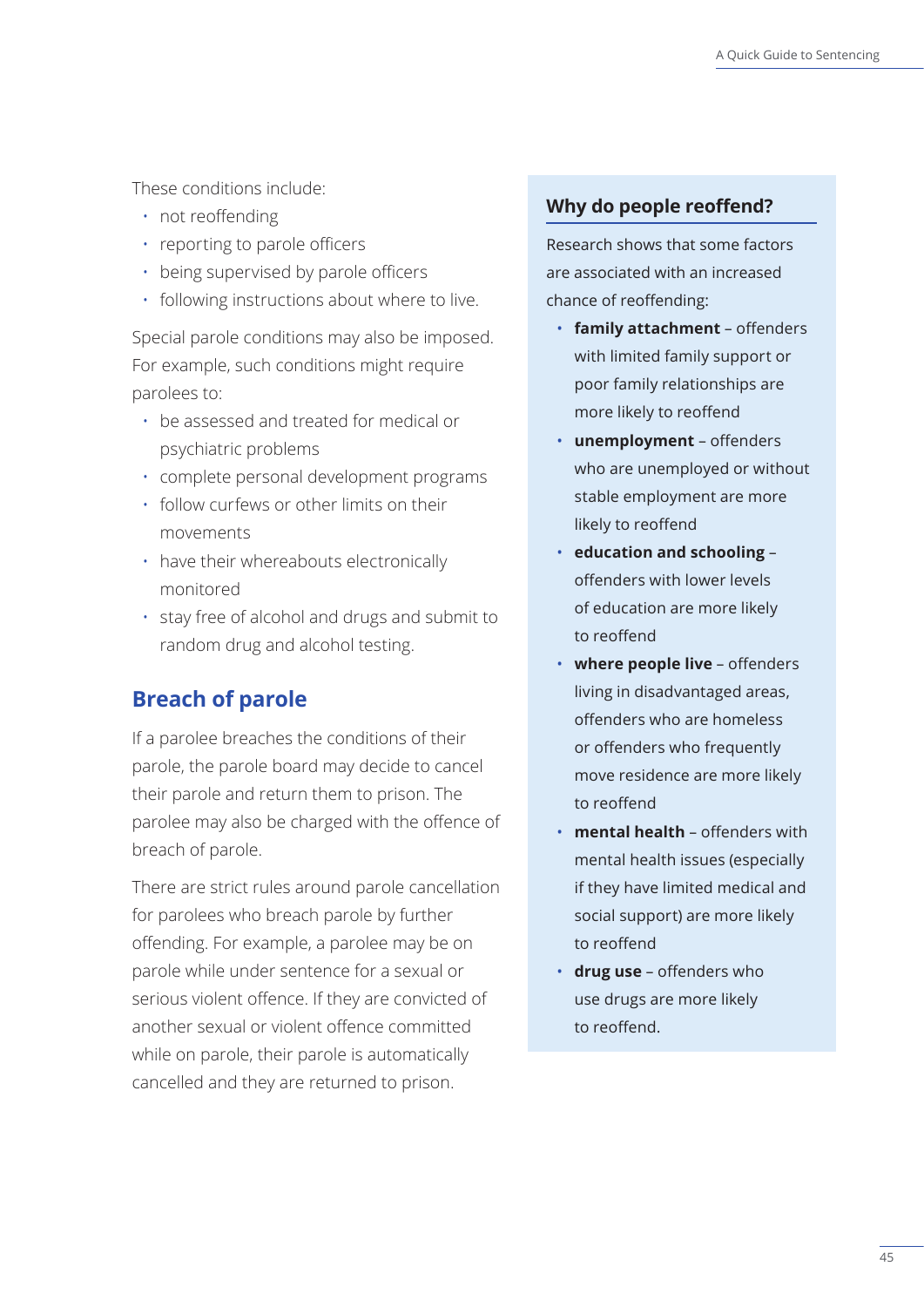These conditions include:

- not reoffending
- reporting to parole officers
- being supervised by parole officers
- following instructions about where to live.

Special parole conditions may also be imposed. For example, such conditions might require parolees to:

- be assessed and treated for medical or psychiatric problems
- complete personal development programs
- follow curfews or other limits on their movements
- have their whereabouts electronically monitored
- stay free of alcohol and drugs and submit to random drug and alcohol testing.

## Breach of parole

If a parolee breaches the conditions of their parole, the parole board may decide to cancel their parole and return them to prison. The parolee may also be charged with the offence of breach of parole.

There are strict rules around parole cancellation for parolees who breach parole by further offending. For example, a parolee may be on parole while under sentence for a sexual or serious violent offence. If they are convicted of another sexual or violent offence committed while on parole, their parole is automatically cancelled and they are returned to prison.

### Why do people reoffend?

Research shows that some factors are associated with an increased chance of reoffending:

- **family attachment** – offenders with limited family support or poor family relationships are more likely to reoffend
- **unemployment** – offenders who are unemployed or without stable employment are more likely to reoffend
- **education and schooling** – offenders with lower levels of education are more likely to reoffend
- **where people live** – offenders living in disadvantaged areas, offenders who are homeless or offenders who frequently move residence are more likely to reoffend
- **mental health** – offenders with mental health issues (especially if they have limited medical and social support) are more likely to reoffend
- **drug use** – offenders who use drugs are more likely to reoffend.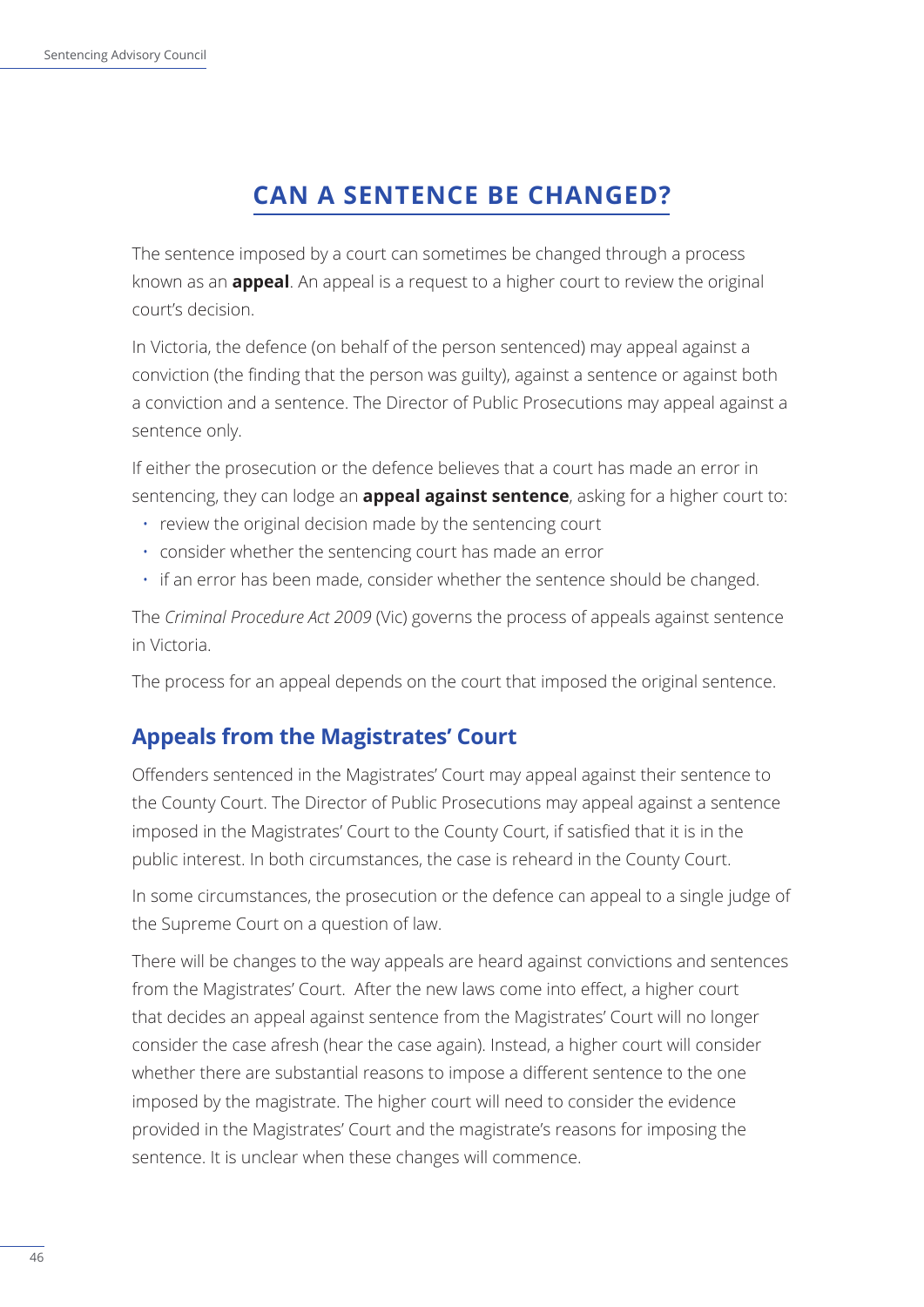# CAN A SENTENCE BE CHANGED?

The sentence imposed by a court can sometimes be changed through a process known as an **appeal**. An appeal is a request to a higher court to review the original court's decision.

In Victoria, the defence (on behalf of the person sentenced) may appeal against a conviction (the finding that the person was guilty), against a sentence or against both a conviction and a sentence. The Director of Public Prosecutions may appeal against a sentence only.

If either the prosecution or the defence believes that a court has made an error in sentencing, they can lodge an **appeal against sentence**, asking for a higher court to:

- review the original decision made by the sentencing court
- consider whether the sentencing court has made an error
- if an error has been made, consider whether the sentence should be changed.

The *Criminal Procedure Act 2009* (Vic) governs the process of appeals against sentence in Victoria.

The process for an appeal depends on the court that imposed the original sentence.

## Appeals from the Magistrates' Court

Offenders sentenced in the Magistrates' Court may appeal against their sentence to the County Court. The Director of Public Prosecutions may appeal against a sentence imposed in the Magistrates' Court to the County Court, if satisfied that it is in the public interest. In both circumstances, the case is reheard in the County Court.

In some circumstances, the prosecution or the defence can appeal to a single judge of the Supreme Court on a question of law.

There will be changes to the way appeals are heard against convictions and sentences from the Magistrates' Court. After the new laws come into effect, a higher court that decides an appeal against sentence from the Magistrates' Court will no longer consider the case afresh (hear the case again). Instead, a higher court will consider whether there are substantial reasons to impose a different sentence to the one imposed by the magistrate. The higher court will need to consider the evidence provided in the Magistrates' Court and the magistrate's reasons for imposing the sentence. It is unclear when these changes will commence.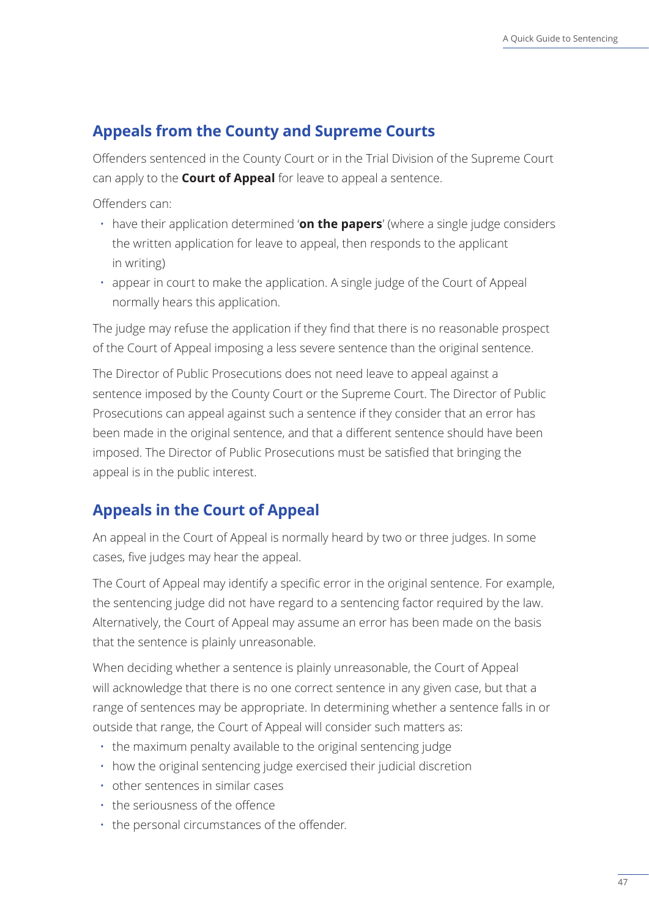## Appeals from the County and Supreme Courts

Offenders sentenced in the County Court or in the Trial Division of the Supreme Court can apply to the **Court of Appeal** for leave to appeal a sentence.

Offenders can:

- have their application determined '**on the papers**' (where a single judge considers the written application for leave to appeal, then responds to the applicant in writing)
- appear in court to make the application. A single judge of the Court of Appeal normally hears this application.

The judge may refuse the application if they find that there is no reasonable prospect of the Court of Appeal imposing a less severe sentence than the original sentence.

The Director of Public Prosecutions does not need leave to appeal against a sentence imposed by the County Court or the Supreme Court. The Director of Public Prosecutions can appeal against such a sentence if they consider that an error has been made in the original sentence, and that a different sentence should have been imposed. The Director of Public Prosecutions must be satisfied that bringing the appeal is in the public interest.

## Appeals in the Court of Appeal

An appeal in the Court of Appeal is normally heard by two or three judges. In some cases, five judges may hear the appeal.

The Court of Appeal may identify a specific error in the original sentence. For example, the sentencing judge did not have regard to a sentencing factor required by the law. Alternatively, the Court of Appeal may assume an error has been made on the basis that the sentence is plainly unreasonable.

When deciding whether a sentence is plainly unreasonable, the Court of Appeal will acknowledge that there is no one correct sentence in any given case, but that a range of sentences may be appropriate. In determining whether a sentence falls in or outside that range, the Court of Appeal will consider such matters as:

- the maximum penalty available to the original sentencing judge
- how the original sentencing judge exercised their judicial discretion
- other sentences in similar cases
- the seriousness of the offence
- the personal circumstances of the offender.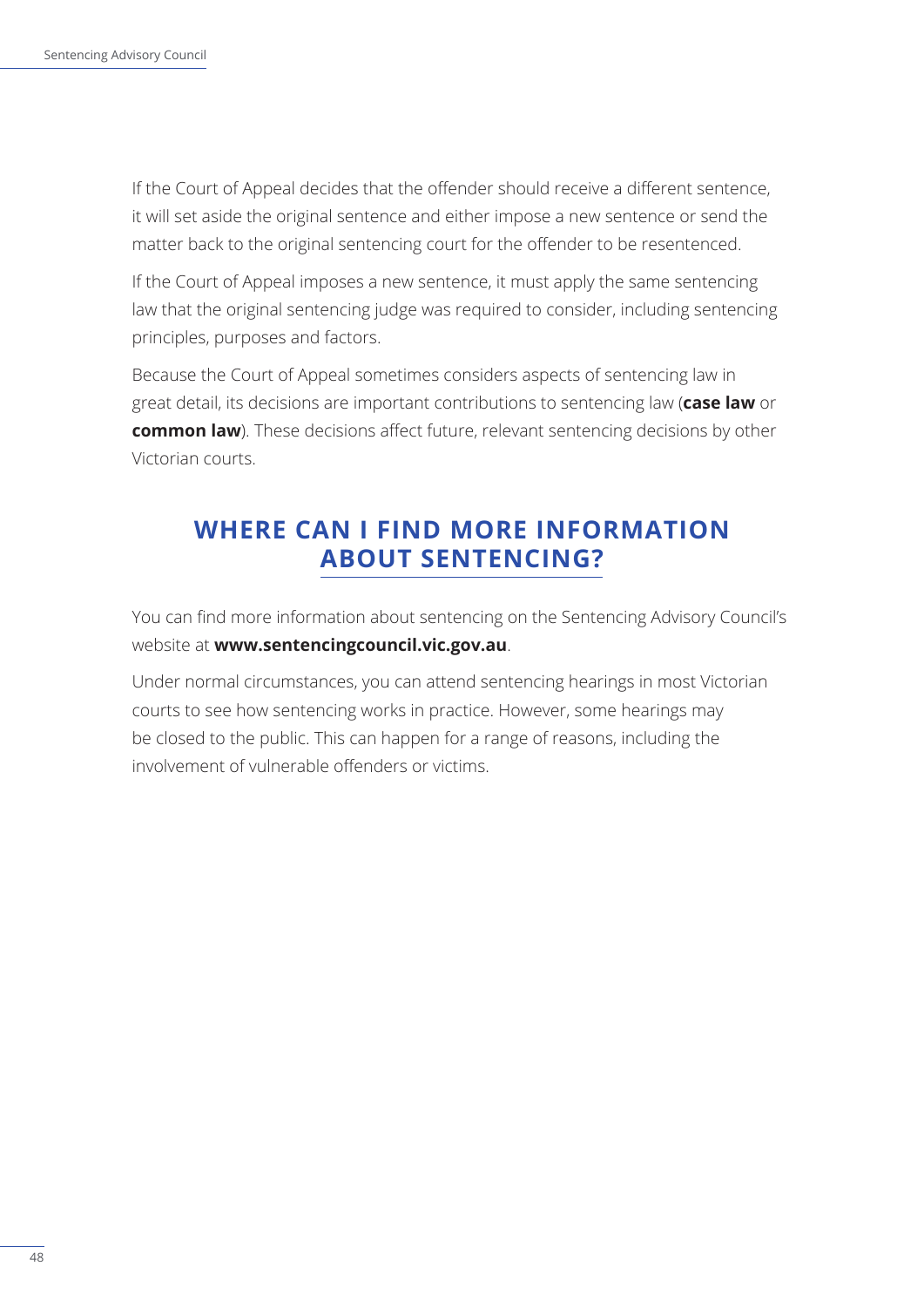If the Court of Appeal decides that the offender should receive a different sentence, it will set aside the original sentence and either impose a new sentence or send the matter back to the original sentencing court for the offender to be resentenced.

If the Court of Appeal imposes a new sentence, it must apply the same sentencing law that the original sentencing judge was required to consider, including sentencing principles, purposes and factors.

Because the Court of Appeal sometimes considers aspects of sentencing law in great detail, its decisions are important contributions to sentencing law (**case law** or **common law**). These decisions affect future, relevant sentencing decisions by other Victorian courts.

## WHERE CAN I FIND MORE INFORMATION ABOUT SENTENCING?

You can find more information about sentencing on the Sentencing Advisory Council's website at **www.sentencingcouncil.vic.gov.au**.

Under normal circumstances, you can attend sentencing hearings in most Victorian courts to see how sentencing works in practice. However, some hearings may be closed to the public. This can happen for a range of reasons, including the involvement of vulnerable offenders or victims.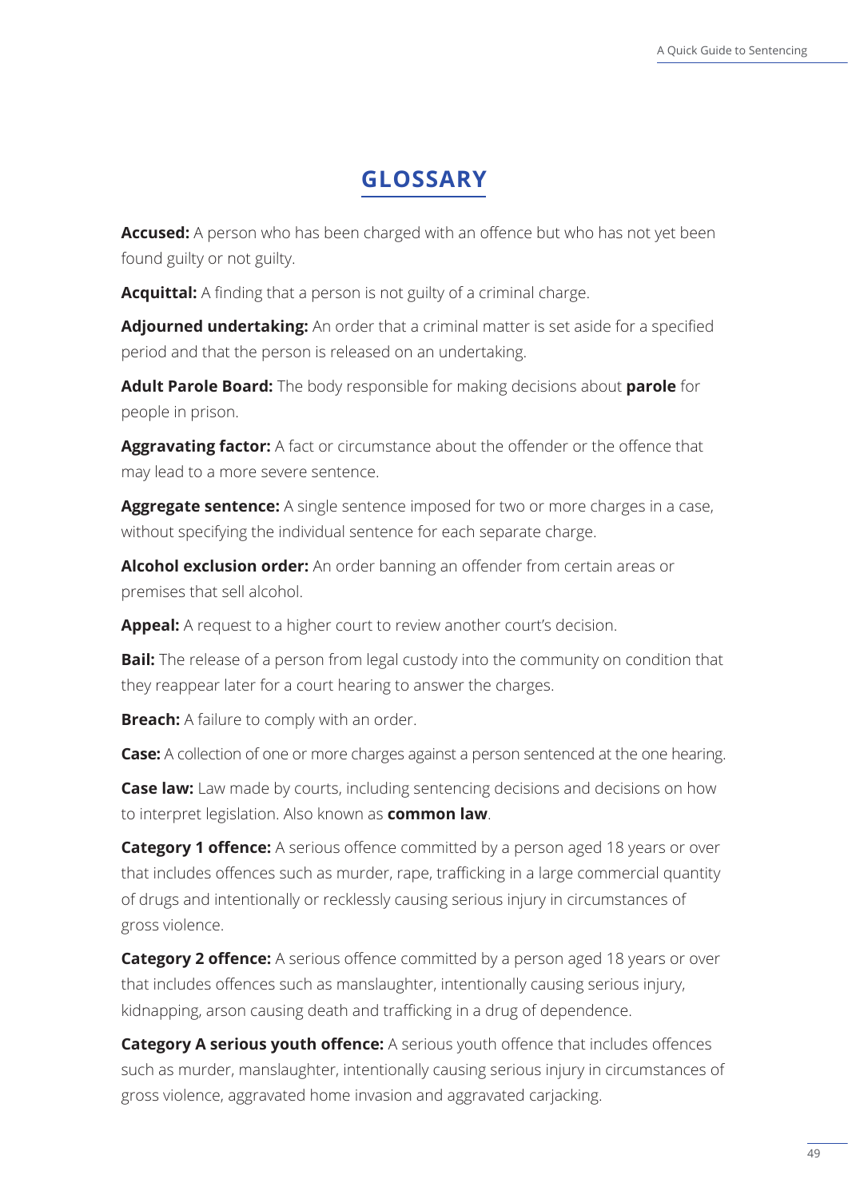# GLOSSARY

**Accused:** A person who has been charged with an offence but who has not yet been found guilty or not guilty.

**Acquittal:** A finding that a person is not guilty of a criminal charge.

**Adjourned undertaking:** An order that a criminal matter is set aside for a specified period and that the person is released on an undertaking.

**Adult Parole Board:** The body responsible for making decisions about **parole** for people in prison.

**Aggravating factor:** A fact or circumstance about the offender or the offence that may lead to a more severe sentence.

**Aggregate sentence:** A single sentence imposed for two or more charges in a case, without specifying the individual sentence for each separate charge.

**Alcohol exclusion order:** An order banning an offender from certain areas or premises that sell alcohol.

**Appeal:** A request to a higher court to review another court's decision.

**Bail:** The release of a person from legal custody into the community on condition that they reappear later for a court hearing to answer the charges.

**Breach:** A failure to comply with an order.

**Case:** A collection of one or more charges against a person sentenced at the one hearing.

**Case law:** Law made by courts, including sentencing decisions and decisions on how to interpret legislation. Also known as **common law**.

**Category 1 offence:** A serious offence committed by a person aged 18 years or over that includes offences such as murder, rape, trafficking in a large commercial quantity of drugs and intentionally or recklessly causing serious injury in circumstances of gross violence.

**Category 2 offence:** A serious offence committed by a person aged 18 years or over that includes offences such as manslaughter, intentionally causing serious injury, kidnapping, arson causing death and trafficking in a drug of dependence.

**Category A serious youth offence:** A serious youth offence that includes offences such as murder, manslaughter, intentionally causing serious injury in circumstances of gross violence, aggravated home invasion and aggravated carjacking.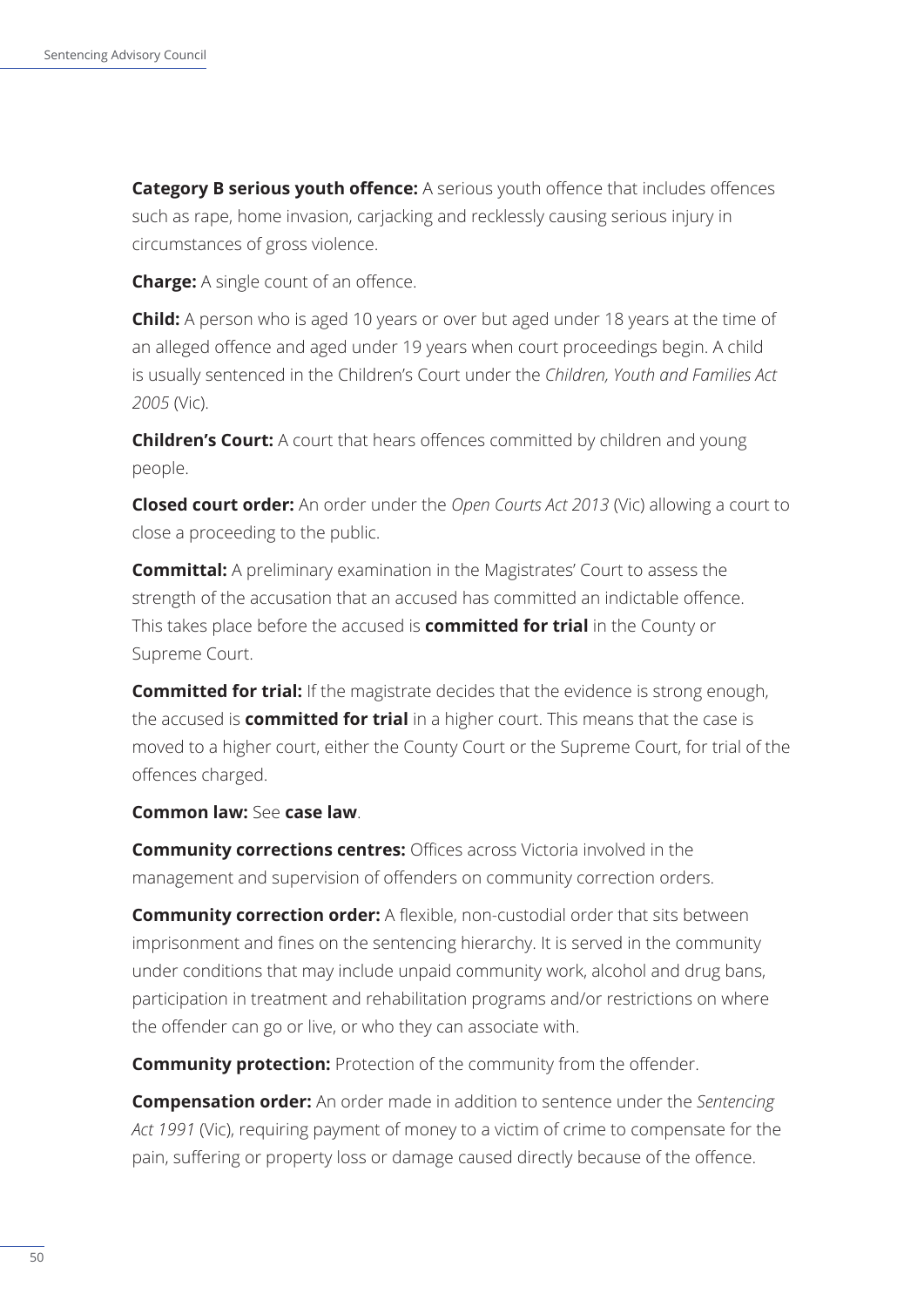**Category B serious youth offence:** A serious youth offence that includes offences such as rape, home invasion, carjacking and recklessly causing serious injury in circumstances of gross violence.

**Charge:** A single count of an offence.

**Child:** A person who is aged 10 years or over but aged under 18 years at the time of an alleged offence and aged under 19 years when court proceedings begin. A child is usually sentenced in the Children's Court under the *Children, Youth and Families Act 2005* (Vic).

**Children's Court:** A court that hears offences committed by children and young people.

**Closed court order:** An order under the *Open Courts Act 2013* (Vic) allowing a court to close a proceeding to the public.

**Committal:** A preliminary examination in the Magistrates' Court to assess the strength of the accusation that an accused has committed an indictable offence. This takes place before the accused is **committed for trial** in the County or Supreme Court.

**Committed for trial:** If the magistrate decides that the evidence is strong enough, the accused is **committed for trial** in a higher court. This means that the case is moved to a higher court, either the County Court or the Supreme Court, for trial of the offences charged.

**Common law:** See **case law**.

**Community corrections centres:** Offices across Victoria involved in the management and supervision of offenders on community correction orders.

**Community correction order:** A flexible, non-custodial order that sits between imprisonment and fines on the sentencing hierarchy. It is served in the community under conditions that may include unpaid community work, alcohol and drug bans, participation in treatment and rehabilitation programs and/or restrictions on where the offender can go or live, or who they can associate with.

**Community protection:** Protection of the community from the offender.

**Compensation order:** An order made in addition to sentence under the *Sentencing Act 1991* (Vic), requiring payment of money to a victim of crime to compensate for the pain, suffering or property loss or damage caused directly because of the offence.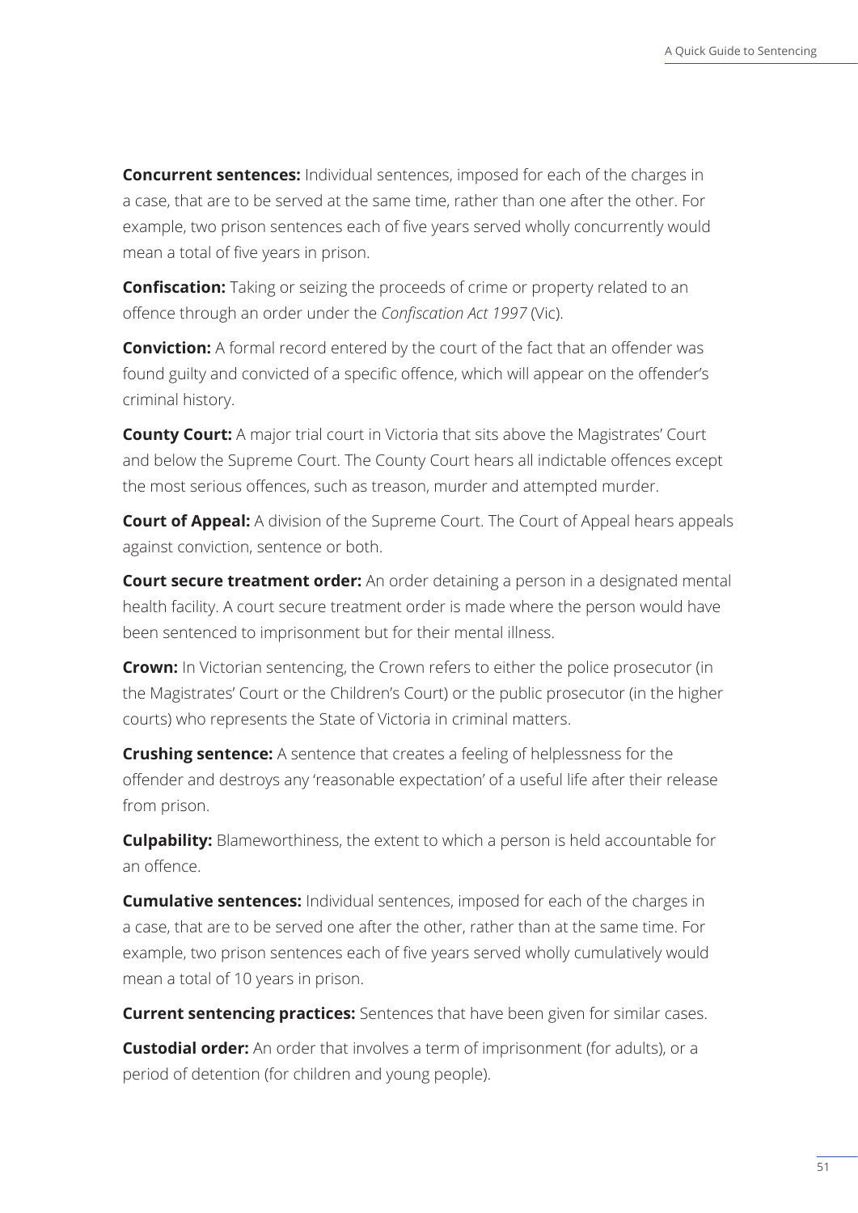**Concurrent sentences:** Individual sentences, imposed for each of the charges in a case, that are to be served at the same time, rather than one after the other. For example, two prison sentences each of five years served wholly concurrently would mean a total of five years in prison.

**Confiscation:** Taking or seizing the proceeds of crime or property related to an offence through an order under the *Confiscation Act 1997* (Vic).

**Conviction:** A formal record entered by the court of the fact that an offender was found guilty and convicted of a specific offence, which will appear on the offender's criminal history.

**County Court:** A major trial court in Victoria that sits above the Magistrates' Court and below the Supreme Court. The County Court hears all indictable offences except the most serious offences, such as treason, murder and attempted murder.

**Court of Appeal:** A division of the Supreme Court. The Court of Appeal hears appeals against conviction, sentence or both.

**Court secure treatment order:** An order detaining a person in a designated mental health facility. A court secure treatment order is made where the person would have been sentenced to imprisonment but for their mental illness.

**Crown:** In Victorian sentencing, the Crown refers to either the police prosecutor (in the Magistrates' Court or the Children's Court) or the public prosecutor (in the higher courts) who represents the State of Victoria in criminal matters.

**Crushing sentence:** A sentence that creates a feeling of helplessness for the offender and destroys any 'reasonable expectation' of a useful life after their release from prison.

**Culpability:** Blameworthiness, the extent to which a person is held accountable for an offence.

**Cumulative sentences:** Individual sentences, imposed for each of the charges in a case, that are to be served one after the other, rather than at the same time. For example, two prison sentences each of five years served wholly cumulatively would mean a total of 10 years in prison.

**Current sentencing practices:** Sentences that have been given for similar cases.

**Custodial order:** An order that involves a term of imprisonment (for adults), or a period of detention (for children and young people).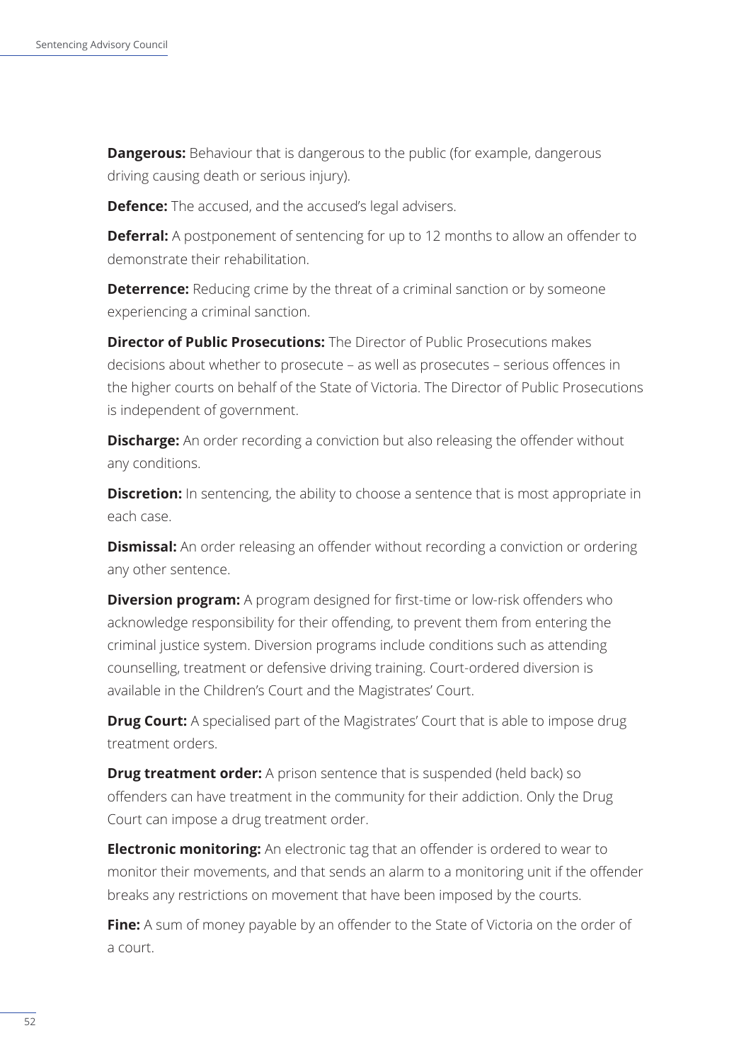**Dangerous:** Behaviour that is dangerous to the public (for example, dangerous driving causing death or serious injury).

**Defence:** The accused, and the accused's legal advisers.

**Deferral:** A postponement of sentencing for up to 12 months to allow an offender to demonstrate their rehabilitation.

**Deterrence:** Reducing crime by the threat of a criminal sanction or by someone experiencing a criminal sanction.

**Director of Public Prosecutions:** The Director of Public Prosecutions makes decisions about whether to prosecute – as well as prosecutes – serious offences in the higher courts on behalf of the State of Victoria. The Director of Public Prosecutions is independent of government.

**Discharge:** An order recording a conviction but also releasing the offender without any conditions.

**Discretion:** In sentencing, the ability to choose a sentence that is most appropriate in each case.

**Dismissal:** An order releasing an offender without recording a conviction or ordering any other sentence.

**Diversion program:** A program designed for first-time or low-risk offenders who acknowledge responsibility for their offending, to prevent them from entering the criminal justice system. Diversion programs include conditions such as attending counselling, treatment or defensive driving training. Court-ordered diversion is available in the Children's Court and the Magistrates' Court.

**Drug Court:** A specialised part of the Magistrates' Court that is able to impose drug treatment orders.

**Drug treatment order:** A prison sentence that is suspended (held back) so offenders can have treatment in the community for their addiction. Only the Drug Court can impose a drug treatment order.

**Electronic monitoring:** An electronic tag that an offender is ordered to wear to monitor their movements, and that sends an alarm to a monitoring unit if the offender breaks any restrictions on movement that have been imposed by the courts.

**Fine:** A sum of money payable by an offender to the State of Victoria on the order of a court.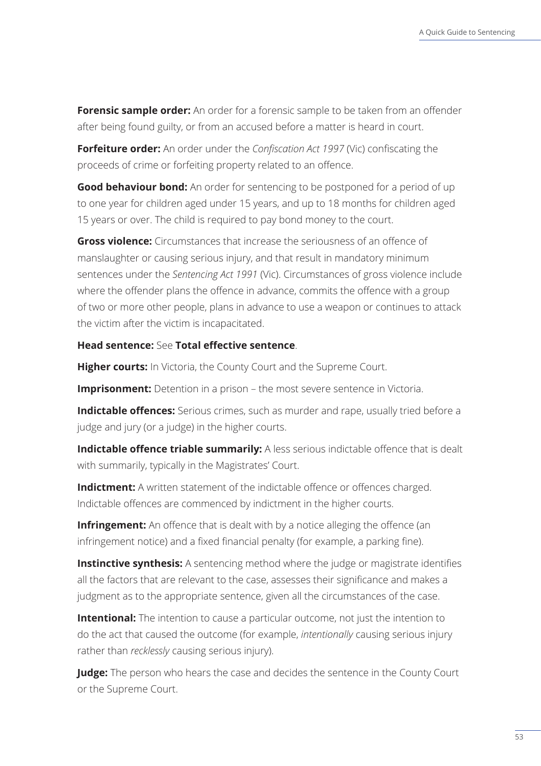**Forensic sample order:** An order for a forensic sample to be taken from an offender after being found guilty, or from an accused before a matter is heard in court.

**Forfeiture order:** An order under the *Confiscation Act 1997* (Vic) confiscating the proceeds of crime or forfeiting property related to an offence.

**Good behaviour bond:** An order for sentencing to be postponed for a period of up to one year for children aged under 15 years, and up to 18 months for children aged 15 years or over. The child is required to pay bond money to the court.

**Gross violence:** Circumstances that increase the seriousness of an offence of manslaughter or causing serious injury, and that result in mandatory minimum sentences under the *Sentencing Act 1991* (Vic). Circumstances of gross violence include where the offender plans the offence in advance, commits the offence with a group of two or more other people, plans in advance to use a weapon or continues to attack the victim after the victim is incapacitated.

**Head sentence:** See **Total effective sentence**.

**Higher courts:** In Victoria, the County Court and the Supreme Court.

**Imprisonment:** Detention in a prison – the most severe sentence in Victoria.

**Indictable offences:** Serious crimes, such as murder and rape, usually tried before a judge and jury (or a judge) in the higher courts.

**Indictable offence triable summarily:** A less serious indictable offence that is dealt with summarily, typically in the Magistrates' Court.

**Indictment:** A written statement of the indictable offence or offences charged. Indictable offences are commenced by indictment in the higher courts.

**Infringement:** An offence that is dealt with by a notice alleging the offence (an infringement notice) and a fixed financial penalty (for example, a parking fine).

**Instinctive synthesis:** A sentencing method where the judge or magistrate identifies all the factors that are relevant to the case, assesses their significance and makes a judgment as to the appropriate sentence, given all the circumstances of the case.

**Intentional:** The intention to cause a particular outcome, not just the intention to do the act that caused the outcome (for example, *intentionally* causing serious injury rather than *recklessly* causing serious injury).

**Judge:** The person who hears the case and decides the sentence in the County Court or the Supreme Court.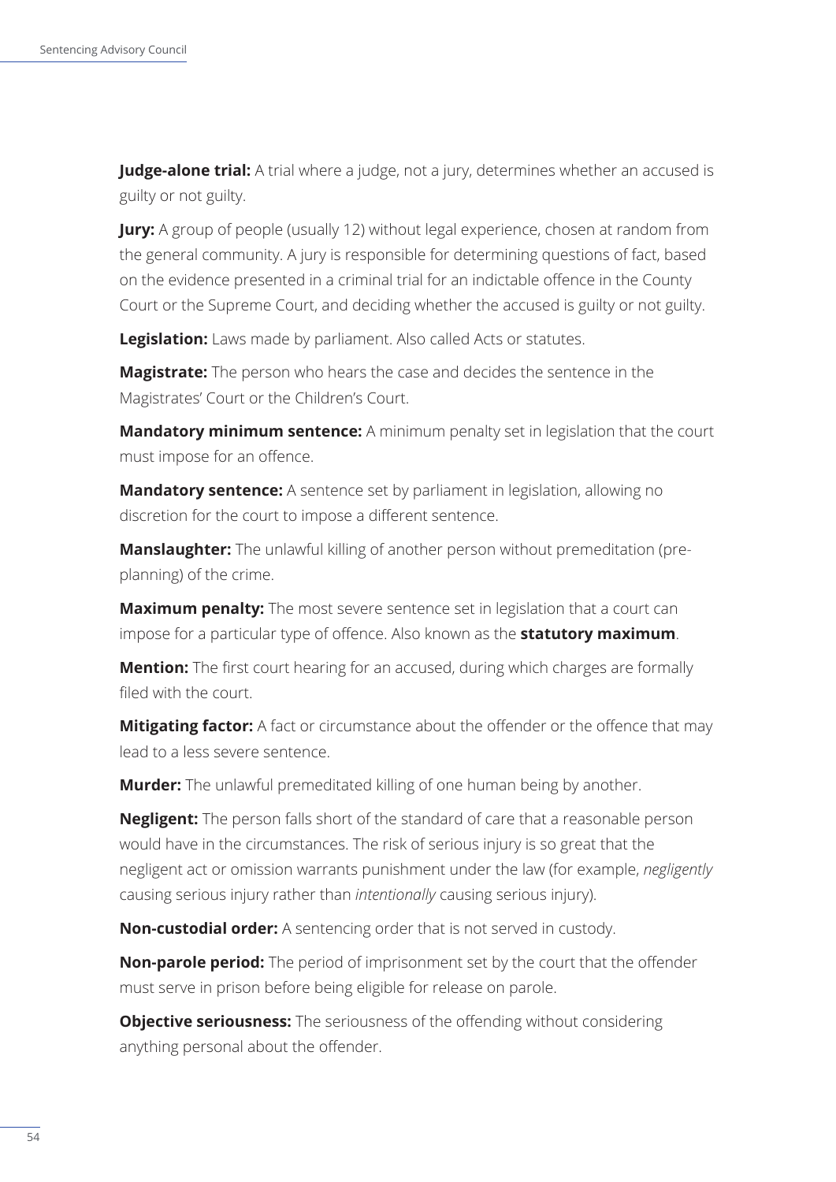**Judge-alone trial:** A trial where a judge, not a jury, determines whether an accused is guilty or not guilty.

**Jury:** A group of people (usually 12) without legal experience, chosen at random from the general community. A jury is responsible for determining questions of fact, based on the evidence presented in a criminal trial for an indictable offence in the County Court or the Supreme Court, and deciding whether the accused is guilty or not guilty.

**Legislation:** Laws made by parliament. Also called Acts or statutes.

**Magistrate:** The person who hears the case and decides the sentence in the Magistrates' Court or the Children's Court.

**Mandatory minimum sentence:** A minimum penalty set in legislation that the court must impose for an offence.

**Mandatory sentence:** A sentence set by parliament in legislation, allowing no discretion for the court to impose a different sentence.

**Manslaughter:** The unlawful killing of another person without premeditation (pre-planning) of the crime.

**Maximum penalty:** The most severe sentence set in legislation that a court can impose for a particular type of offence. Also known as the **statutory maximum**.

**Mention:** The first court hearing for an accused, during which charges are formally filed with the court.

**Mitigating factor:** A fact or circumstance about the offender or the offence that may lead to a less severe sentence.

**Murder:** The unlawful premeditated killing of one human being by another.

**Negligent:** The person falls short of the standard of care that a reasonable person would have in the circumstances. The risk of serious injury is so great that the negligent act or omission warrants punishment under the law (for example, *negligently* causing serious injury rather than *intentionally* causing serious injury).

**Non-custodial order:** A sentencing order that is not served in custody.

**Non-parole period:** The period of imprisonment set by the court that the offender must serve in prison before being eligible for release on parole.

**Objective seriousness:** The seriousness of the offending without considering anything personal about the offender.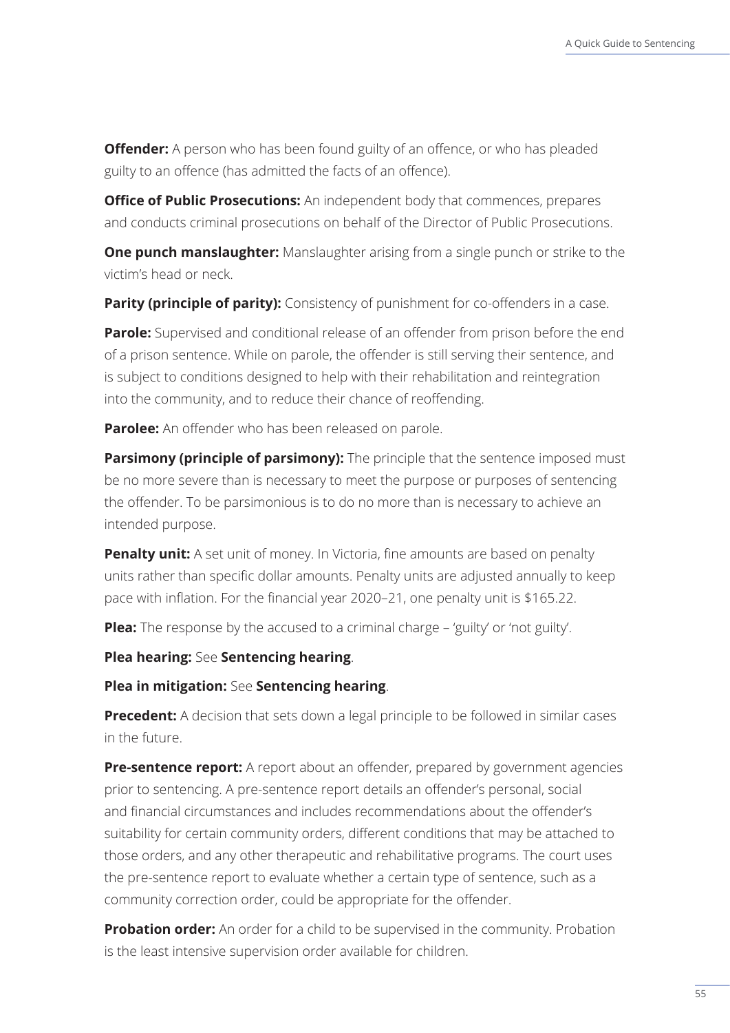**Offender:** A person who has been found guilty of an offence, or who has pleaded guilty to an offence (has admitted the facts of an offence).

**Office of Public Prosecutions:** An independent body that commences, prepares and conducts criminal prosecutions on behalf of the Director of Public Prosecutions.

**One punch manslaughter:** Manslaughter arising from a single punch or strike to the victim's head or neck.

**Parity (principle of parity):** Consistency of punishment for co-offenders in a case.

**Parole:** Supervised and conditional release of an offender from prison before the end of a prison sentence. While on parole, the offender is still serving their sentence, and is subject to conditions designed to help with their rehabilitation and reintegration into the community, and to reduce their chance of reoffending.

**Parolee:** An offender who has been released on parole.

**Parsimony (principle of parsimony):** The principle that the sentence imposed must be no more severe than is necessary to meet the purpose or purposes of sentencing the offender. To be parsimonious is to do no more than is necessary to achieve an intended purpose.

**Penalty unit:** A set unit of money. In Victoria, fine amounts are based on penalty units rather than specific dollar amounts. Penalty units are adjusted annually to keep pace with inflation. For the financial year 2020–21, one penalty unit is $165.22.

**Plea:** The response by the accused to a criminal charge – 'guilty' or 'not guilty'.

**Plea hearing:** See **Sentencing hearing**.

**Plea in mitigation:** See **Sentencing hearing**.

**Precedent:** A decision that sets down a legal principle to be followed in similar cases in the future.

**Pre-sentence report:** A report about an offender, prepared by government agencies prior to sentencing. A pre-sentence report details an offender's personal, social and financial circumstances and includes recommendations about the offender's suitability for certain community orders, different conditions that may be attached to those orders, and any other therapeutic and rehabilitative programs. The court uses the pre-sentence report to evaluate whether a certain type of sentence, such as a community correction order, could be appropriate for the offender.

**Probation order:** An order for a child to be supervised in the community. Probation is the least intensive supervision order available for children.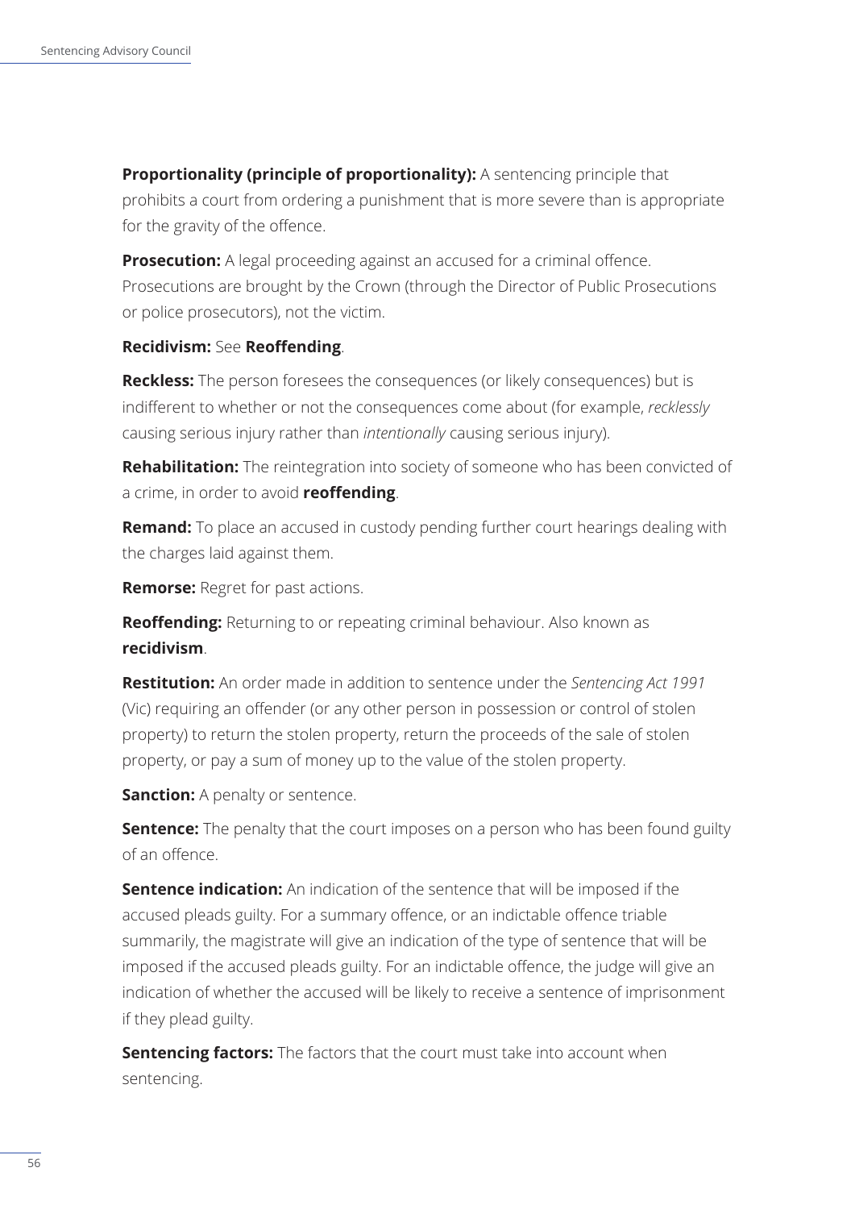**Proportionality (principle of proportionality):** A sentencing principle that prohibits a court from ordering a punishment that is more severe than is appropriate for the gravity of the offence.

**Prosecution:** A legal proceeding against an accused for a criminal offence. Prosecutions are brought by the Crown (through the Director of Public Prosecutions or police prosecutors), not the victim.

**Recidivism:** See **Reoffending**.

**Reckless:** The person foresees the consequences (or likely consequences) but is indifferent to whether or not the consequences come about (for example, *recklessly* causing serious injury rather than *intentionally* causing serious injury).

**Rehabilitation:** The reintegration into society of someone who has been convicted of a crime, in order to avoid **reoffending**.

**Remand:** To place an accused in custody pending further court hearings dealing with the charges laid against them.

**Remorse:** Regret for past actions.

**Reoffending:** Returning to or repeating criminal behaviour. Also known as **recidivism**.

**Restitution:** An order made in addition to sentence under the *Sentencing Act 1991* (Vic) requiring an offender (or any other person in possession or control of stolen property) to return the stolen property, return the proceeds of the sale of stolen property, or pay a sum of money up to the value of the stolen property.

**Sanction:** A penalty or sentence.

**Sentence:** The penalty that the court imposes on a person who has been found guilty of an offence.

**Sentence indication:** An indication of the sentence that will be imposed if the accused pleads guilty. For a summary offence, or an indictable offence triable summarily, the magistrate will give an indication of the type of sentence that will be imposed if the accused pleads guilty. For an indictable offence, the judge will give an indication of whether the accused will be likely to receive a sentence of imprisonment if they plead guilty.

**Sentencing factors:** The factors that the court must take into account when sentencing.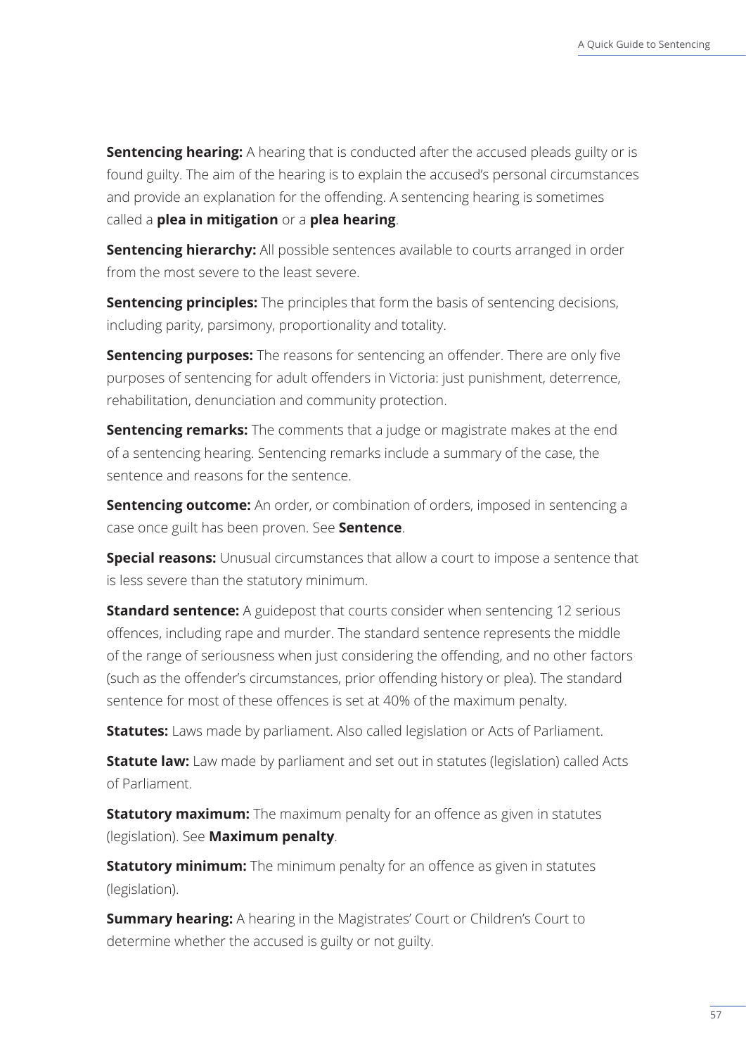**Sentencing hearing:** A hearing that is conducted after the accused pleads guilty or is found guilty. The aim of the hearing is to explain the accused's personal circumstances and provide an explanation for the offending. A sentencing hearing is sometimes called a **plea in mitigation** or a **plea hearing**.

**Sentencing hierarchy:** All possible sentences available to courts arranged in order from the most severe to the least severe.

**Sentencing principles:** The principles that form the basis of sentencing decisions, including parity, parsimony, proportionality and totality.

**Sentencing purposes:** The reasons for sentencing an offender. There are only five purposes of sentencing for adult offenders in Victoria: just punishment, deterrence, rehabilitation, denunciation and community protection.

**Sentencing remarks:** The comments that a judge or magistrate makes at the end of a sentencing hearing. Sentencing remarks include a summary of the case, the sentence and reasons for the sentence.

**Sentencing outcome:** An order, or combination of orders, imposed in sentencing a case once guilt has been proven. See **Sentence**.

**Special reasons:** Unusual circumstances that allow a court to impose a sentence that is less severe than the statutory minimum.

**Standard sentence:** A guidepost that courts consider when sentencing 12 serious offences, including rape and murder. The standard sentence represents the middle of the range of seriousness when just considering the offending, and no other factors (such as the offender's circumstances, prior offending history or plea). The standard sentence for most of these offences is set at 40% of the maximum penalty.

**Statutes:** Laws made by parliament. Also called legislation or Acts of Parliament.

**Statute law:** Law made by parliament and set out in statutes (legislation) called Acts of Parliament.

**Statutory maximum:** The maximum penalty for an offence as given in statutes (legislation). See **Maximum penalty**.

**Statutory minimum:** The minimum penalty for an offence as given in statutes (legislation).

**Summary hearing:** A hearing in the Magistrates' Court or Children's Court to determine whether the accused is guilty or not guilty.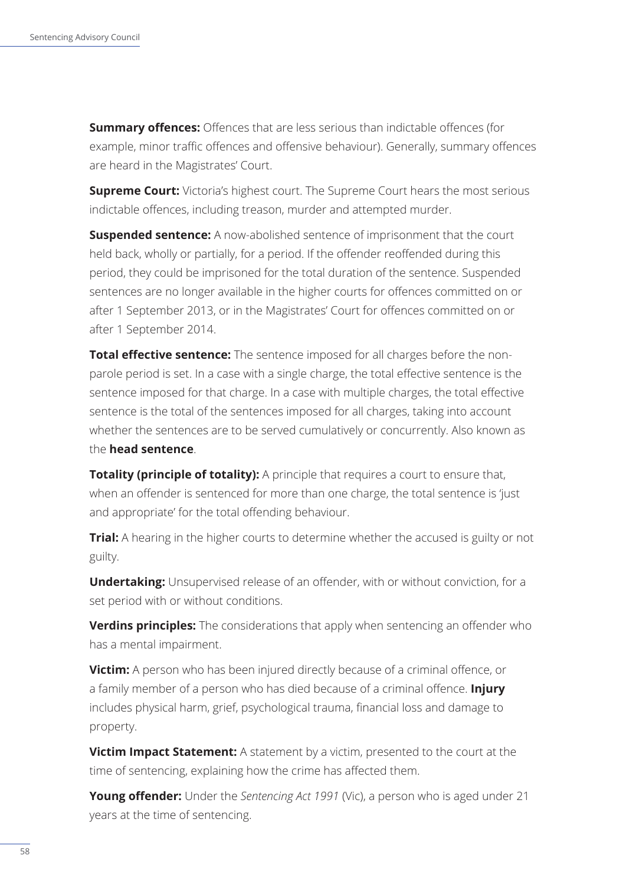**Summary offences:** Offences that are less serious than indictable offences (for example, minor traffic offences and offensive behaviour). Generally, summary offences are heard in the Magistrates' Court.

**Supreme Court:** Victoria's highest court. The Supreme Court hears the most serious indictable offences, including treason, murder and attempted murder.

**Suspended sentence:** A now-abolished sentence of imprisonment that the court held back, wholly or partially, for a period. If the offender reoffended during this period, they could be imprisoned for the total duration of the sentence. Suspended sentences are no longer available in the higher courts for offences committed on or after 1 September 2013, or in the Magistrates' Court for offences committed on or after 1 September 2014.

**Total effective sentence:** The sentence imposed for all charges before the non-parole period is set. In a case with a single charge, the total effective sentence is the sentence imposed for that charge. In a case with multiple charges, the total effective sentence is the total of the sentences imposed for all charges, taking into account whether the sentences are to be served cumulatively or concurrently. Also known as the **head sentence**.

**Totality (principle of totality):** A principle that requires a court to ensure that, when an offender is sentenced for more than one charge, the total sentence is 'just and appropriate' for the total offending behaviour.

**Trial:** A hearing in the higher courts to determine whether the accused is guilty or not guilty.

**Undertaking:** Unsupervised release of an offender, with or without conviction, for a set period with or without conditions.

**Verdins principles:** The considerations that apply when sentencing an offender who has a mental impairment.

**Victim:** A person who has been injured directly because of a criminal offence, or a family member of a person who has died because of a criminal offence. **Injury** includes physical harm, grief, psychological trauma, financial loss and damage to property.

**Victim Impact Statement:** A statement by a victim, presented to the court at the time of sentencing, explaining how the crime has affected them.

**Young offender:** Under the *Sentencing Act 1991* (Vic), a person who is aged under 21 years at the time of sentencing.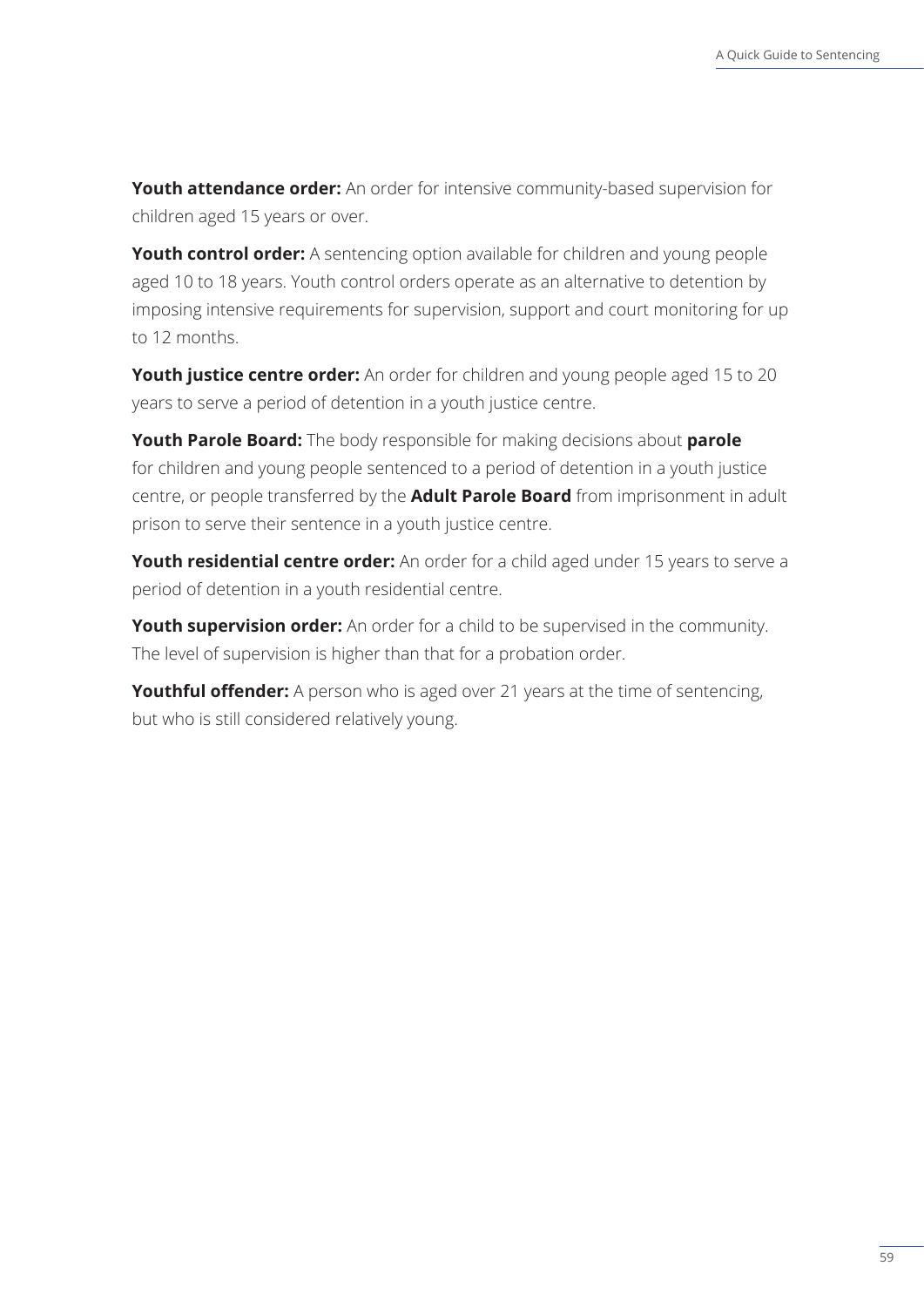**Youth attendance order:** An order for intensive community-based supervision for children aged 15 years or over.

**Youth control order:** A sentencing option available for children and young people aged 10 to 18 years. Youth control orders operate as an alternative to detention by imposing intensive requirements for supervision, support and court monitoring for up to 12 months.

**Youth justice centre order:** An order for children and young people aged 15 to 20 years to serve a period of detention in a youth justice centre.

**Youth Parole Board:** The body responsible for making decisions about **parole** for children and young people sentenced to a period of detention in a youth justice centre, or people transferred by the **Adult Parole Board** from imprisonment in adult prison to serve their sentence in a youth justice centre.

**Youth residential centre order:** An order for a child aged under 15 years to serve a period of detention in a youth residential centre.

**Youth supervision order:** An order for a child to be supervised in the community. The level of supervision is higher than that for a probation order.

**Youthful offender:** A person who is aged over 21 years at the time of sentencing, but who is still considered relatively young.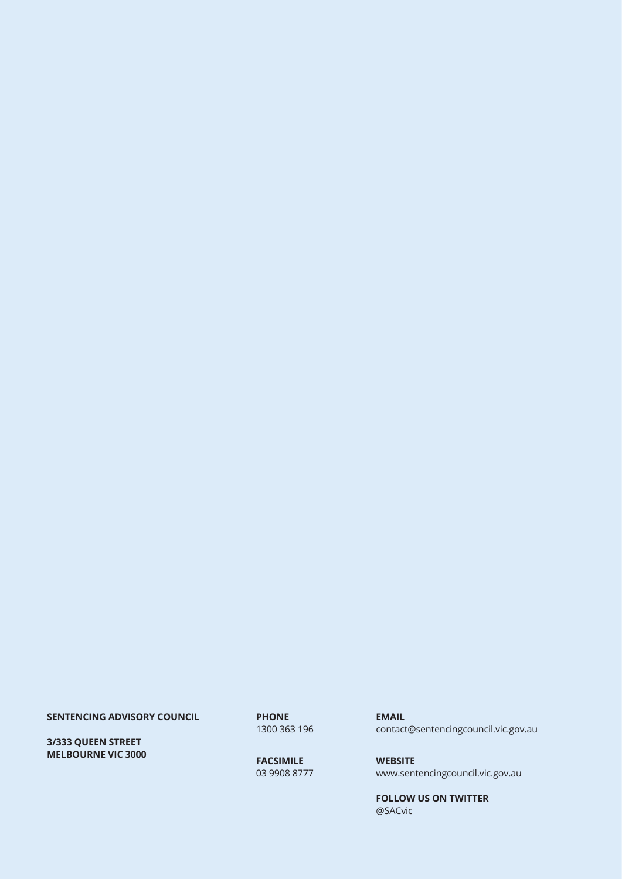**SENTENCING ADVISORY COUNCIL**

**3/333 QUEEN STREET**
**MELBOURNE VIC 3000**

**PHONE**
1300 363 196

**FACSIMILE**
03 9908 8777

**EMAIL**
contact@sentencingcouncil.vic.gov.au

**WEBSITE**
www.sentencingcouncil.vic.gov.au

**FOLLOW US ON TWITTER**
@SACvic